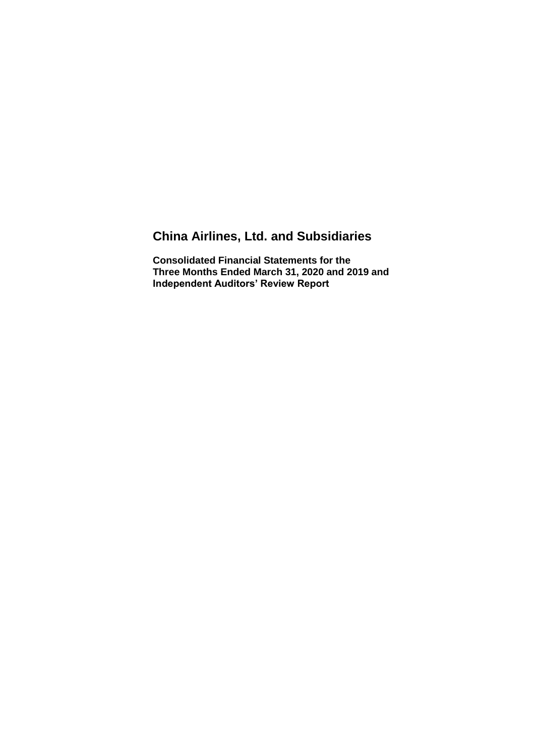# China Airlines, Ltd. and Subsidiaries

**Consolidated Financial Statements for the Three Months Ended March 31, 2020 and 2019 and Independent Auditors' Review Report**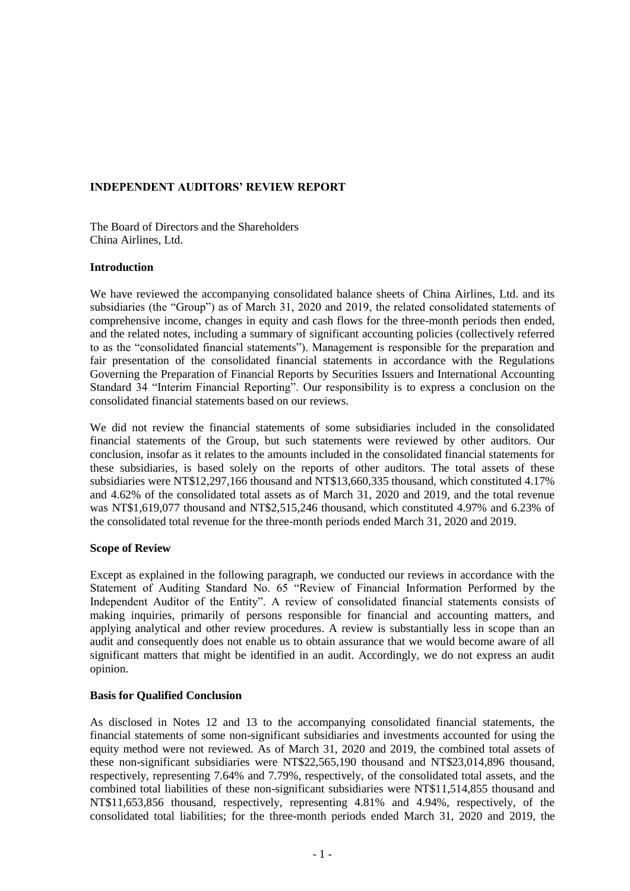## INDEPENDENT AUDITORS' REVIEW REPORT

The Board of Directors and the Shareholders
China Airlines, Ltd.

### Introduction

We have reviewed the accompanying consolidated balance sheets of China Airlines, Ltd. and its subsidiaries (the "Group") as of March 31, 2020 and 2019, the related consolidated statements of comprehensive income, changes in equity and cash flows for the three-month periods then ended, and the related notes, including a summary of significant accounting policies (collectively referred to as the "consolidated financial statements"). Management is responsible for the preparation and fair presentation of the consolidated financial statements in accordance with the Regulations Governing the Preparation of Financial Reports by Securities Issuers and International Accounting Standard 34 "Interim Financial Reporting". Our responsibility is to express a conclusion on the consolidated financial statements based on our reviews.

We did not review the financial statements of some subsidiaries included in the consolidated financial statements of the Group, but such statements were reviewed by other auditors. Our conclusion, insofar as it relates to the amounts included in the consolidated financial statements for these subsidiaries, is based solely on the reports of other auditors. The total assets of these subsidiaries were NT$12,297,166 thousand and NT$13,660,335 thousand, which constituted 4.17% and 4.62% of the consolidated total assets as of March 31, 2020 and 2019, and the total revenue was NT$1,619,077 thousand and NT$2,515,246 thousand, which constituted 4.97% and 6.23% of the consolidated total revenue for the three-month periods ended March 31, 2020 and 2019.

### Scope of Review

Except as explained in the following paragraph, we conducted our reviews in accordance with the Statement of Auditing Standard No. 65 "Review of Financial Information Performed by the Independent Auditor of the Entity". A review of consolidated financial statements consists of making inquiries, primarily of persons responsible for financial and accounting matters, and applying analytical and other review procedures. A review is substantially less in scope than an audit and consequently does not enable us to obtain assurance that we would become aware of all significant matters that might be identified in an audit. Accordingly, we do not express an audit opinion.

### Basis for Qualified Conclusion

As disclosed in Notes 12 and 13 to the accompanying consolidated financial statements, the financial statements of some non-significant subsidiaries and investments accounted for using the equity method were not reviewed. As of March 31, 2020 and 2019, the combined total assets of these non-significant subsidiaries were NT$22,565,190 thousand and NT$23,014,896 thousand, respectively, representing 7.64% and 7.79%, respectively, of the consolidated total assets, and the combined total liabilities of these non-significant subsidiaries were NT$11,514,855 thousand and NT$11,653,856 thousand, respectively, representing 4.81% and 4.94%, respectively, of the consolidated total liabilities; for the three-month periods ended March 31, 2020 and 2019, the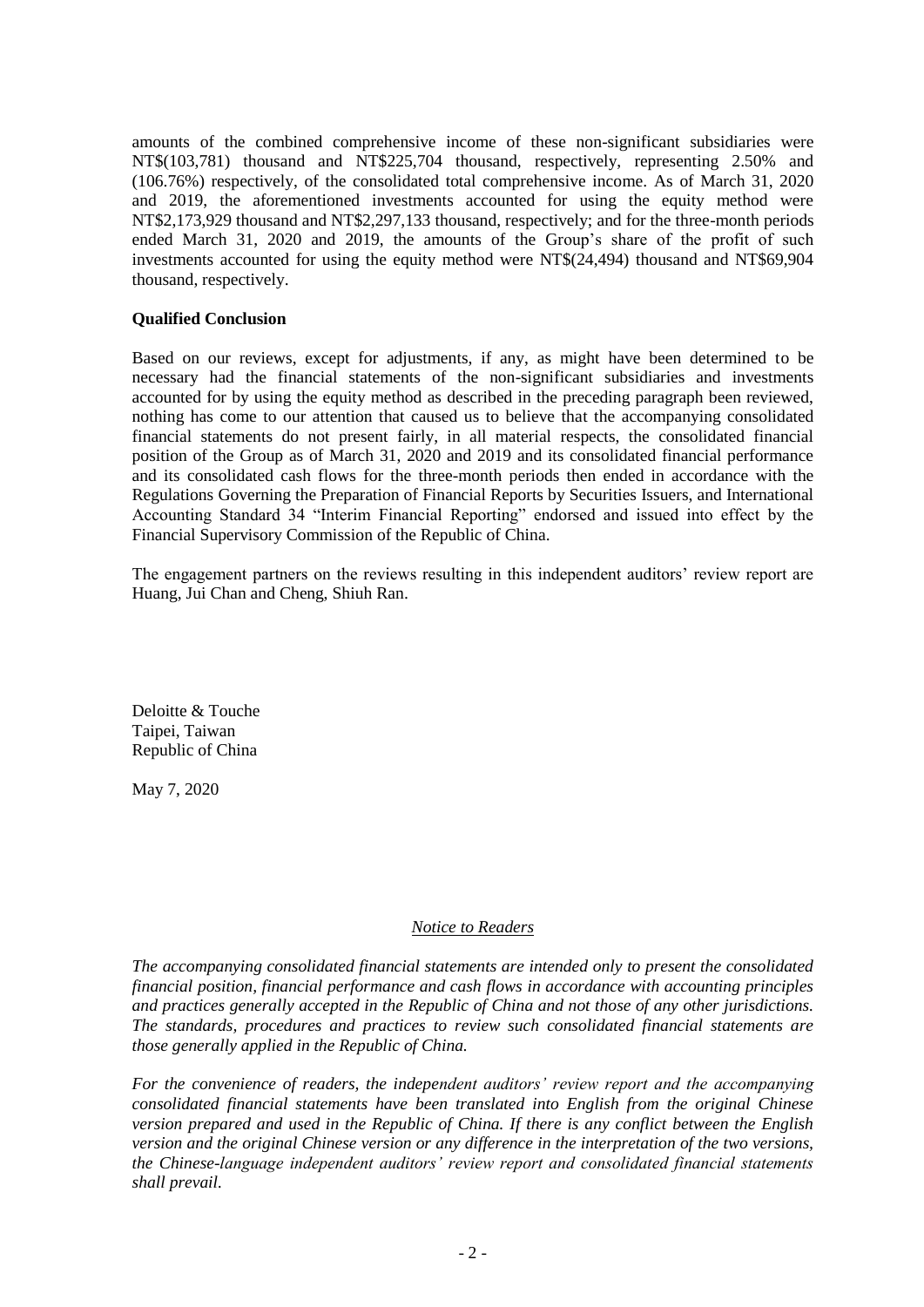amounts of the combined comprehensive income of these non-significant subsidiaries were NT$(103,781) thousand and NT$225,704 thousand, respectively, representing 2.50% and (106.76%) respectively, of the consolidated total comprehensive income. As of March 31, 2020 and 2019, the aforementioned investments accounted for using the equity method were NT$2,173,929 thousand and NT$2,297,133 thousand, respectively; and for the three-month periods ended March 31, 2020 and 2019, the amounts of the Group's share of the profit of such investments accounted for using the equity method were NT$(24,494) thousand and NT$69,904 thousand, respectively.

**Qualified Conclusion**

Based on our reviews, except for adjustments, if any, as might have been determined to be necessary had the financial statements of the non-significant subsidiaries and investments accounted for by using the equity method as described in the preceding paragraph been reviewed, nothing has come to our attention that caused us to believe that the accompanying consolidated financial statements do not present fairly, in all material respects, the consolidated financial position of the Group as of March 31, 2020 and 2019 and its consolidated financial performance and its consolidated cash flows for the three-month periods then ended in accordance with the Regulations Governing the Preparation of Financial Reports by Securities Issuers, and International Accounting Standard 34 "Interim Financial Reporting" endorsed and issued into effect by the Financial Supervisory Commission of the Republic of China.

The engagement partners on the reviews resulting in this independent auditors' review report are Huang, Jui Chan and Cheng, Shiuh Ran.

Deloitte & Touche
Taipei, Taiwan
Republic of China

May 7, 2020

*Notice to Readers*

*The accompanying consolidated financial statements are intended only to present the consolidated financial position, financial performance and cash flows in accordance with accounting principles and practices generally accepted in the Republic of China and not those of any other jurisdictions. The standards, procedures and practices to review such consolidated financial statements are those generally applied in the Republic of China.*

*For the convenience of readers, the independent auditors' review report and the accompanying consolidated financial statements have been translated into English from the original Chinese version prepared and used in the Republic of China. If there is any conflict between the English version and the original Chinese version or any difference in the interpretation of the two versions, the Chinese-language independent auditors' review report and consolidated financial statements shall prevail.*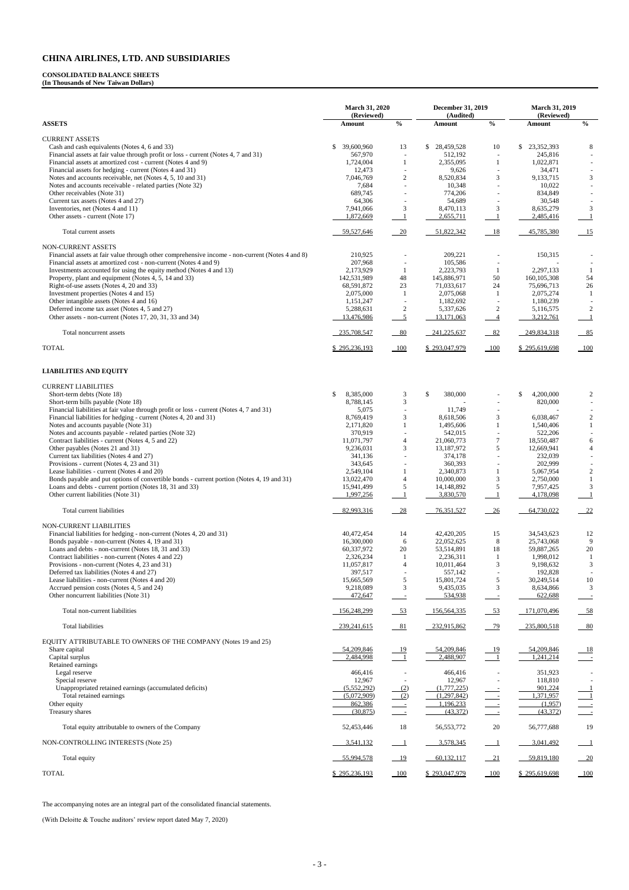# CHINA AIRLINES, LTD. AND SUBSIDIARIES

**CONSOLIDATED BALANCE SHEETS**
**(In Thousands of New Taiwan Dollars)**

| | March 31, 2020 (Reviewed) | | December 31, 2019 (Audited) | | March 31, 2019 (Reviewed) | |
|---|---|---|---|---|---|---|
| **ASSETS** | **Amount** | **%** | **Amount** | **%** | **Amount** | **%** |
| CURRENT ASSETS | | | | | | |
| Cash and cash equivalents (Notes 4, 6 and 33) | $ 39,600,960 | 13 | $ 28,459,528 | 10 | $ 23,352,393 | 8 |
| Financial assets at fair value through profit or loss - current (Notes 4, 7 and 31) | 567,970 | - | 512,192 | - | 245,816 | - |
| Financial assets at amortized cost - current (Notes 4 and 9) | 1,724,004 | 1 | 2,355,095 | 1 | 1,022,871 | - |
| Financial assets for hedging - current (Notes 4 and 31) | 12,473 | - | 9,626 | - | 34,471 | - |
| Notes and accounts receivable, net (Notes 4, 5, 10 and 31) | 7,046,769 | 2 | 8,520,834 | 3 | 9,133,715 | 3 |
| Notes and accounts receivable - related parties (Note 32) | 7,684 | - | 10,348 | - | 10,022 | - |
| Other receivables (Note 31) | 689,745 | - | 774,206 | - | 834,849 | - |
| Current tax assets (Notes 4 and 27) | 64,306 | - | 54,689 | - | 30,548 | - |
| Inventories, net (Notes 4 and 11) | 7,941,066 | 3 | 8,470,113 | 3 | 8,635,279 | 3 |
| Other assets - current (Note 17) | 1,872,669 | 1 | 2,655,711 | 1 | 2,485,416 | 1 |
| Total current assets | 59,527,646 | 20 | 51,822,342 | 18 | 45,785,380 | 15 |
| NON-CURRENT ASSETS | | | | | | |
| Financial assets at fair value through other comprehensive income - non-current (Notes 4 and 8) | 210,925 | - | 209,221 | - | 150,315 | - |
| Financial assets at amortized cost - non-current (Notes 4 and 9) | 207,968 | - | 105,586 | - | - | - |
| Investments accounted for using the equity method (Notes 4 and 13) | 2,173,929 | 1 | 2,223,793 | 1 | 2,297,133 | 1 |
| Property, plant and equipment (Notes 4, 5, 14 and 33) | 142,531,989 | 48 | 145,886,971 | 50 | 160,105,308 | 54 |
| Right-of-use assets (Notes 4, 20 and 33) | 68,591,872 | 23 | 71,033,617 | 24 | 75,696,713 | 26 |
| Investment properties (Notes 4 and 15) | 2,075,000 | 1 | 2,075,068 | 1 | 2,075,274 | 1 |
| Other intangible assets (Notes 4 and 16) | 1,151,247 | - | 1,182,692 | - | 1,180,239 | - |
| Deferred income tax asset (Notes 4, 5 and 27) | 5,288,631 | 2 | 5,337,626 | 2 | 5,116,575 | 2 |
| Other assets - non-current (Notes 17, 20, 31, 33 and 34) | 13,476,986 | 5 | 13,171,063 | 4 | 3,212,761 | 1 |
| Total noncurrent assets | 235,708,547 | 80 | 241,225,637 | 82 | 249,834,318 | 85 |
| TOTAL | $ 295,236,193 | 100 | $ 293,047,979 | 100 | $ 295,619,698 | 100 |
| **LIABILITIES AND EQUITY** | | | | | | |
| CURRENT LIABILITIES | | | | | | |
| Short-term debts (Note 18) | $ 8,385,000 | 3 | $ 380,000 | - | $ 4,200,000 | 2 |
| Short-term bills payable (Note 18) | 8,788,145 | 3 | - | - | 820,000 | - |
| Financial liabilities at fair value through profit or loss - current (Notes 4, 7 and 31) | 5,075 | - | 11,749 | - | - | - |
| Financial liabilities for hedging - current (Notes 4, 20 and 31) | 8,769,419 | 3 | 8,618,506 | 3 | 6,038,467 | 2 |
| Notes and accounts payable (Note 31) | 2,171,820 | 1 | 1,495,606 | 1 | 1,540,406 | 1 |
| Notes and accounts payable - related parties (Note 32) | 370,919 | - | 542,015 | - | 522,206 | - |
| Contract liabilities - current (Notes 4, 5 and 22) | 11,071,797 | 4 | 21,060,773 | 7 | 18,550,487 | 6 |
| Other payables (Notes 21 and 31) | 9,236,031 | 3 | 13,187,972 | 5 | 12,669,941 | 4 |
| Current tax liabilities (Notes 4 and 27) | 341,136 | - | 374,178 | - | 232,039 | - |
| Provisions - current (Notes 4, 23 and 31) | 343,645 | - | 360,393 | - | 202,999 | - |
| Lease liabilities - current (Notes 4 and 20) | 2,549,104 | 1 | 2,340,873 | 1 | 5,067,954 | 2 |
| Bonds payable and put options of convertible bonds - current portion (Notes 4, 19 and 31) | 13,022,470 | 4 | 10,000,000 | 3 | 2,750,000 | 1 |
| Loans and debts - current portion (Notes 18, 31 and 33) | 15,941,499 | 5 | 14,148,892 | 5 | 7,957,425 | 3 |
| Other current liabilities (Note 31) | 1,997,256 | 1 | 3,830,570 | 1 | 4,178,098 | 1 |
| Total current liabilities | 82,993,316 | 28 | 76,351,527 | 26 | 64,730,022 | 22 |
| NON-CURRENT LIABILITIES | | | | | | |
| Financial liabilities for hedging - non-current (Notes 4, 20 and 31) | 40,472,454 | 14 | 42,420,205 | 15 | 34,543,623 | 12 |
| Bonds payable - non-current (Notes 4, 19 and 31) | 16,300,000 | 6 | 22,052,625 | 8 | 25,743,068 | 9 |
| Loans and debts - non-current (Notes 18, 31 and 33) | 60,337,972 | 20 | 53,514,891 | 18 | 59,887,265 | 20 |
| Contract liabilities - non-current (Notes 4 and 22) | 2,326,234 | 1 | 2,236,311 | 1 | 1,998,012 | 1 |
| Provisions - non-current (Notes 4, 23 and 31) | 11,057,817 | 4 | 10,011,464 | 3 | 9,198,632 | 3 |
| Deferred tax liabilities (Notes 4 and 27) | 397,517 | - | 557,142 | - | 192,828 | - |
| Lease liabilities - non-current (Notes 4 and 20) | 15,665,569 | 5 | 15,801,724 | 5 | 30,249,514 | 10 |
| Accrued pension costs (Notes 4, 5 and 24) | 9,218,089 | 3 | 9,435,035 | 3 | 8,634,866 | 3 |
| Other noncurrent liabilities (Note 31) | 472,647 | - | 534,938 | - | 622,688 | - |
| Total non-current liabilities | 156,248,299 | 53 | 156,564,335 | 53 | 171,070,496 | 58 |
| Total liabilities | 239,241,615 | 81 | 232,915,862 | 79 | 235,800,518 | 80 |
| EQUITY ATTRIBUTABLE TO OWNERS OF THE COMPANY (Notes 19 and 25) | | | | | | |
| Share capital | 54,209,846 | 19 | 54,209,846 | 19 | 54,209,846 | 18 |
| Capital surplus | 2,484,998 | 1 | 2,488,907 | 1 | 1,241,214 | - |
| Retained earnings | | | | | | |
| Legal reserve | 466,416 | - | 466,416 | - | 351,923 | - |
| Special reserve | 12,967 | - | 12,967 | - | 118,810 | - |
| Unappropriated retained earnings (accumulated deficits) | (5,552,292) | (2) | (1,777,225) | - | 901,224 | 1 |
| Total retained earnings | (5,072,909) | (2) | (1,297,842) | - | 1,371,957 | 1 |
| Other equity | 862,386 | - | 1,196,233 | - | (1,957) | - |
| Treasury shares | (30,875) | - | (43,372) | - | (43,372) | - |
| Total equity attributable to owners of the Company | 52,453,446 | 18 | 56,553,772 | 20 | 56,777,688 | 19 |
| NON-CONTROLLING INTERESTS (Note 25) | 3,541,132 | 1 | 3,578,345 | 1 | 3,041,492 | 1 |
| Total equity | 55,994,578 | 19 | 60,132,117 | 21 | 59,819,180 | 20 |
| TOTAL | $ 295,236,193 | 100 | $ 293,047,979 | 100 | $ 295,619,698 | 100 |

The accompanying notes are an integral part of the consolidated financial statements.

(With Deloitte & Touche auditors' review report dated May 7, 2020)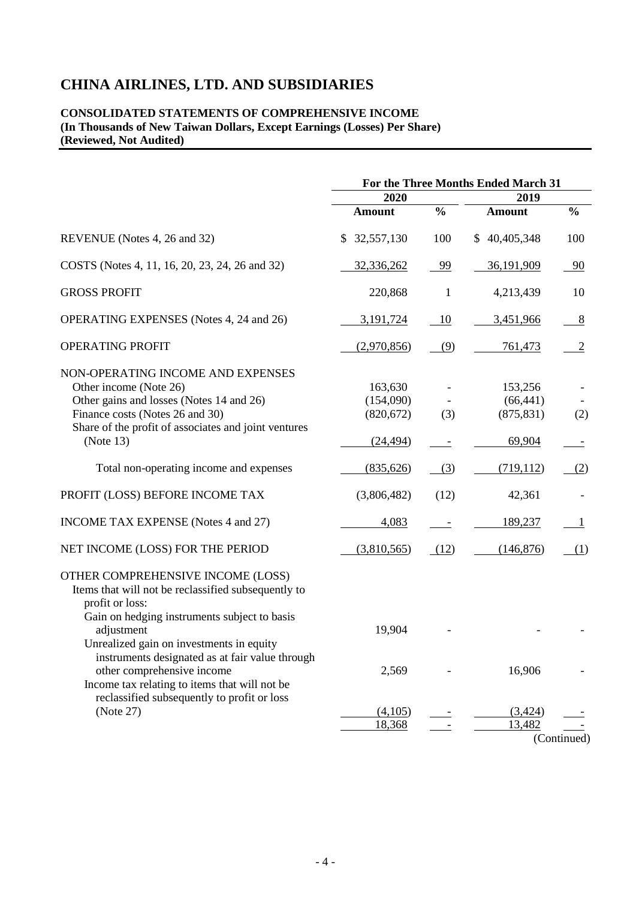# CHINA AIRLINES, LTD. AND SUBSIDIARIES

**CONSOLIDATED STATEMENTS OF COMPREHENSIVE INCOME**
**(In Thousands of New Taiwan Dollars, Except Earnings (Losses) Per Share)**
**(Reviewed, Not Audited)**

| | For the Three Months Ended March 31 | | | |
|---|---|---|---|---|
| | 2020 | | 2019 | |
| | Amount | % | Amount | % |
| REVENUE (Notes 4, 26 and 32) | $ 32,557,130 | 100 | $ 40,405,348 | 100 |
| COSTS (Notes 4, 11, 16, 20, 23, 24, 26 and 32) | 32,336,262 | 99 | 36,191,909 | 90 |
| GROSS PROFIT | 220,868 | 1 | 4,213,439 | 10 |
| OPERATING EXPENSES (Notes 4, 24 and 26) | 3,191,724 | 10 | 3,451,966 | 8 |
| OPERATING PROFIT | (2,970,856) | (9) | 761,473 | 2 |
| NON-OPERATING INCOME AND EXPENSES | | | | |
| Other income (Note 26) | 163,630 | - | 153,256 | - |
| Other gains and losses (Notes 14 and 26) | (154,090) | - | (66,441) | - |
| Finance costs (Notes 26 and 30) | (820,672) | (3) | (875,831) | (2) |
| Share of the profit of associates and joint ventures (Note 13) | (24,494) | - | 69,904 | - |
| Total non-operating income and expenses | (835,626) | (3) | (719,112) | (2) |
| PROFIT (LOSS) BEFORE INCOME TAX | (3,806,482) | (12) | 42,361 | - |
| INCOME TAX EXPENSE (Notes 4 and 27) | 4,083 | - | 189,237 | 1 |
| NET INCOME (LOSS) FOR THE PERIOD | (3,810,565) | (12) | (146,876) | (1) |
| OTHER COMPREHENSIVE INCOME (LOSS) | | | | |
| Items that will not be reclassified subsequently to profit or loss: | | | | |
| Gain on hedging instruments subject to basis adjustment | 19,904 | - | - | - |
| Unrealized gain on investments in equity instruments designated as at fair value through other comprehensive income | 2,569 | - | 16,906 | - |
| Income tax relating to items that will not be reclassified subsequently to profit or loss (Note 27) | (4,105) | - | (3,424) | - |
| | 18,368 | - | 13,482 | - |

(Continued)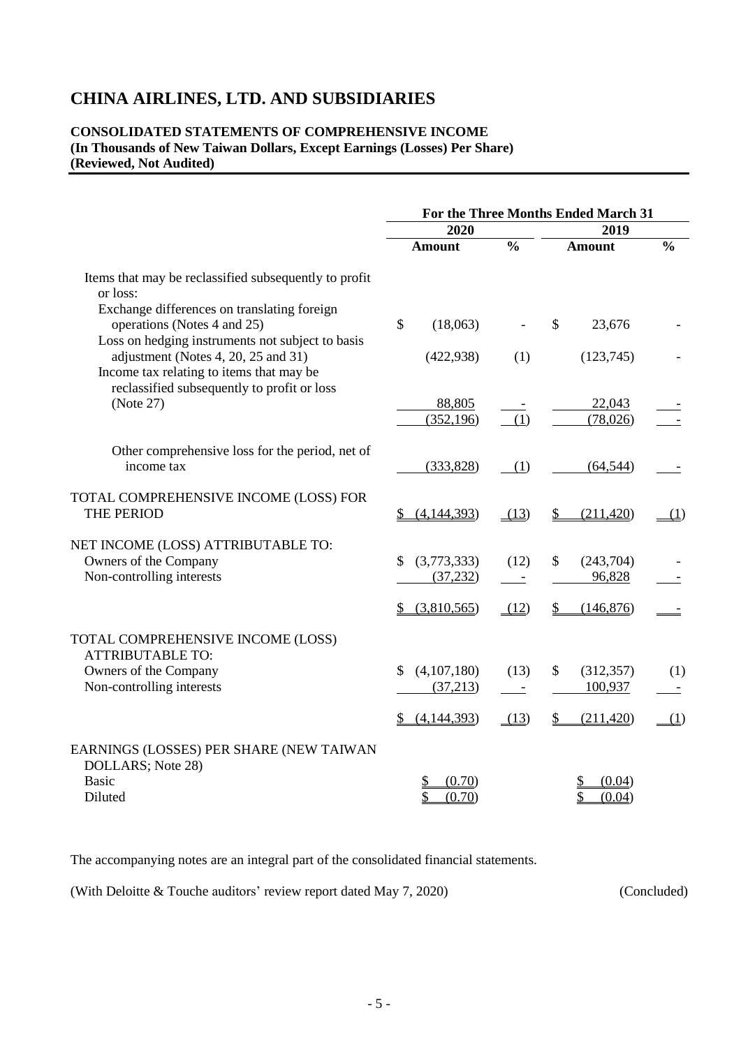# CHINA AIRLINES, LTD. AND SUBSIDIARIES

**CONSOLIDATED STATEMENTS OF COMPREHENSIVE INCOME**
**(In Thousands of New Taiwan Dollars, Except Earnings (Losses) Per Share)**
**(Reviewed, Not Audited)**

| | For the Three Months Ended March 31 | | | |
|---|---|---|---|---|
| | 2020 | | 2019 | |
| | Amount | % | Amount | % |
| Items that may be reclassified subsequently to profit or loss: | | | | |
| Exchange differences on translating foreign operations (Notes 4 and 25) | $ (18,063) | - | $ 23,676 | - |
| Loss on hedging instruments not subject to basis adjustment (Notes 4, 20, 25 and 31) | (422,938) | (1) | (123,745) | - |
| Income tax relating to items that may be reclassified subsequently to profit or loss (Note 27) | 88,805 | - | 22,043 | - |
| | (352,196) | (1) | (78,026) | - |
| Other comprehensive loss for the period, net of income tax | (333,828) | (1) | (64,544) | - |
| TOTAL COMPREHENSIVE INCOME (LOSS) FOR THE PERIOD | $ (4,144,393) | (13) | $ (211,420) | (1) |
| NET INCOME (LOSS) ATTRIBUTABLE TO: | | | | |
| Owners of the Company | $ (3,773,333) | (12) | $ (243,704) | - |
| Non-controlling interests | (37,232) | - | 96,828 | - |
| | $ (3,810,565) | (12) | $ (146,876) | - |
| TOTAL COMPREHENSIVE INCOME (LOSS) ATTRIBUTABLE TO: | | | | |
| Owners of the Company | $ (4,107,180) | (13) | $ (312,357) | (1) |
| Non-controlling interests | (37,213) | - | 100,937 | - |
| | $ (4,144,393) | (13) | $ (211,420) | (1) |
| EARNINGS (LOSSES) PER SHARE (NEW TAIWAN DOLLARS; Note 28) | | | | |
| Basic | $ (0.70) | | $ (0.04) | |
| Diluted | $ (0.70) | | $ (0.04) | |

The accompanying notes are an integral part of the consolidated financial statements.

(With Deloitte & Touche auditors' review report dated May 7, 2020) (Concluded)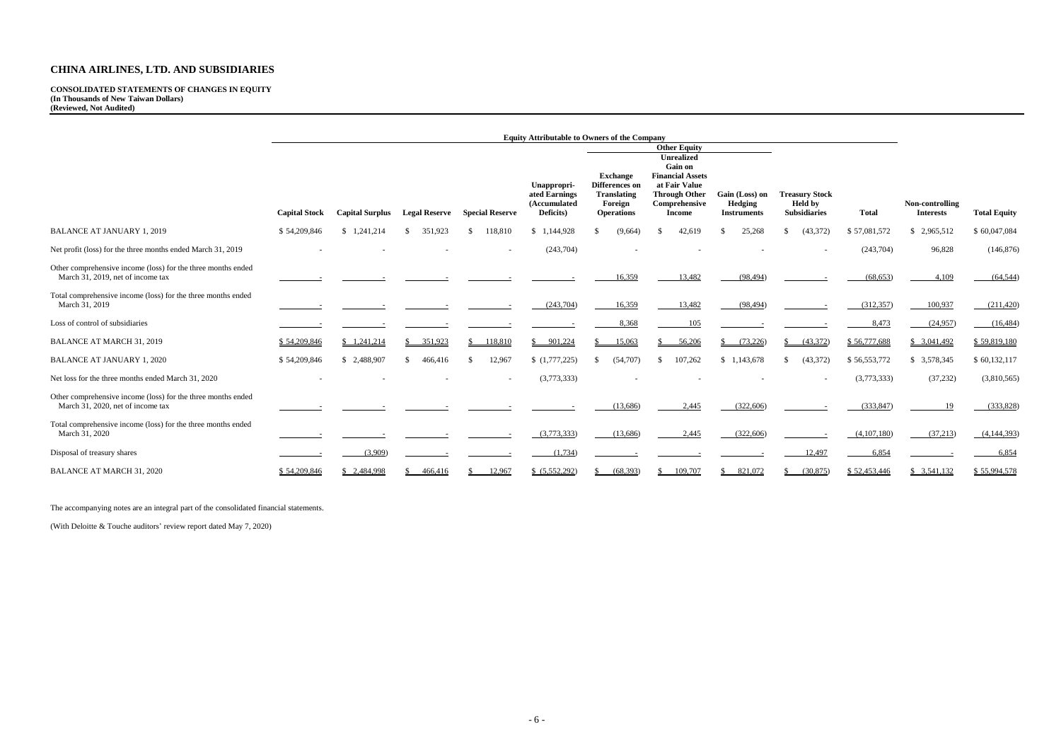# CHINA AIRLINES, LTD. AND SUBSIDIARIES

**CONSOLIDATED STATEMENTS OF CHANGES IN EQUITY**
**(In Thousands of New Taiwan Dollars)**
**(Reviewed, Not Audited)**

| | Equity Attributable to Owners of the Company | | | | | | | | | | | |
|---|---|---|---|---|---|---|---|---|---|---|---|---|
| | | | | | | Other Equity | | | | | | |
| | Capital Stock | Capital Surplus | Legal Reserve | Special Reserve | Unappropriated Earnings (Accumulated Deficits) | Exchange Differences on Translating Foreign Operations | Unrealized Gain on Financial Assets at Fair Value Through Other Comprehensive Income | Gain (Loss) on Hedging Instruments | Treasury Stock Held by Subsidiaries | Total | Non-controlling Interests | Total Equity |
| BALANCE AT JANUARY 1, 2019 | $ 54,209,846 | $ 1,241,214 | $ 351,923 | $ 118,810 | $ 1,144,928 | $ (9,664) | $ 42,619 | $ 25,268 | $ (43,372) | $ 57,081,572 | $ 2,965,512 | $ 60,047,084 |
| Net profit (loss) for the three months ended March 31, 2019 | - | - | - | - | (243,704) | - | - | - | - | (243,704) | 96,828 | (146,876) |
| Other comprehensive income (loss) for the three months ended March 31, 2019, net of income tax | - | - | - | - | - | 16,359 | 13,482 | (98,494) | - | (68,653) | 4,109 | (64,544) |
| Total comprehensive income (loss) for the three months ended March 31, 2019 | - | - | - | - | (243,704) | 16,359 | 13,482 | (98,494) | - | (312,357) | 100,937 | (211,420) |
| Loss of control of subsidiaries | - | - | - | - | - | 8,368 | 105 | - | - | 8,473 | (24,957) | (16,484) |
| BALANCE AT MARCH 31, 2019 | $ 54,209,846 | $ 1,241,214 | $ 351,923 | $ 118,810 | $ 901,224 | $ 15,063 | $ 56,206 | $ (73,226) | $ (43,372) | $ 56,777,688 | $ 3,041,492 | $ 59,819,180 |
| BALANCE AT JANUARY 1, 2020 | $ 54,209,846 | $ 2,488,907 | $ 466,416 | $ 12,967 | $ (1,777,225) | $ (54,707) | $ 107,262 | $ 1,143,678 | $ (43,372) | $ 56,553,772 | $ 3,578,345 | $ 60,132,117 |
| Net loss for the three months ended March 31, 2020 | - | - | - | - | (3,773,333) | - | - | - | - | (3,773,333) | (37,232) | (3,810,565) |
| Other comprehensive income (loss) for the three months ended March 31, 2020, net of income tax | - | - | - | - | - | (13,686) | 2,445 | (322,606) | - | (333,847) | 19 | (333,828) |
| Total comprehensive income (loss) for the three months ended March 31, 2020 | - | - | - | - | (3,773,333) | (13,686) | 2,445 | (322,606) | - | (4,107,180) | (37,213) | (4,144,393) |
| Disposal of treasury shares | - | (3,909) | - | - | (1,734) | - | - | - | 12,497 | 6,854 | - | 6,854 |
| BALANCE AT MARCH 31, 2020 | $ 54,209,846 | $ 2,484,998 | $ 466,416 | $ 12,967 | $ (5,552,292) | $ (68,393) | $ 109,707 | $ 821,072 | $ (30,875) | $ 52,453,446 | $ 3,541,132 | $ 55,994,578 |

The accompanying notes are an integral part of the consolidated financial statements.

(With Deloitte & Touche auditors' review report dated May 7, 2020)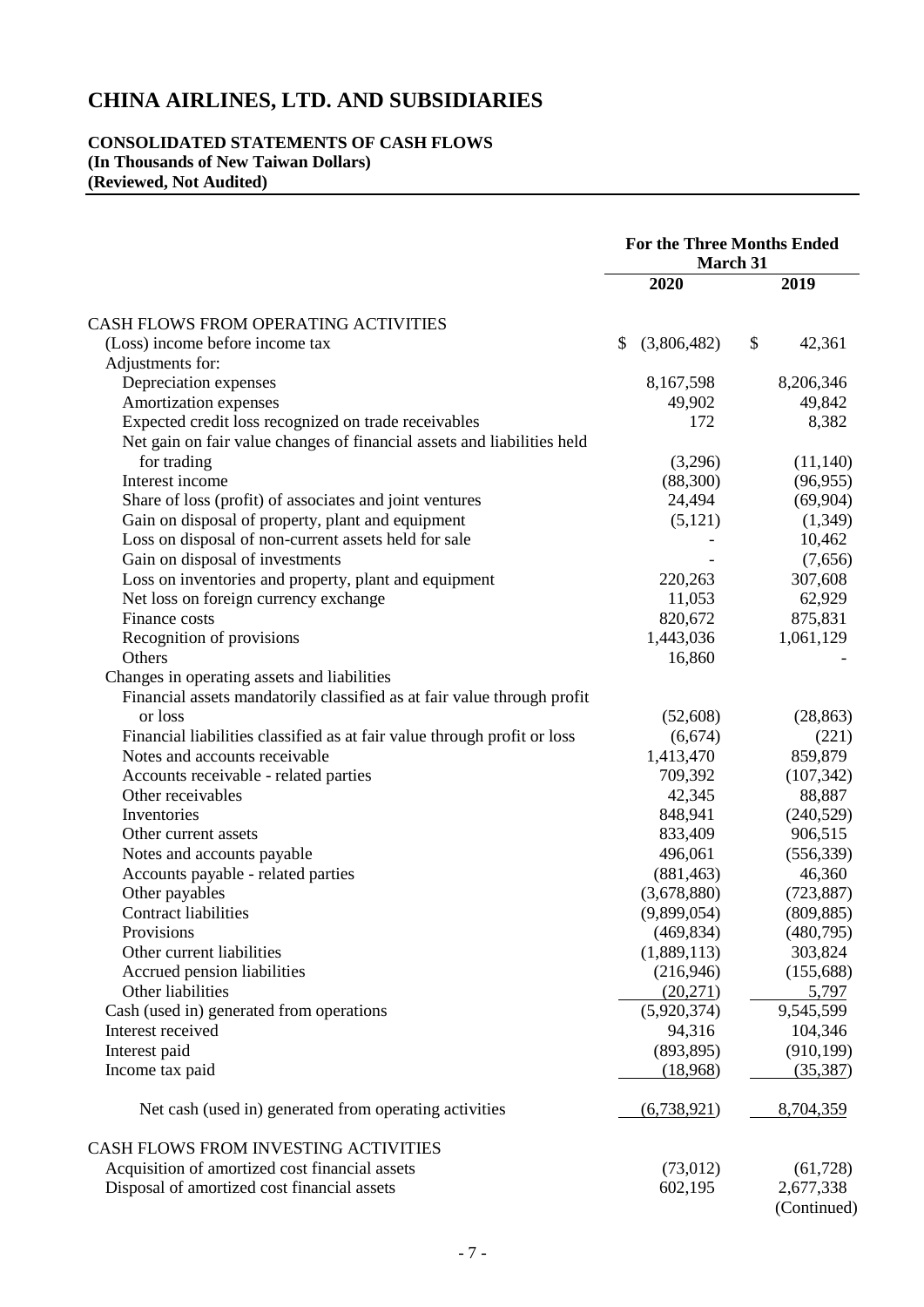# CHINA AIRLINES, LTD. AND SUBSIDIARIES

**CONSOLIDATED STATEMENTS OF CASH FLOWS**
**(In Thousands of New Taiwan Dollars)**
**(Reviewed, Not Audited)**

| | For the Three Months Ended March 31 | |
|---|---|---|
| | 2020 | 2019 |
| CASH FLOWS FROM OPERATING ACTIVITIES | | |
| (Loss) income before income tax | $ (3,806,482) | $ 42,361 |
| Adjustments for: | | |
| Depreciation expenses | 8,167,598 | 8,206,346 |
| Amortization expenses | 49,902 | 49,842 |
| Expected credit loss recognized on trade receivables | 172 | 8,382 |
| Net gain on fair value changes of financial assets and liabilities held for trading | (3,296) | (11,140) |
| Interest income | (88,300) | (96,955) |
| Share of loss (profit) of associates and joint ventures | 24,494 | (69,904) |
| Gain on disposal of property, plant and equipment | (5,121) | (1,349) |
| Loss on disposal of non-current assets held for sale | - | 10,462 |
| Gain on disposal of investments | - | (7,656) |
| Loss on inventories and property, plant and equipment | 220,263 | 307,608 |
| Net loss on foreign currency exchange | 11,053 | 62,929 |
| Finance costs | 820,672 | 875,831 |
| Recognition of provisions | 1,443,036 | 1,061,129 |
| Others | 16,860 | - |
| Changes in operating assets and liabilities | | |
| Financial assets mandatorily classified as at fair value through profit or loss | (52,608) | (28,863) |
| Financial liabilities classified as at fair value through profit or loss | (6,674) | (221) |
| Notes and accounts receivable | 1,413,470 | 859,879 |
| Accounts receivable - related parties | 709,392 | (107,342) |
| Other receivables | 42,345 | 88,887 |
| Inventories | 848,941 | (240,529) |
| Other current assets | 833,409 | 906,515 |
| Notes and accounts payable | 496,061 | (556,339) |
| Accounts payable - related parties | (881,463) | 46,360 |
| Other payables | (3,678,880) | (723,887) |
| Contract liabilities | (9,899,054) | (809,885) |
| Provisions | (469,834) | (480,795) |
| Other current liabilities | (1,889,113) | 303,824 |
| Accrued pension liabilities | (216,946) | (155,688) |
| Other liabilities | (20,271) | 5,797 |
| Cash (used in) generated from operations | (5,920,374) | 9,545,599 |
| Interest received | 94,316 | 104,346 |
| Interest paid | (893,895) | (910,199) |
| Income tax paid | (18,968) | (35,387) |
| Net cash (used in) generated from operating activities | (6,738,921) | 8,704,359 |
| CASH FLOWS FROM INVESTING ACTIVITIES | | |
| Acquisition of amortized cost financial assets | (73,012) | (61,728) |
| Disposal of amortized cost financial assets | 602,195 | 2,677,338 |

(Continued)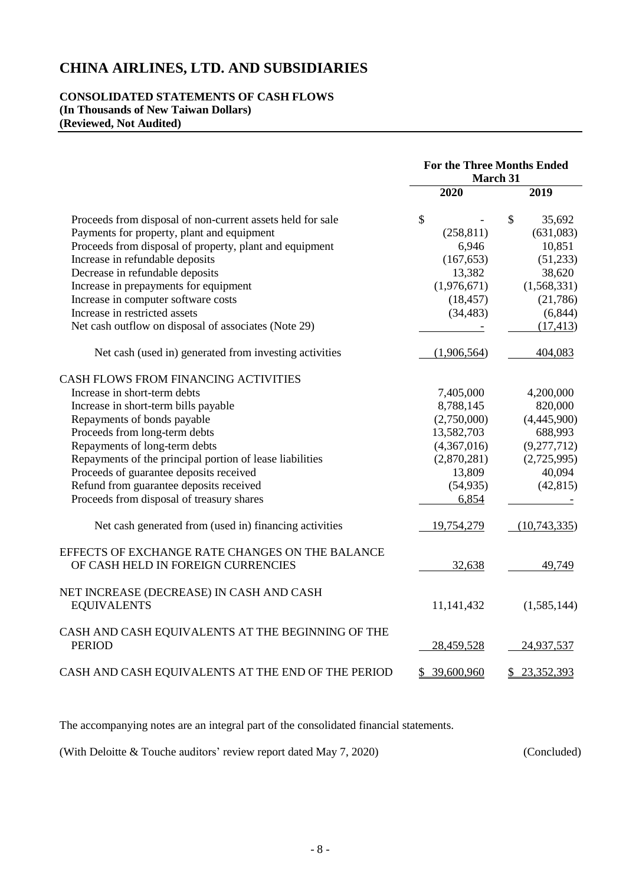# CHINA AIRLINES, LTD. AND SUBSIDIARIES

**CONSOLIDATED STATEMENTS OF CASH FLOWS**
**(In Thousands of New Taiwan Dollars)**
**(Reviewed, Not Audited)**

| | For the Three Months Ended March 31 | |
|---|---|---|
| | 2020 | 2019 |
| Proceeds from disposal of non-current assets held for sale | $ - | $ 35,692 |
| Payments for property, plant and equipment | (258,811) | (631,083) |
| Proceeds from disposal of property, plant and equipment | 6,946 | 10,851 |
| Increase in refundable deposits | (167,653) | (51,233) |
| Decrease in refundable deposits | 13,382 | 38,620 |
| Increase in prepayments for equipment | (1,976,671) | (1,568,331) |
| Increase in computer software costs | (18,457) | (21,786) |
| Increase in restricted assets | (34,483) | (6,844) |
| Net cash outflow on disposal of associates (Note 29) | - | (17,413) |
| Net cash (used in) generated from investing activities | (1,906,564) | 404,083 |
| CASH FLOWS FROM FINANCING ACTIVITIES | | |
| Increase in short-term debts | 7,405,000 | 4,200,000 |
| Increase in short-term bills payable | 8,788,145 | 820,000 |
| Repayments of bonds payable | (2,750,000) | (4,445,900) |
| Proceeds from long-term debts | 13,582,703 | 688,993 |
| Repayments of long-term debts | (4,367,016) | (9,277,712) |
| Repayments of the principal portion of lease liabilities | (2,870,281) | (2,725,995) |
| Proceeds of guarantee deposits received | 13,809 | 40,094 |
| Refund from guarantee deposits received | (54,935) | (42,815) |
| Proceeds from disposal of treasury shares | 6,854 | - |
| Net cash generated from (used in) financing activities | 19,754,279 | (10,743,335) |
| EFFECTS OF EXCHANGE RATE CHANGES ON THE BALANCE OF CASH HELD IN FOREIGN CURRENCIES | 32,638 | 49,749 |
| NET INCREASE (DECREASE) IN CASH AND CASH EQUIVALENTS | 11,141,432 | (1,585,144) |
| CASH AND CASH EQUIVALENTS AT THE BEGINNING OF THE PERIOD | 28,459,528 | 24,937,537 |
| CASH AND CASH EQUIVALENTS AT THE END OF THE PERIOD | $ 39,600,960 | $ 23,352,393 |

The accompanying notes are an integral part of the consolidated financial statements.

(With Deloitte & Touche auditors' review report dated May 7, 2020) (Concluded)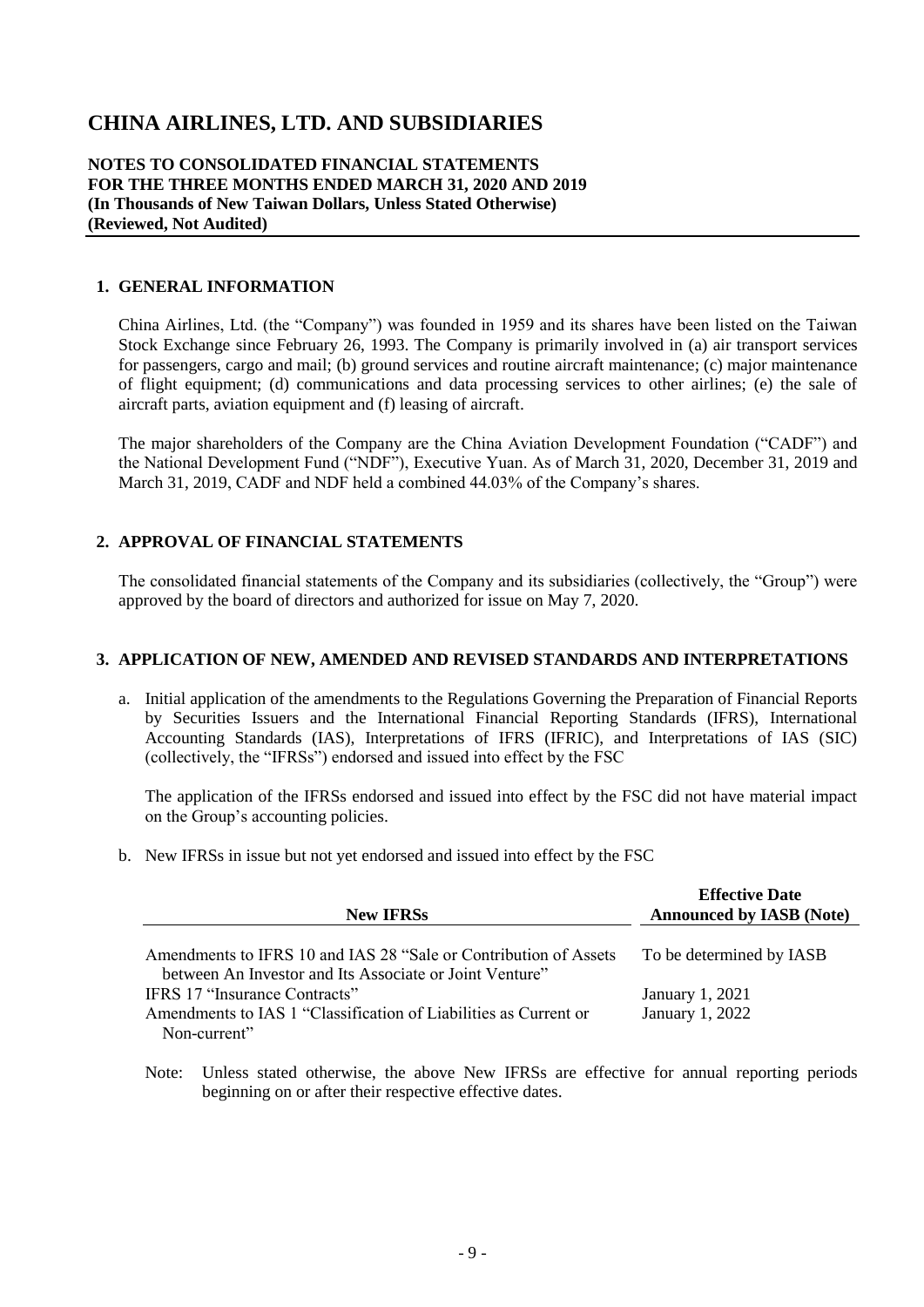# CHINA AIRLINES, LTD. AND SUBSIDIARIES

**NOTES TO CONSOLIDATED FINANCIAL STATEMENTS**
**FOR THE THREE MONTHS ENDED MARCH 31, 2020 AND 2019**
**(In Thousands of New Taiwan Dollars, Unless Stated Otherwise)**
**(Reviewed, Not Audited)**

## 1. GENERAL INFORMATION

China Airlines, Ltd. (the "Company") was founded in 1959 and its shares have been listed on the Taiwan Stock Exchange since February 26, 1993. The Company is primarily involved in (a) air transport services for passengers, cargo and mail; (b) ground services and routine aircraft maintenance; (c) major maintenance of flight equipment; (d) communications and data processing services to other airlines; (e) the sale of aircraft parts, aviation equipment and (f) leasing of aircraft.

The major shareholders of the Company are the China Aviation Development Foundation ("CADF") and the National Development Fund ("NDF"), Executive Yuan. As of March 31, 2020, December 31, 2019 and March 31, 2019, CADF and NDF held a combined 44.03% of the Company's shares.

## 2. APPROVAL OF FINANCIAL STATEMENTS

The consolidated financial statements of the Company and its subsidiaries (collectively, the "Group") were approved by the board of directors and authorized for issue on May 7, 2020.

## 3. APPLICATION OF NEW, AMENDED AND REVISED STANDARDS AND INTERPRETATIONS

a. Initial application of the amendments to the Regulations Governing the Preparation of Financial Reports by Securities Issuers and the International Financial Reporting Standards (IFRS), International Accounting Standards (IAS), Interpretations of IFRS (IFRIC), and Interpretations of IAS (SIC) (collectively, the "IFRSs") endorsed and issued into effect by the FSC

The application of the IFRSs endorsed and issued into effect by the FSC did not have material impact on the Group's accounting policies.

b. New IFRSs in issue but not yet endorsed and issued into effect by the FSC

| New IFRSs | Effective Date Announced by IASB (Note) |
|---|---|
| Amendments to IFRS 10 and IAS 28 "Sale or Contribution of Assets between An Investor and Its Associate or Joint Venture" | To be determined by IASB |
| IFRS 17 "Insurance Contracts" | January 1, 2021 |
| Amendments to IAS 1 "Classification of Liabilities as Current or Non-current" | January 1, 2022 |

Note: Unless stated otherwise, the above New IFRSs are effective for annual reporting periods beginning on or after their respective effective dates.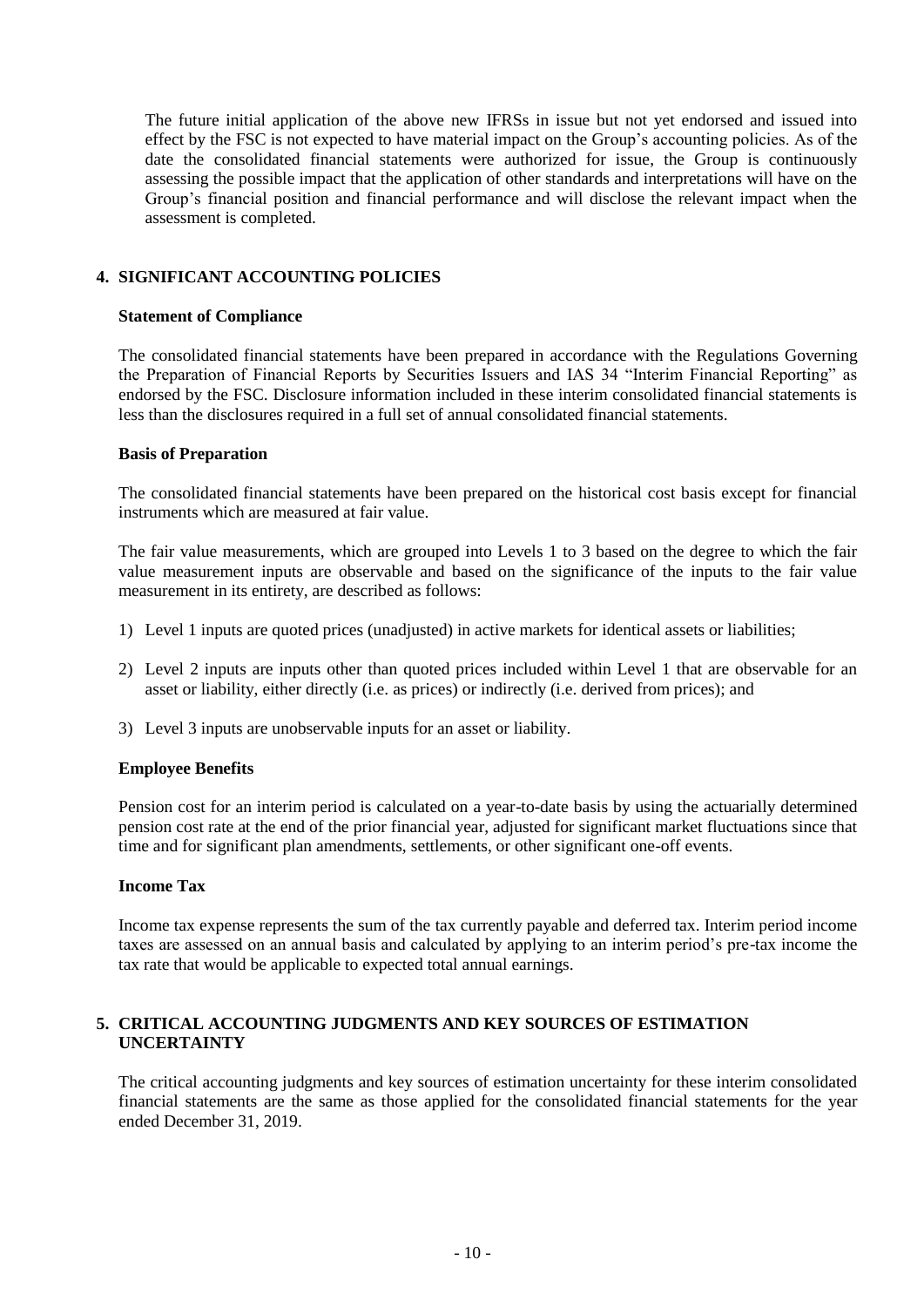The future initial application of the above new IFRSs in issue but not yet endorsed and issued into effect by the FSC is not expected to have material impact on the Group's accounting policies. As of the date the consolidated financial statements were authorized for issue, the Group is continuously assessing the possible impact that the application of other standards and interpretations will have on the Group's financial position and financial performance and will disclose the relevant impact when the assessment is completed.

## 4. SIGNIFICANT ACCOUNTING POLICIES

### Statement of Compliance

The consolidated financial statements have been prepared in accordance with the Regulations Governing the Preparation of Financial Reports by Securities Issuers and IAS 34 "Interim Financial Reporting" as endorsed by the FSC. Disclosure information included in these interim consolidated financial statements is less than the disclosures required in a full set of annual consolidated financial statements.

### Basis of Preparation

The consolidated financial statements have been prepared on the historical cost basis except for financial instruments which are measured at fair value.

The fair value measurements, which are grouped into Levels 1 to 3 based on the degree to which the fair value measurement inputs are observable and based on the significance of the inputs to the fair value measurement in its entirety, are described as follows:

1) Level 1 inputs are quoted prices (unadjusted) in active markets for identical assets or liabilities;

2) Level 2 inputs are inputs other than quoted prices included within Level 1 that are observable for an asset or liability, either directly (i.e. as prices) or indirectly (i.e. derived from prices); and

3) Level 3 inputs are unobservable inputs for an asset or liability.

### Employee Benefits

Pension cost for an interim period is calculated on a year-to-date basis by using the actuarially determined pension cost rate at the end of the prior financial year, adjusted for significant market fluctuations since that time and for significant plan amendments, settlements, or other significant one-off events.

### Income Tax

Income tax expense represents the sum of the tax currently payable and deferred tax. Interim period income taxes are assessed on an annual basis and calculated by applying to an interim period's pre-tax income the tax rate that would be applicable to expected total annual earnings.

## 5. CRITICAL ACCOUNTING JUDGMENTS AND KEY SOURCES OF ESTIMATION UNCERTAINTY

The critical accounting judgments and key sources of estimation uncertainty for these interim consolidated financial statements are the same as those applied for the consolidated financial statements for the year ended December 31, 2019.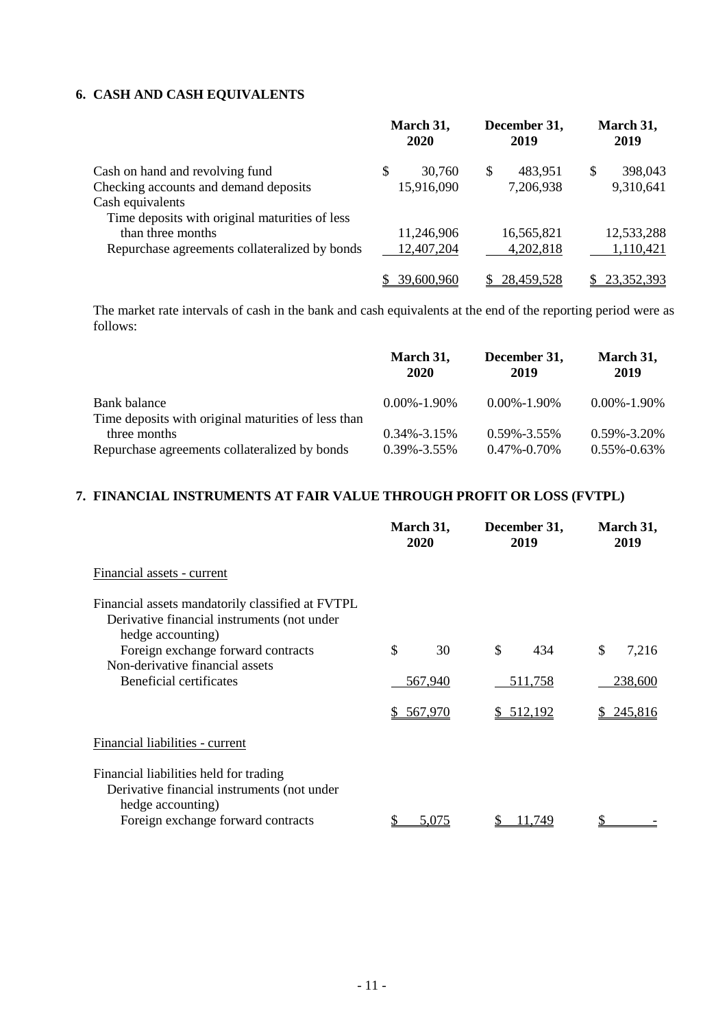## 6. CASH AND CASH EQUIVALENTS

| | March 31, 2020 | December 31, 2019 | March 31, 2019 |
|---|---|---|---|
| Cash on hand and revolving fund | $ 30,760 | $ 483,951 | $ 398,043 |
| Checking accounts and demand deposits | 15,916,090 | 7,206,938 | 9,310,641 |
| Cash equivalents | | | |
| Time deposits with original maturities of less than three months | 11,246,906 | 16,565,821 | 12,533,288 |
| Repurchase agreements collateralized by bonds | 12,407,204 | 4,202,818 | 1,110,421 |
| | $ 39,600,960 | $ 28,459,528 | $ 23,352,393 |

The market rate intervals of cash in the bank and cash equivalents at the end of the reporting period were as follows:

| | March 31, 2020 | December 31, 2019 | March 31, 2019 |
|---|---|---|---|
| Bank balance | 0.00%-1.90% | 0.00%-1.90% | 0.00%-1.90% |
| Time deposits with original maturities of less than three months | 0.34%-3.15% | 0.59%-3.55% | 0.59%-3.20% |
| Repurchase agreements collateralized by bonds | 0.39%-3.55% | 0.47%-0.70% | 0.55%-0.63% |

## 7. FINANCIAL INSTRUMENTS AT FAIR VALUE THROUGH PROFIT OR LOSS (FVTPL)

| | March 31, 2020 | December 31, 2019 | March 31, 2019 |
|---|---|---|---|
| Financial assets - current | | | |
| Financial assets mandatorily classified at FVTPL | | | |
| Derivative financial instruments (not under hedge accounting) | | | |
| Foreign exchange forward contracts | $ 30 | $ 434 | $ 7,216 |
| Non-derivative financial assets | | | |
| Beneficial certificates | 567,940 | 511,758 | 238,600 |
| | $ 567,970 | $ 512,192 | $ 245,816 |
| Financial liabilities - current | | | |
| Financial liabilities held for trading | | | |
| Derivative financial instruments (not under hedge accounting) | | | |
| Foreign exchange forward contracts | $ 5,075 | $ 11,749 | $ - |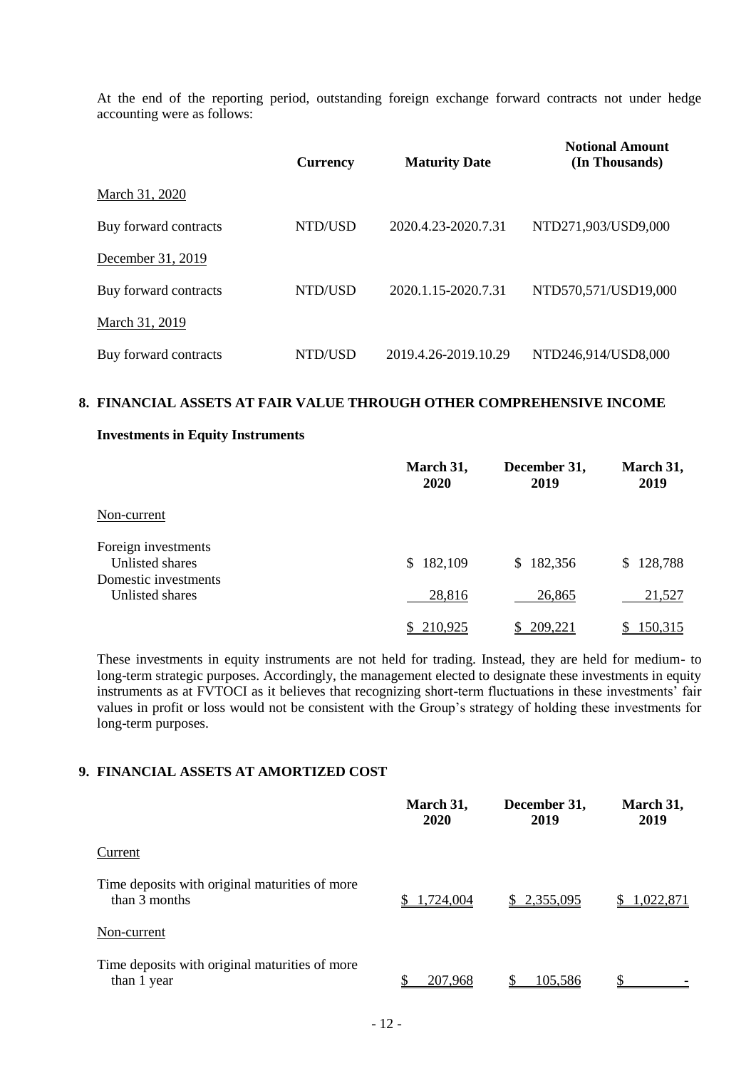At the end of the reporting period, outstanding foreign exchange forward contracts not under hedge accounting were as follows:

| | Currency | Maturity Date | Notional Amount (In Thousands) |
|---|---|---|---|
| March 31, 2020 | | | |
| Buy forward contracts | NTD/USD | 2020.4.23-2020.7.31 | NTD271,903/USD9,000 |
| December 31, 2019 | | | |
| Buy forward contracts | NTD/USD | 2020.1.15-2020.7.31 | NTD570,571/USD19,000 |
| March 31, 2019 | | | |
| Buy forward contracts | NTD/USD | 2019.4.26-2019.10.29 | NTD246,914/USD8,000 |

## 8. FINANCIAL ASSETS AT FAIR VALUE THROUGH OTHER COMPREHENSIVE INCOME

**Investments in Equity Instruments**

| | March 31, 2020 | December 31, 2019 | March 31, 2019 |
|---|---|---|---|
| Non-current | | | |
| Foreign investments | | | |
| Unlisted shares | $ 182,109 | $ 182,356 | $ 128,788 |
| Domestic investments | | | |
| Unlisted shares | 28,816 | 26,865 | 21,527 |
| | $ 210,925 | $ 209,221 | $ 150,315 |

These investments in equity instruments are not held for trading. Instead, they are held for medium- to long-term strategic purposes. Accordingly, the management elected to designate these investments in equity instruments as at FVTOCI as it believes that recognizing short-term fluctuations in these investments' fair values in profit or loss would not be consistent with the Group's strategy of holding these investments for long-term purposes.

## 9. FINANCIAL ASSETS AT AMORTIZED COST

| | March 31, 2020 | December 31, 2019 | March 31, 2019 |
|---|---|---|---|
| Current | | | |
| Time deposits with original maturities of more than 3 months | $ 1,724,004 | $ 2,355,095 | $ 1,022,871 |
| Non-current | | | |
| Time deposits with original maturities of more than 1 year | $ 207,968 | $ 105,586 | $ - |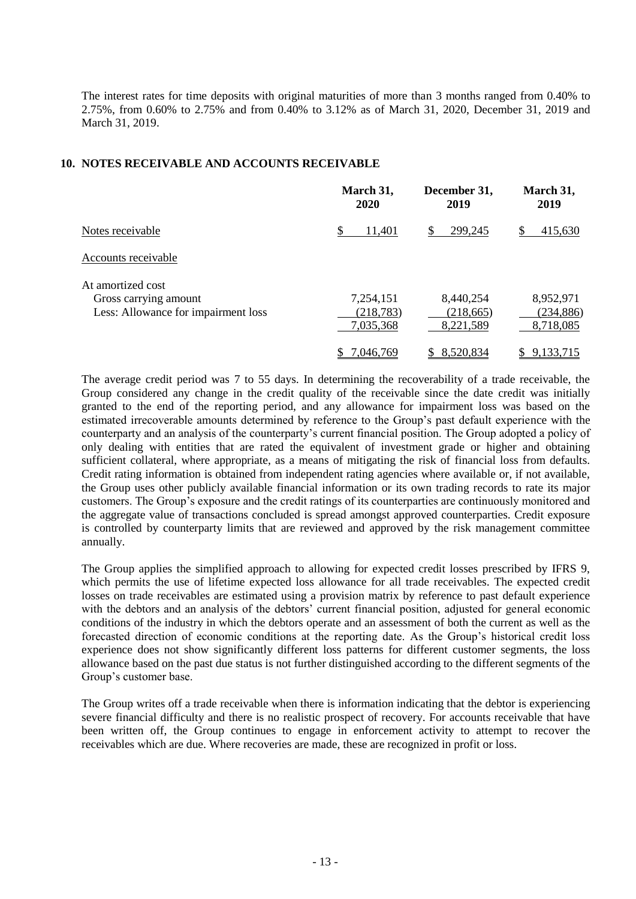The interest rates for time deposits with original maturities of more than 3 months ranged from 0.40% to 2.75%, from 0.60% to 2.75% and from 0.40% to 3.12% as of March 31, 2020, December 31, 2019 and March 31, 2019.

## 10. NOTES RECEIVABLE AND ACCOUNTS RECEIVABLE

| | March 31, 2020 | December 31, 2019 | March 31, 2019 |
|---|---|---|---|
| Notes receivable | $ 11,401 | $ 299,245 | $ 415,630 |
| Accounts receivable | | | |
| At amortized cost | | | |
| Gross carrying amount | 7,254,151 | 8,440,254 | 8,952,971 |
| Less: Allowance for impairment loss | (218,783) | (218,665) | (234,886) |
| | 7,035,368 | 8,221,589 | 8,718,085 |
| | $ 7,046,769 | $ 8,520,834 | $ 9,133,715 |

The average credit period was 7 to 55 days. In determining the recoverability of a trade receivable, the Group considered any change in the credit quality of the receivable since the date credit was initially granted to the end of the reporting period, and any allowance for impairment loss was based on the estimated irrecoverable amounts determined by reference to the Group's past default experience with the counterparty and an analysis of the counterparty's current financial position. The Group adopted a policy of only dealing with entities that are rated the equivalent of investment grade or higher and obtaining sufficient collateral, where appropriate, as a means of mitigating the risk of financial loss from defaults. Credit rating information is obtained from independent rating agencies where available or, if not available, the Group uses other publicly available financial information or its own trading records to rate its major customers. The Group's exposure and the credit ratings of its counterparties are continuously monitored and the aggregate value of transactions concluded is spread amongst approved counterparties. Credit exposure is controlled by counterparty limits that are reviewed and approved by the risk management committee annually.

The Group applies the simplified approach to allowing for expected credit losses prescribed by IFRS 9, which permits the use of lifetime expected loss allowance for all trade receivables. The expected credit losses on trade receivables are estimated using a provision matrix by reference to past default experience with the debtors and an analysis of the debtors' current financial position, adjusted for general economic conditions of the industry in which the debtors operate and an assessment of both the current as well as the forecasted direction of economic conditions at the reporting date. As the Group's historical credit loss experience does not show significantly different loss patterns for different customer segments, the loss allowance based on the past due status is not further distinguished according to the different segments of the Group's customer base.

The Group writes off a trade receivable when there is information indicating that the debtor is experiencing severe financial difficulty and there is no realistic prospect of recovery. For accounts receivable that have been written off, the Group continues to engage in enforcement activity to attempt to recover the receivables which are due. Where recoveries are made, these are recognized in profit or loss.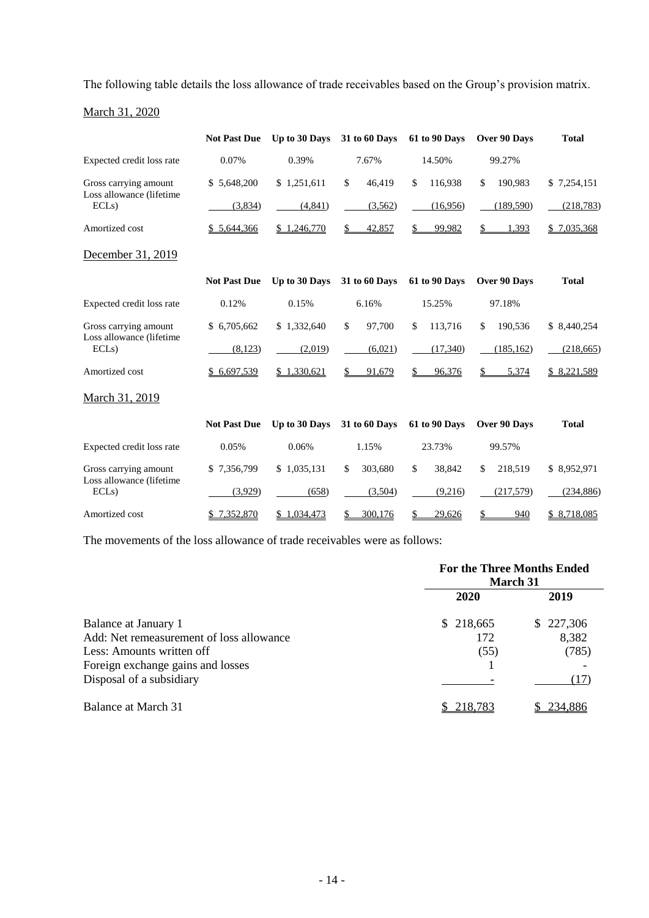The following table details the loss allowance of trade receivables based on the Group's provision matrix.

March 31, 2020

| | Not Past Due | Up to 30 Days | 31 to 60 Days | 61 to 90 Days | Over 90 Days | Total |
|---|---|---|---|---|---|---|
| Expected credit loss rate | 0.07% | 0.39% | 7.67% | 14.50% | 99.27% | |
| Gross carrying amount | $ 5,648,200 | $ 1,251,611 | $ 46,419 | $ 116,938 | $ 190,983 | $ 7,254,151 |
| Loss allowance (lifetime ECLs) | (3,834) | (4,841) | (3,562) | (16,956) | (189,590) | (218,783) |
| Amortized cost | $ 5,644,366 | $ 1,246,770 | $ 42,857 | $ 99,982 | $ 1,393 | $ 7,035,368 |

December 31, 2019

| | Not Past Due | Up to 30 Days | 31 to 60 Days | 61 to 90 Days | Over 90 Days | Total |
|---|---|---|---|---|---|---|
| Expected credit loss rate | 0.12% | 0.15% | 6.16% | 15.25% | 97.18% | |
| Gross carrying amount | $ 6,705,662 | $ 1,332,640 | $ 97,700 | $ 113,716 | $ 190,536 | $ 8,440,254 |
| Loss allowance (lifetime ECLs) | (8,123) | (2,019) | (6,021) | (17,340) | (185,162) | (218,665) |
| Amortized cost | $ 6,697,539 | $ 1,330,621 | $ 91,679 | $ 96,376 | $ 5,374 | $ 8,221,589 |

March 31, 2019

| | Not Past Due | Up to 30 Days | 31 to 60 Days | 61 to 90 Days | Over 90 Days | Total |
|---|---|---|---|---|---|---|
| Expected credit loss rate | 0.05% | 0.06% | 1.15% | 23.73% | 99.57% | |
| Gross carrying amount | $ 7,356,799 | $ 1,035,131 | $ 303,680 | $ 38,842 | $ 218,519 | $ 8,952,971 |
| Loss allowance (lifetime ECLs) | (3,929) | (658) | (3,504) | (9,216) | (217,579) | (234,886) |
| Amortized cost | $ 7,352,870 | $ 1,034,473 | $ 300,176 | $ 29,626 | $ 940 | $ 8,718,085 |

The movements of the loss allowance of trade receivables were as follows:

| | For the Three Months Ended March 31 | |
|---|---|---|
| | 2020 | 2019 |
| Balance at January 1 | $ 218,665 | $ 227,306 |
| Add: Net remeasurement of loss allowance | 172 | 8,382 |
| Less: Amounts written off | (55) | (785) |
| Foreign exchange gains and losses | 1 | - |
| Disposal of a subsidiary | - | (17) |
| Balance at March 31 | $ 218,783 | $ 234,886 |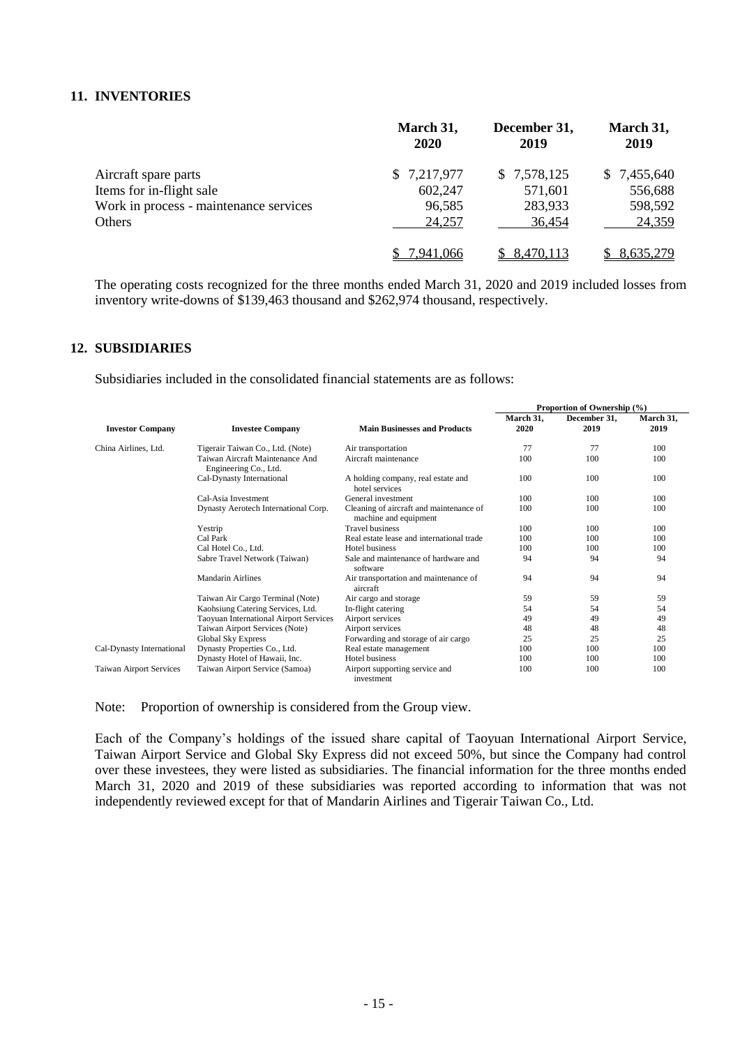## 11. INVENTORIES

| | March 31, 2020 | December 31, 2019 | March 31, 2019 |
|---|---|---|---|
| Aircraft spare parts | $ 7,217,977 | $ 7,578,125 | $ 7,455,640 |
| Items for in-flight sale | 602,247 | 571,601 | 556,688 |
| Work in process - maintenance services | 96,585 | 283,933 | 598,592 |
| Others | 24,257 | 36,454 | 24,359 |
| | $ 7,941,066 | $ 8,470,113 | $ 8,635,279 |

The operating costs recognized for the three months ended March 31, 2020 and 2019 included losses from inventory write-downs of $139,463 thousand and $262,974 thousand, respectively.

## 12. SUBSIDIARIES

Subsidiaries included in the consolidated financial statements are as follows:

| | | | Proportion of Ownership (%) | | |
|---|---|---|---|---|---|
| **Investor Company** | **Investee Company** | **Main Businesses and Products** | **March 31, 2020** | **December 31, 2019** | **March 31, 2019** |
| China Airlines, Ltd. | Tigerair Taiwan Co., Ltd. (Note) | Air transportation | 77 | 77 | 100 |
| | Taiwan Aircraft Maintenance And Engineering Co., Ltd. | Aircraft maintenance | 100 | 100 | 100 |
| | Cal-Dynasty International | A holding company, real estate and hotel services | 100 | 100 | 100 |
| | Cal-Asia Investment | General investment | 100 | 100 | 100 |
| | Dynasty Aerotech International Corp. | Cleaning of aircraft and maintenance of machine and equipment | 100 | 100 | 100 |
| | Yestrip | Travel business | 100 | 100 | 100 |
| | Cal Park | Real estate lease and international trade | 100 | 100 | 100 |
| | Cal Hotel Co., Ltd. | Hotel business | 100 | 100 | 100 |
| | Sabre Travel Network (Taiwan) | Sale and maintenance of hardware and software | 94 | 94 | 94 |
| | Mandarin Airlines | Air transportation and maintenance of aircraft | 94 | 94 | 94 |
| | Taiwan Air Cargo Terminal (Note) | Air cargo and storage | 59 | 59 | 59 |
| | Kaohsiung Catering Services, Ltd. | In-flight catering | 54 | 54 | 54 |
| | Taoyuan International Airport Services | Airport services | 49 | 49 | 49 |
| | Taiwan Airport Services (Note) | Airport services | 48 | 48 | 48 |
| | Global Sky Express | Forwarding and storage of air cargo | 25 | 25 | 25 |
| Cal-Dynasty International | Dynasty Properties Co., Ltd. | Real estate management | 100 | 100 | 100 |
| | Dynasty Hotel of Hawaii, Inc. | Hotel business | 100 | 100 | 100 |
| Taiwan Airport Services | Taiwan Airport Service (Samoa) | Airport supporting service and investment | 100 | 100 | 100 |

Note: Proportion of ownership is considered from the Group view.

Each of the Company's holdings of the issued share capital of Taoyuan International Airport Service, Taiwan Airport Service and Global Sky Express did not exceed 50%, but since the Company had control over these investees, they were listed as subsidiaries. The financial information for the three months ended March 31, 2020 and 2019 of these subsidiaries was reported according to information that was not independently reviewed except for that of Mandarin Airlines and Tigerair Taiwan Co., Ltd.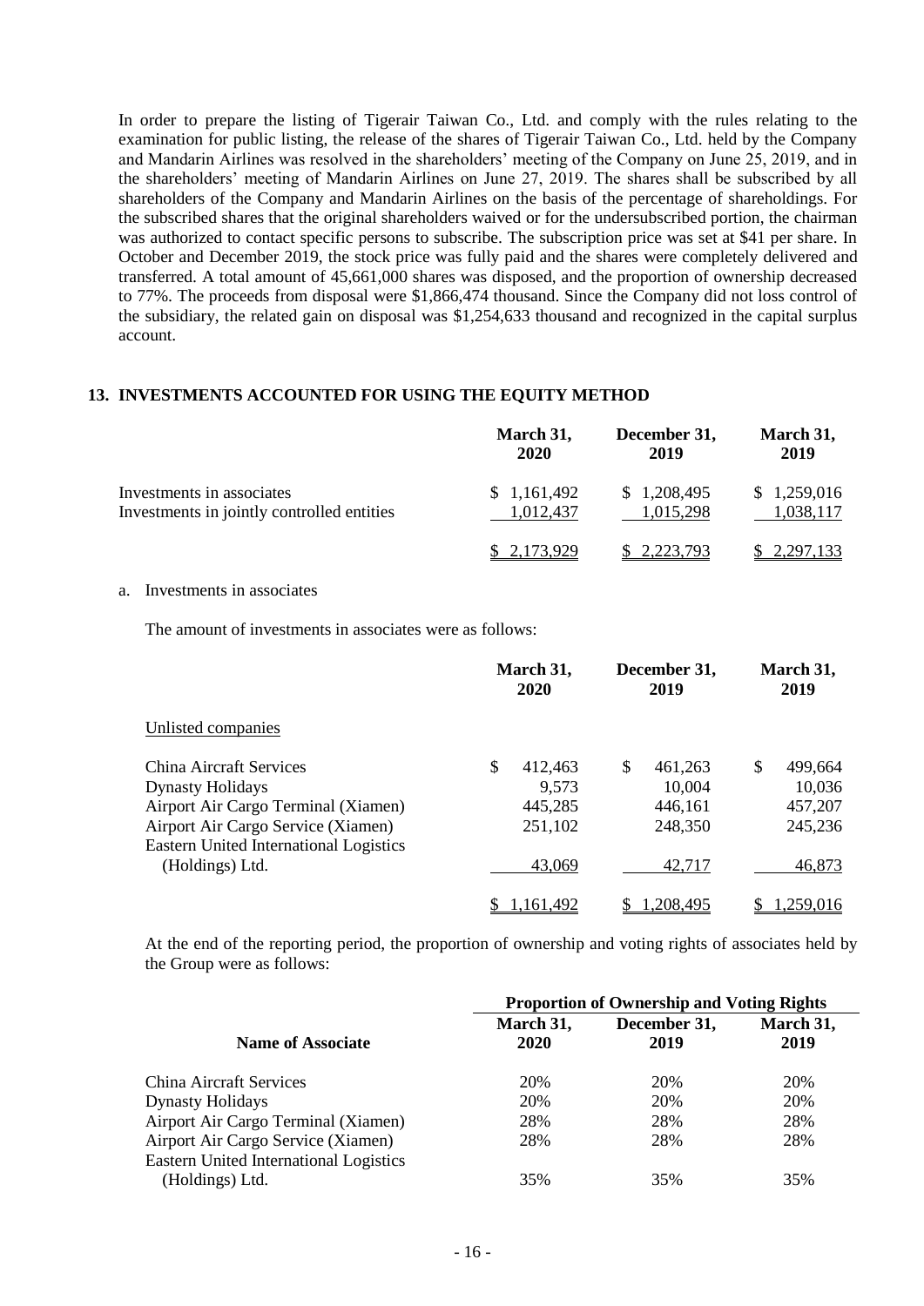In order to prepare the listing of Tigerair Taiwan Co., Ltd. and comply with the rules relating to the examination for public listing, the release of the shares of Tigerair Taiwan Co., Ltd. held by the Company and Mandarin Airlines was resolved in the shareholders' meeting of the Company on June 25, 2019, and in the shareholders' meeting of Mandarin Airlines on June 27, 2019. The shares shall be subscribed by all shareholders of the Company and Mandarin Airlines on the basis of the percentage of shareholdings. For the subscribed shares that the original shareholders waived or for the undersubscribed portion, the chairman was authorized to contact specific persons to subscribe. The subscription price was set at $41 per share. In October and December 2019, the stock price was fully paid and the shares were completely delivered and transferred. A total amount of 45,661,000 shares was disposed, and the proportion of ownership decreased to 77%. The proceeds from disposal were $1,866,474 thousand. Since the Company did not loss control of the subsidiary, the related gain on disposal was $1,254,633 thousand and recognized in the capital surplus account.

## 13. INVESTMENTS ACCOUNTED FOR USING THE EQUITY METHOD

| | March 31, 2020 | December 31, 2019 | March 31, 2019 |
|---|---|---|---|
| Investments in associates | $ 1,161,492 | $ 1,208,495 | $ 1,259,016 |
| Investments in jointly controlled entities | 1,012,437 | 1,015,298 | 1,038,117 |
| | $ 2,173,929 | $ 2,223,793 | $ 2,297,133 |

a. Investments in associates

The amount of investments in associates were as follows:

| | March 31, 2020 | December 31, 2019 | March 31, 2019 |
|---|---|---|---|
| Unlisted companies | | | |
| China Aircraft Services | $ 412,463 | $ 461,263 | $ 499,664 |
| Dynasty Holidays | 9,573 | 10,004 | 10,036 |
| Airport Air Cargo Terminal (Xiamen) | 445,285 | 446,161 | 457,207 |
| Airport Air Cargo Service (Xiamen) | 251,102 | 248,350 | 245,236 |
| Eastern United International Logistics (Holdings) Ltd. | 43,069 | 42,717 | 46,873 |
| | $ 1,161,492 | $ 1,208,495 | $ 1,259,016 |

At the end of the reporting period, the proportion of ownership and voting rights of associates held by the Group were as follows:

| | Proportion of Ownership and Voting Rights | | |
|---|---|---|---|
| **Name of Associate** | **March 31, 2020** | **December 31, 2019** | **March 31, 2019** |
| China Aircraft Services | 20% | 20% | 20% |
| Dynasty Holidays | 20% | 20% | 20% |
| Airport Air Cargo Terminal (Xiamen) | 28% | 28% | 28% |
| Airport Air Cargo Service (Xiamen) | 28% | 28% | 28% |
| Eastern United International Logistics (Holdings) Ltd. | 35% | 35% | 35% |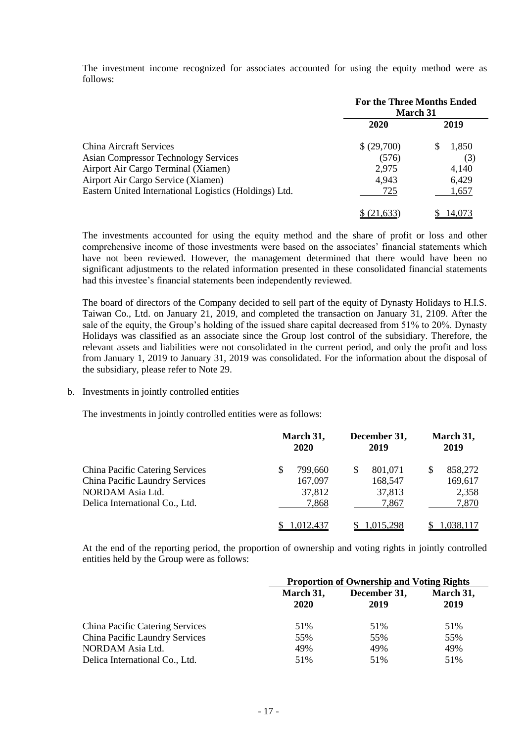The investment income recognized for associates accounted for using the equity method were as follows:

| | For the Three Months Ended March 31 | |
|---|---|---|
| | 2020 | 2019 |
| China Aircraft Services | $ (29,700) | $ 1,850 |
| Asian Compressor Technology Services | (576) | (3) |
| Airport Air Cargo Terminal (Xiamen) | 2,975 | 4,140 |
| Airport Air Cargo Service (Xiamen) | 4,943 | 6,429 |
| Eastern United International Logistics (Holdings) Ltd. | 725 | 1,657 |
| | $ (21,633) | $ 14,073 |

The investments accounted for using the equity method and the share of profit or loss and other comprehensive income of those investments were based on the associates' financial statements which have not been reviewed. However, the management determined that there would have been no significant adjustments to the related information presented in these consolidated financial statements had this investee's financial statements been independently reviewed.

The board of directors of the Company decided to sell part of the equity of Dynasty Holidays to H.I.S. Taiwan Co., Ltd. on January 21, 2019, and completed the transaction on January 31, 2109. After the sale of the equity, the Group's holding of the issued share capital decreased from 51% to 20%. Dynasty Holidays was classified as an associate since the Group lost control of the subsidiary. Therefore, the relevant assets and liabilities were not consolidated in the current period, and only the profit and loss from January 1, 2019 to January 31, 2019 was consolidated. For the information about the disposal of the subsidiary, please refer to Note 29.

b. Investments in jointly controlled entities

The investments in jointly controlled entities were as follows:

| | March 31, 2020 | December 31, 2019 | March 31, 2019 |
|---|---|---|---|
| China Pacific Catering Services | $ 799,660 | $ 801,071 | $ 858,272 |
| China Pacific Laundry Services | 167,097 | 168,547 | 169,617 |
| NORDAM Asia Ltd. | 37,812 | 37,813 | 2,358 |
| Delica International Co., Ltd. | 7,868 | 7,867 | 7,870 |
| | $ 1,012,437 | $ 1,015,298 | $ 1,038,117 |

At the end of the reporting period, the proportion of ownership and voting rights in jointly controlled entities held by the Group were as follows:

| | Proportion of Ownership and Voting Rights | | |
|---|---|---|---|
| | March 31, 2020 | December 31, 2019 | March 31, 2019 |
| China Pacific Catering Services | 51% | 51% | 51% |
| China Pacific Laundry Services | 55% | 55% | 55% |
| NORDAM Asia Ltd. | 49% | 49% | 49% |
| Delica International Co., Ltd. | 51% | 51% | 51% |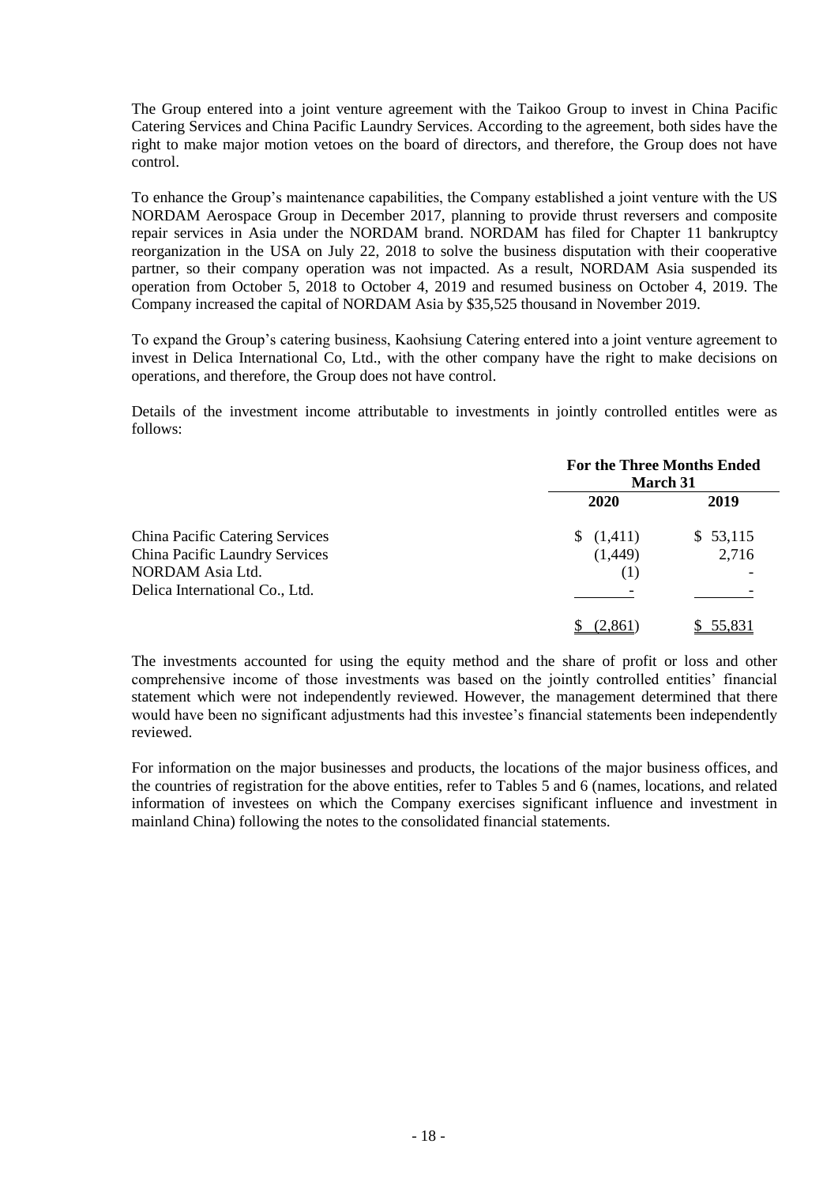The Group entered into a joint venture agreement with the Taikoo Group to invest in China Pacific Catering Services and China Pacific Laundry Services. According to the agreement, both sides have the right to make major motion vetoes on the board of directors, and therefore, the Group does not have control.

To enhance the Group's maintenance capabilities, the Company established a joint venture with the US NORDAM Aerospace Group in December 2017, planning to provide thrust reversers and composite repair services in Asia under the NORDAM brand. NORDAM has filed for Chapter 11 bankruptcy reorganization in the USA on July 22, 2018 to solve the business disputation with their cooperative partner, so their company operation was not impacted. As a result, NORDAM Asia suspended its operation from October 5, 2018 to October 4, 2019 and resumed business on October 4, 2019. The Company increased the capital of NORDAM Asia by $35,525 thousand in November 2019.

To expand the Group's catering business, Kaohsiung Catering entered into a joint venture agreement to invest in Delica International Co, Ltd., with the other company have the right to make decisions on operations, and therefore, the Group does not have control.

Details of the investment income attributable to investments in jointly controlled entitles were as follows:

| | For the Three Months Ended March 31 | |
|---|---|---|
| | 2020 | 2019 |
| China Pacific Catering Services | $ (1,411) | $ 53,115 |
| China Pacific Laundry Services | (1,449) | 2,716 |
| NORDAM Asia Ltd. | (1) | - |
| Delica International Co., Ltd. | - | - |
| | $ (2,861) | $ 55,831 |

The investments accounted for using the equity method and the share of profit or loss and other comprehensive income of those investments was based on the jointly controlled entities' financial statement which were not independently reviewed. However, the management determined that there would have been no significant adjustments had this investee's financial statements been independently reviewed.

For information on the major businesses and products, the locations of the major business offices, and the countries of registration for the above entities, refer to Tables 5 and 6 (names, locations, and related information of investees on which the Company exercises significant influence and investment in mainland China) following the notes to the consolidated financial statements.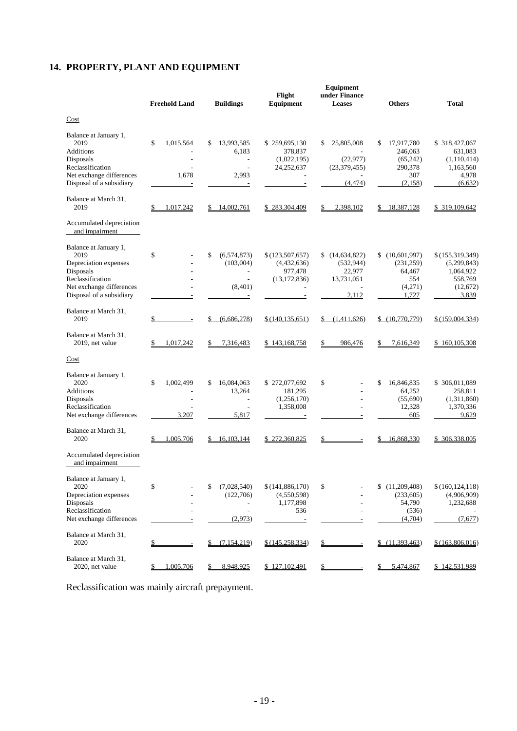## 14. PROPERTY, PLANT AND EQUIPMENT

| | Freehold Land | Buildings | Flight Equipment | Equipment under Finance Leases | Others | Total |
|---|---|---|---|---|---|---|
| Cost | | | | | | |
| Balance at January 1, 2019 | $ 1,015,564 | $ 13,993,585 | $ 259,695,130 | $ 25,805,008 | $ 17,917,780 | $ 318,427,067 |
| Additions | - | 6,183 | 378,837 | - | 246,063 | 631,083 |
| Disposals | - | - | (1,022,195) | (22,977) | (65,242) | (1,110,414) |
| Reclassification | - | - | 24,252,637 | (23,379,455) | 290,378 | 1,163,560 |
| Net exchange differences | 1,678 | 2,993 | - | - | 307 | 4,978 |
| Disposal of a subsidiary | - | - | - | (4,474) | (2,158) | (6,632) |
| Balance at March 31, 2019 | $ 1,017,242 | $ 14,002,761 | $ 283,304,409 | $ 2,398,102 | $ 18,387,128 | $ 319,109,642 |
| Accumulated depreciation and impairment | | | | | | |
| Balance at January 1, 2019 | $ - | $ (6,574,873) | $ (123,507,657) | $ (14,634,822) | $ (10,601,997) | $ (155,319,349) |
| Depreciation expenses | - | (103,004) | (4,432,636) | (532,944) | (231,259) | (5,299,843) |
| Disposals | - | - | 977,478 | 22,977 | 64,467 | 1,064,922 |
| Reclassification | - | - | (13,172,836) | 13,731,051 | 554 | 558,769 |
| Net exchange differences | - | (8,401) | - | - | (4,271) | (12,672) |
| Disposal of a subsidiary | - | - | - | 2,112 | 1,727 | 3,839 |
| Balance at March 31, 2019 | $ - | $ (6,686,278) | $ (140,135,651) | $ (1,411,626) | $ (10,770,779) | $ (159,004,334) |
| Balance at March 31, 2019, net value | $ 1,017,242 | $ 7,316,483 | $ 143,168,758 | $ 986,476 | $ 7,616,349 | $ 160,105,308 |
| Cost | | | | | | |
| Balance at January 1, 2020 | $ 1,002,499 | $ 16,084,063 | $ 272,077,692 | $ - | $ 16,846,835 | $ 306,011,089 |
| Additions | - | 13,264 | 181,295 | - | 64,252 | 258,811 |
| Disposals | - | - | (1,256,170) | - | (55,690) | (1,311,860) |
| Reclassification | - | - | 1,358,008 | - | 12,328 | 1,370,336 |
| Net exchange differences | 3,207 | 5,817 | - | - | 605 | 9,629 |
| Balance at March 31, 2020 | $ 1,005,706 | $ 16,103,144 | $ 272,360,825 | $ - | $ 16,868,330 | $ 306,338,005 |
| Accumulated depreciation and impairment | | | | | | |
| Balance at January 1, 2020 | $ - | $ (7,028,540) | $ (141,886,170) | $ - | $ (11,209,408) | $ (160,124,118) |
| Depreciation expenses | - | (122,706) | (4,550,598) | - | (233,605) | (4,906,909) |
| Disposals | - | - | 1,177,898 | - | 54,790 | 1,232,688 |
| Reclassification | - | - | 536 | - | (536) | - |
| Net exchange differences | - | (2,973) | - | - | (4,704) | (7,677) |
| Balance at March 31, 2020 | $ - | $ (7,154,219) | $ (145,258,334) | $ - | $ (11,393,463) | $ (163,806,016) |
| Balance at March 31, 2020, net value | $ 1,005,706 | $ 8,948,925 | $ 127,102,491 | $ - | $ 5,474,867 | $ 142,531,989 |

Reclassification was mainly aircraft prepayment.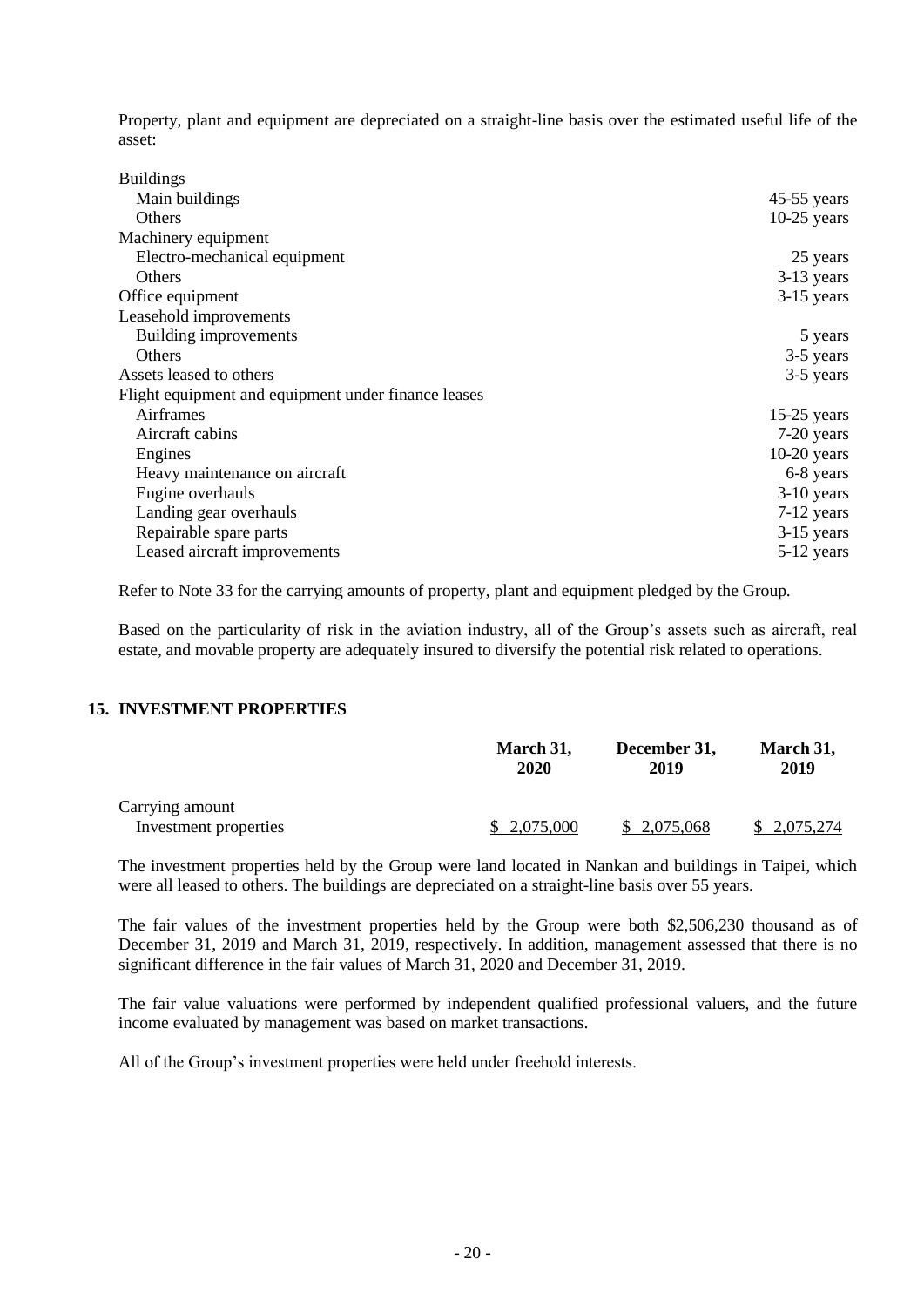Property, plant and equipment are depreciated on a straight-line basis over the estimated useful life of the asset:

| | |
|---|---|
| Buildings | |
| Main buildings | 45-55 years |
| Others | 10-25 years |
| Machinery equipment | |
| Electro-mechanical equipment | 25 years |
| Others | 3-13 years |
| Office equipment | 3-15 years |
| Leasehold improvements | |
| Building improvements | 5 years |
| Others | 3-5 years |
| Assets leased to others | 3-5 years |
| Flight equipment and equipment under finance leases | |
| Airframes | 15-25 years |
| Aircraft cabins | 7-20 years |
| Engines | 10-20 years |
| Heavy maintenance on aircraft | 6-8 years |
| Engine overhauls | 3-10 years |
| Landing gear overhauls | 7-12 years |
| Repairable spare parts | 3-15 years |
| Leased aircraft improvements | 5-12 years |

Refer to Note 33 for the carrying amounts of property, plant and equipment pledged by the Group.

Based on the particularity of risk in the aviation industry, all of the Group's assets such as aircraft, real estate, and movable property are adequately insured to diversify the potential risk related to operations.

## 15. INVESTMENT PROPERTIES

| | March 31, 2020 | December 31, 2019 | March 31, 2019 |
|---|---|---|---|
| Carrying amount | | | |
| Investment properties | $ 2,075,000 | $ 2,075,068 | $ 2,075,274 |

The investment properties held by the Group were land located in Nankan and buildings in Taipei, which were all leased to others. The buildings are depreciated on a straight-line basis over 55 years.

The fair values of the investment properties held by the Group were both $2,506,230 thousand as of December 31, 2019 and March 31, 2019, respectively. In addition, management assessed that there is no significant difference in the fair values of March 31, 2020 and December 31, 2019.

The fair value valuations were performed by independent qualified professional valuers, and the future income evaluated by management was based on market transactions.

All of the Group's investment properties were held under freehold interests.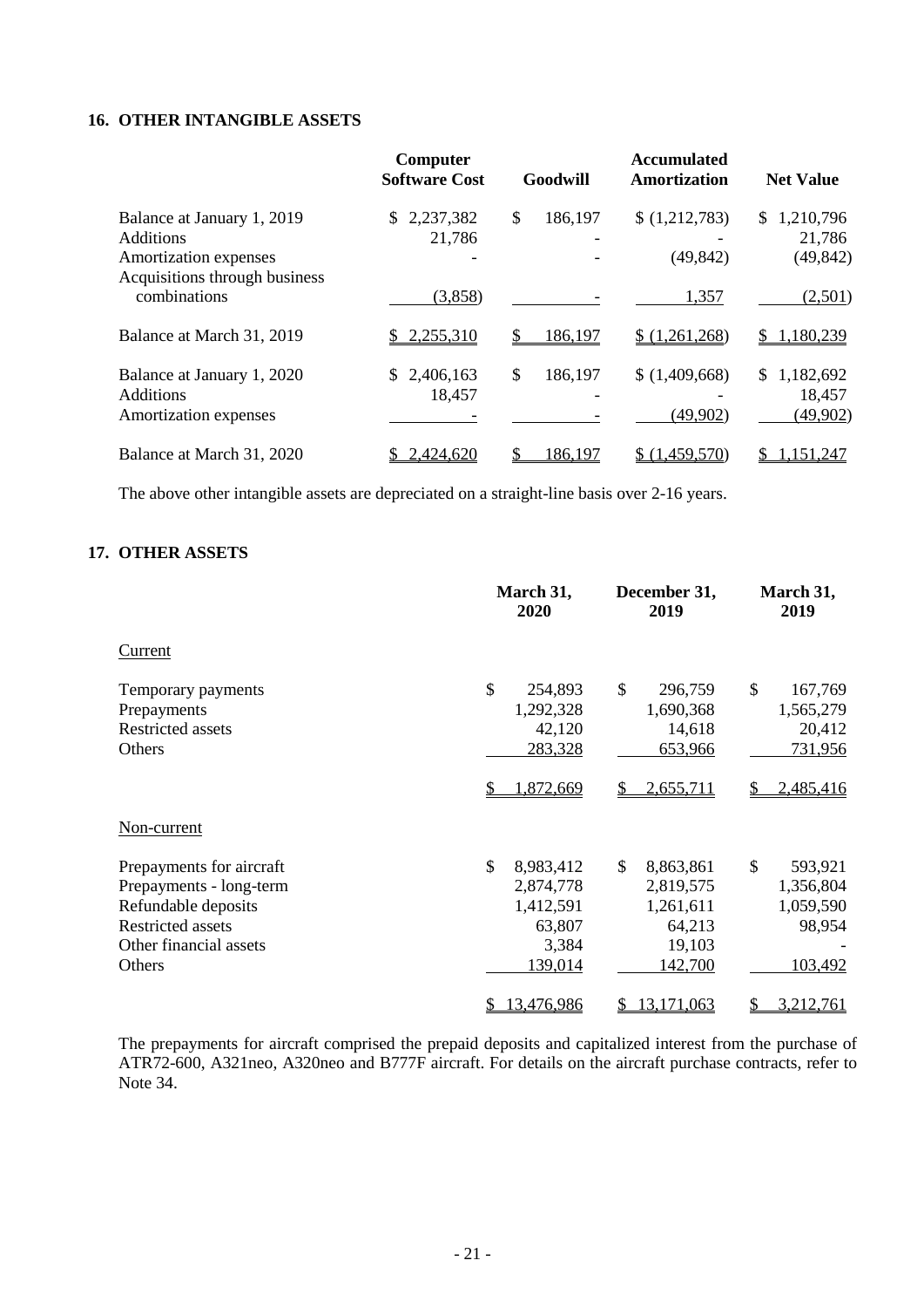## 16. OTHER INTANGIBLE ASSETS

| | Computer Software Cost | Goodwill | Accumulated Amortization | Net Value |
|---|---|---|---|---|
| Balance at January 1, 2019 | $ 2,237,382 | $ 186,197 | $ (1,212,783) | $ 1,210,796 |
| Additions | 21,786 | - | - | 21,786 |
| Amortization expenses | - | - | (49,842) | (49,842) |
| Acquisitions through business combinations | (3,858) | - | 1,357 | (2,501) |
| Balance at March 31, 2019 | $ 2,255,310 | $ 186,197 | $ (1,261,268) | $ 1,180,239 |
| Balance at January 1, 2020 | $ 2,406,163 | $ 186,197 | $ (1,409,668) | $ 1,182,692 |
| Additions | 18,457 | - | - | 18,457 |
| Amortization expenses | - | - | (49,902) | (49,902) |
| Balance at March 31, 2020 | $ 2,424,620 | $ 186,197 | $ (1,459,570) | $ 1,151,247 |

The above other intangible assets are depreciated on a straight-line basis over 2-16 years.

## 17. OTHER ASSETS

| | March 31, 2020 | December 31, 2019 | March 31, 2019 |
|---|---|---|---|
| Current | | | |
| Temporary payments | $ 254,893 | $ 296,759 | $ 167,769 |
| Prepayments | 1,292,328 | 1,690,368 | 1,565,279 |
| Restricted assets | 42,120 | 14,618 | 20,412 |
| Others | 283,328 | 653,966 | 731,956 |
| | $ 1,872,669 | $ 2,655,711 | $ 2,485,416 |
| Non-current | | | |
| Prepayments for aircraft | $ 8,983,412 | $ 8,863,861 | $ 593,921 |
| Prepayments - long-term | 2,874,778 | 2,819,575 | 1,356,804 |
| Refundable deposits | 1,412,591 | 1,261,611 | 1,059,590 |
| Restricted assets | 63,807 | 64,213 | 98,954 |
| Other financial assets | 3,384 | 19,103 | - |
| Others | 139,014 | 142,700 | 103,492 |
| | $ 13,476,986 | $ 13,171,063 | $ 3,212,761 |

The prepayments for aircraft comprised the prepaid deposits and capitalized interest from the purchase of ATR72-600, A321neo, A320neo and B777F aircraft. For details on the aircraft purchase contracts, refer to Note 34.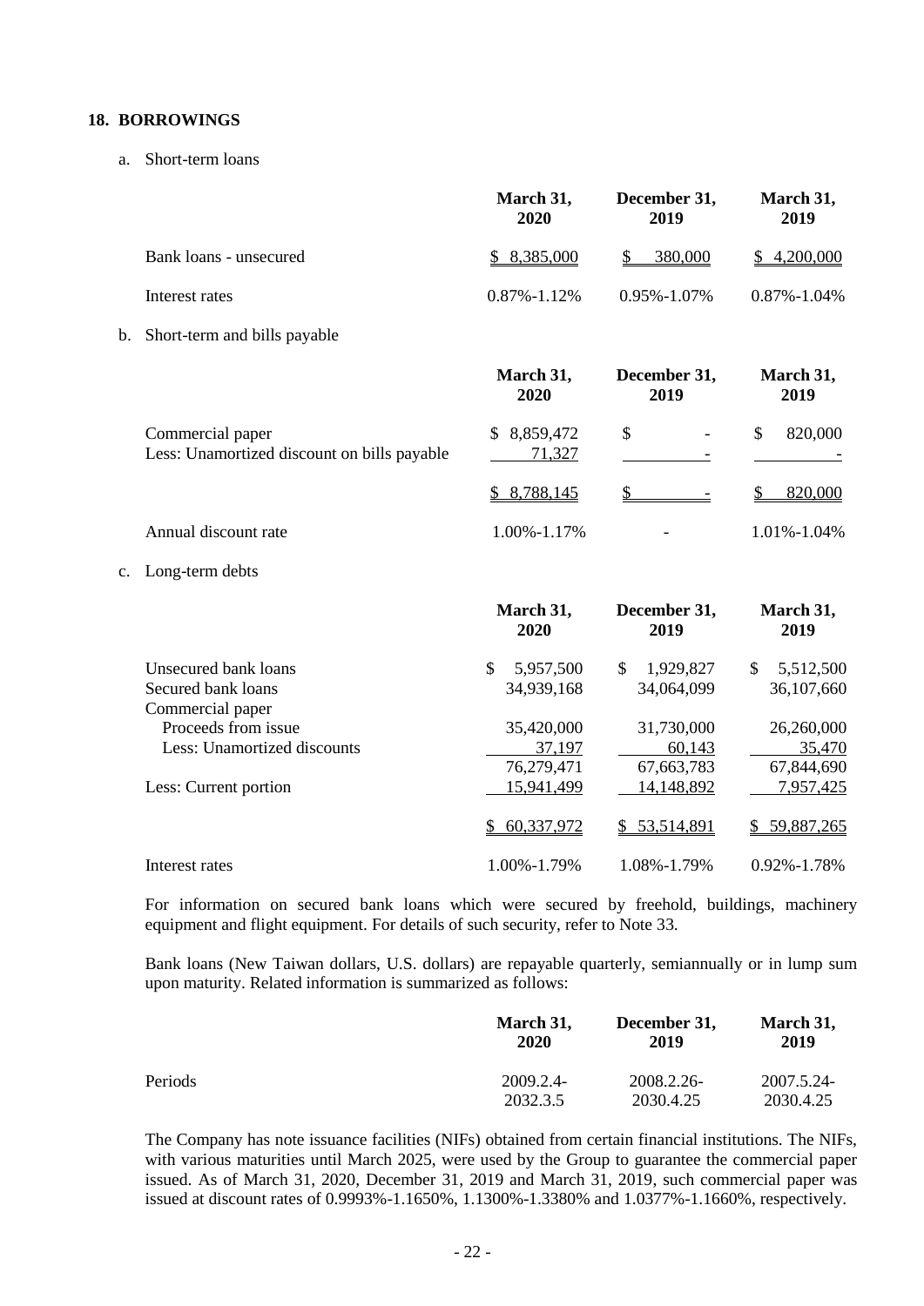## 18. BORROWINGS

a. Short-term loans

| | March 31, 2020 | December 31, 2019 | March 31, 2019 |
|---|---|---|---|
| Bank loans - unsecured | $ 8,385,000 | $ 380,000 | $ 4,200,000 |
| Interest rates | 0.87%-1.12% | 0.95%-1.07% | 0.87%-1.04% |

b. Short-term and bills payable

| | March 31, 2020 | December 31, 2019 | March 31, 2019 |
|---|---|---|---|
| Commercial paper | $ 8,859,472 | $ - | $ 820,000 |
| Less: Unamortized discount on bills payable | 71,327 | - | - |
| | $ 8,788,145 | $ - | $ 820,000 |
| Annual discount rate | 1.00%-1.17% | - | 1.01%-1.04% |

c. Long-term debts

| | March 31, 2020 | December 31, 2019 | March 31, 2019 |
|---|---|---|---|
| Unsecured bank loans | $ 5,957,500 | $ 1,929,827 | $ 5,512,500 |
| Secured bank loans | 34,939,168 | 34,064,099 | 36,107,660 |
| Commercial paper | | | |
| Proceeds from issue | 35,420,000 | 31,730,000 | 26,260,000 |
| Less: Unamortized discounts | 37,197 | 60,143 | 35,470 |
| | 76,279,471 | 67,663,783 | 67,844,690 |
| Less: Current portion | 15,941,499 | 14,148,892 | 7,957,425 |
| | $ 60,337,972 | $ 53,514,891 | $ 59,887,265 |
| Interest rates | 1.00%-1.79% | 1.08%-1.79% | 0.92%-1.78% |

For information on secured bank loans which were secured by freehold, buildings, machinery equipment and flight equipment. For details of such security, refer to Note 33.

Bank loans (New Taiwan dollars, U.S. dollars) are repayable quarterly, semiannually or in lump sum upon maturity. Related information is summarized as follows:

| | March 31, 2020 | December 31, 2019 | March 31, 2019 |
|---|---|---|---|
| Periods | 2009.2.4-2032.3.5 | 2008.2.26-2030.4.25 | 2007.5.24-2030.4.25 |

The Company has note issuance facilities (NIFs) obtained from certain financial institutions. The NIFs, with various maturities until March 2025, were used by the Group to guarantee the commercial paper issued. As of March 31, 2020, December 31, 2019 and March 31, 2019, such commercial paper was issued at discount rates of 0.9993%-1.1650%, 1.1300%-1.3380% and 1.0377%-1.1660%, respectively.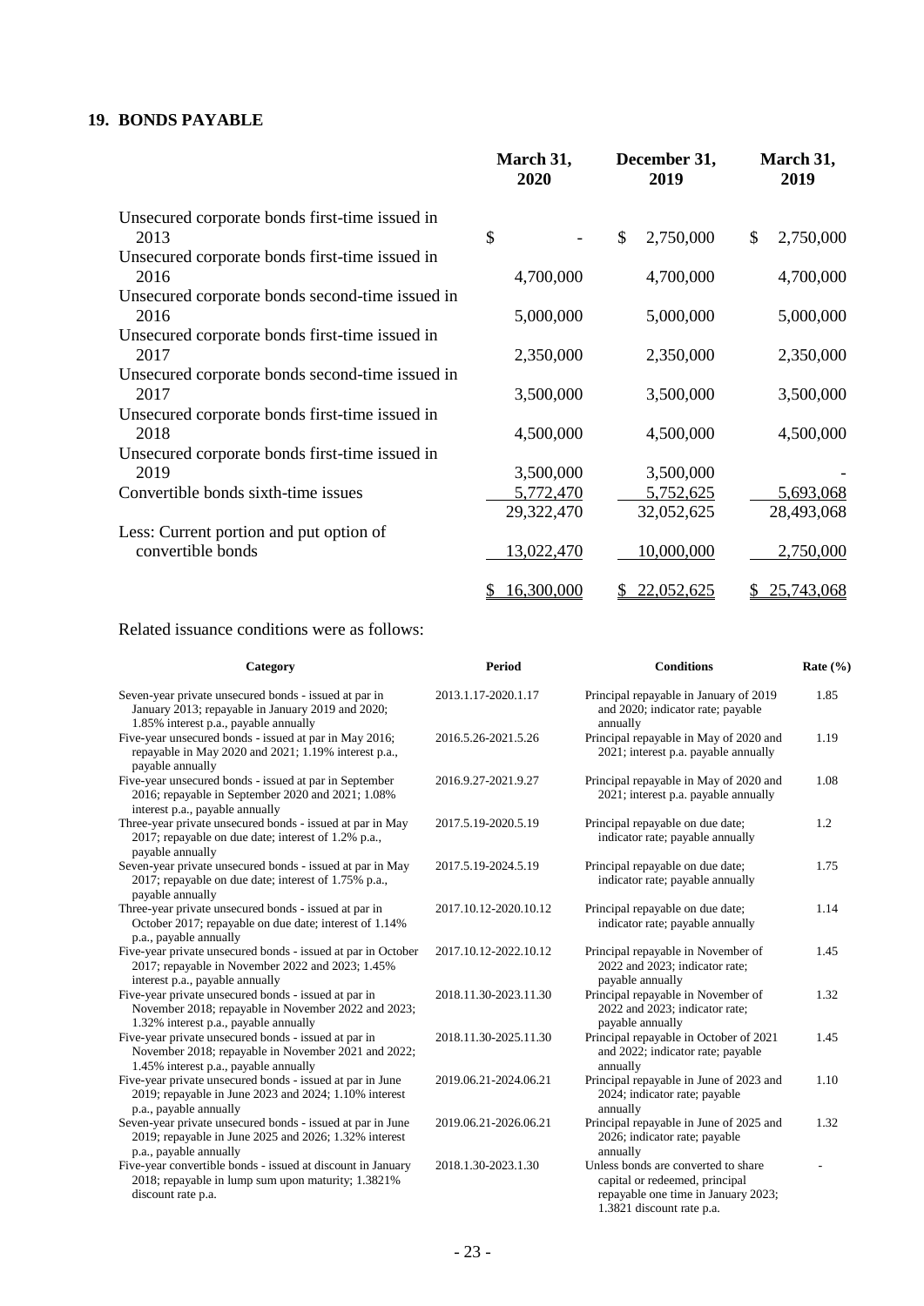## 19. BONDS PAYABLE

| | March 31, 2020 | December 31, 2019 | March 31, 2019 |
|---|---|---|---|
| Unsecured corporate bonds first-time issued in 2013 | $ - | $ 2,750,000 | $ 2,750,000 |
| Unsecured corporate bonds first-time issued in 2016 | 4,700,000 | 4,700,000 | 4,700,000 |
| Unsecured corporate bonds second-time issued in 2016 | 5,000,000 | 5,000,000 | 5,000,000 |
| Unsecured corporate bonds first-time issued in 2017 | 2,350,000 | 2,350,000 | 2,350,000 |
| Unsecured corporate bonds second-time issued in 2017 | 3,500,000 | 3,500,000 | 3,500,000 |
| Unsecured corporate bonds first-time issued in 2018 | 4,500,000 | 4,500,000 | 4,500,000 |
| Unsecured corporate bonds first-time issued in 2019 | 3,500,000 | 3,500,000 | - |
| Convertible bonds sixth-time issues | 5,772,470 | 5,752,625 | 5,693,068 |
| | 29,322,470 | 32,052,625 | 28,493,068 |
| Less: Current portion and put option of convertible bonds | 13,022,470 | 10,000,000 | 2,750,000 |
| | $ 16,300,000 | $ 22,052,625 | $ 25,743,068 |

Related issuance conditions were as follows:

| Category | Period | Conditions | Rate (%) |
|---|---|---|---|
| Seven-year private unsecured bonds - issued at par in January 2013; repayable in January 2019 and 2020; 1.85% interest p.a., payable annually | 2013.1.17-2020.1.17 | Principal repayable in January of 2019 and 2020; indicator rate; payable annually | 1.85 |
| Five-year unsecured bonds - issued at par in May 2016; repayable in May 2020 and 2021; 1.19% interest p.a., payable annually | 2016.5.26-2021.5.26 | Principal repayable in May of 2020 and 2021; interest p.a. payable annually | 1.19 |
| Five-year unsecured bonds - issued at par in September 2016; repayable in September 2020 and 2021; 1.08% interest p.a., payable annually | 2016.9.27-2021.9.27 | Principal repayable in May of 2020 and 2021; interest p.a. payable annually | 1.08 |
| Three-year private unsecured bonds - issued at par in May 2017; repayable on due date; interest of 1.2% p.a., payable annually | 2017.5.19-2020.5.19 | Principal repayable on due date; indicator rate; payable annually | 1.2 |
| Seven-year private unsecured bonds - issued at par in May 2017; repayable on due date; interest of 1.75% p.a., payable annually | 2017.5.19-2024.5.19 | Principal repayable on due date; indicator rate; payable annually | 1.75 |
| Three-year private unsecured bonds - issued at par in October 2017; repayable on due date; interest of 1.14% p.a., payable annually | 2017.10.12-2020.10.12 | Principal repayable on due date; indicator rate; payable annually | 1.14 |
| Five-year private unsecured bonds - issued at par in October 2017; repayable in November 2022 and 2023; 1.45% interest p.a., payable annually | 2017.10.12-2022.10.12 | Principal repayable in November of 2022 and 2023; indicator rate; payable annually | 1.45 |
| Five-year private unsecured bonds - issued at par in November 2018; repayable in November 2022 and 2023; 1.32% interest p.a., payable annually | 2018.11.30-2023.11.30 | Principal repayable in November of 2022 and 2023; indicator rate; payable annually | 1.32 |
| Five-year private unsecured bonds - issued at par in November 2018; repayable in November 2021 and 2022; 1.45% interest p.a., payable annually | 2018.11.30-2025.11.30 | Principal repayable in October of 2021 and 2022; indicator rate; payable annually | 1.45 |
| Five-year private unsecured bonds - issued at par in June 2019; repayable in June 2023 and 2024; 1.10% interest p.a., payable annually | 2019.06.21-2024.06.21 | Principal repayable in June of 2023 and 2024; indicator rate; payable annually | 1.10 |
| Seven-year private unsecured bonds - issued at par in June 2019; repayable in June 2025 and 2026; 1.32% interest p.a., payable annually | 2019.06.21-2026.06.21 | Principal repayable in June of 2025 and 2026; indicator rate; payable annually | 1.32 |
| Five-year convertible bonds - issued at discount in January 2018; repayable in lump sum upon maturity; 1.3821% discount rate p.a. | 2018.1.30-2023.1.30 | Unless bonds are converted to share capital or redeemed, principal repayable one time in January 2023; 1.3821 discount rate p.a. | - |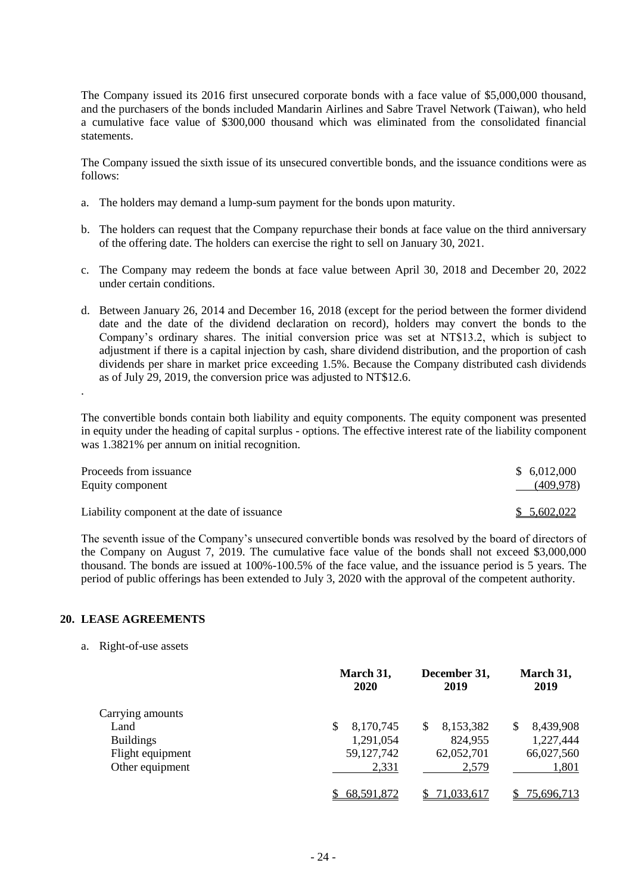The Company issued its 2016 first unsecured corporate bonds with a face value of $5,000,000 thousand, and the purchasers of the bonds included Mandarin Airlines and Sabre Travel Network (Taiwan), who held a cumulative face value of $300,000 thousand which was eliminated from the consolidated financial statements.

The Company issued the sixth issue of its unsecured convertible bonds, and the issuance conditions were as follows:

a. The holders may demand a lump-sum payment for the bonds upon maturity.

b. The holders can request that the Company repurchase their bonds at face value on the third anniversary of the offering date. The holders can exercise the right to sell on January 30, 2021.

c. The Company may redeem the bonds at face value between April 30, 2018 and December 20, 2022 under certain conditions.

d. Between January 26, 2014 and December 16, 2018 (except for the period between the former dividend date and the date of the dividend declaration on record), holders may convert the bonds to the Company's ordinary shares. The initial conversion price was set at NT$13.2, which is subject to adjustment if there is a capital injection by cash, share dividend distribution, and the proportion of cash dividends per share in market price exceeding 1.5%. Because the Company distributed cash dividends as of July 29, 2019, the conversion price was adjusted to NT$12.6.

.

The convertible bonds contain both liability and equity components. The equity component was presented in equity under the heading of capital surplus - options. The effective interest rate of the liability component was 1.3821% per annum on initial recognition.

| | |
|---|---|
| Proceeds from issuance | $ 6,012,000 |
| Equity component | (409,978) |
| Liability component at the date of issuance | $ 5,602,022 |

The seventh issue of the Company's unsecured convertible bonds was resolved by the board of directors of the Company on August 7, 2019. The cumulative face value of the bonds shall not exceed $3,000,000 thousand. The bonds are issued at 100%-100.5% of the face value, and the issuance period is 5 years. The period of public offerings has been extended to July 3, 2020 with the approval of the competent authority.

## 20. LEASE AGREEMENTS

a. Right-of-use assets

| | March 31, 2020 | December 31, 2019 | March 31, 2019 |
|---|---|---|---|
| Carrying amounts | | | |
| Land | $ 8,170,745 | $ 8,153,382 | $ 8,439,908 |
| Buildings | 1,291,054 | 824,955 | 1,227,444 |
| Flight equipment | 59,127,742 | 62,052,701 | 66,027,560 |
| Other equipment | 2,331 | 2,579 | 1,801 |
| | $ 68,591,872 | $ 71,033,617 | $ 75,696,713 |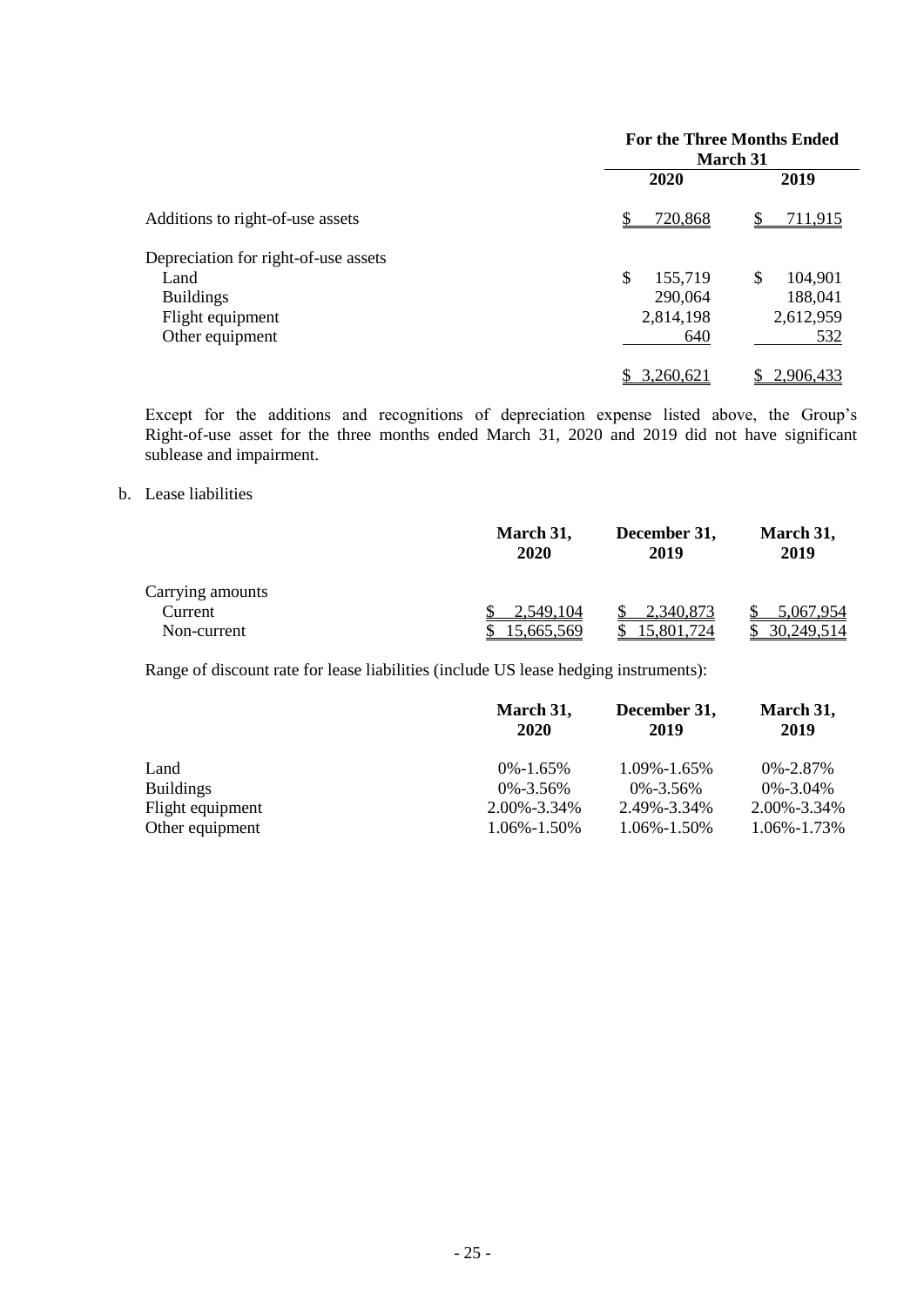| | For the Three Months Ended March 31 | |
|---|---|---|
| | 2020 | 2019 |
| Additions to right-of-use assets | $ 720,868 | $ 711,915 |
| Depreciation for right-of-use assets | | |
| Land | $ 155,719 | $ 104,901 |
| Buildings | 290,064 | 188,041 |
| Flight equipment | 2,814,198 | 2,612,959 |
| Other equipment | 640 | 532 |
| | $ 3,260,621 | $ 2,906,433 |

Except for the additions and recognitions of depreciation expense listed above, the Group's Right-of-use asset for the three months ended March 31, 2020 and 2019 did not have significant sublease and impairment.

b. Lease liabilities

| | March 31, 2020 | December 31, 2019 | March 31, 2019 |
|---|---|---|---|
| Carrying amounts | | | |
| Current | $ 2,549,104 | $ 2,340,873 | $ 5,067,954 |
| Non-current | $ 15,665,569 | $ 15,801,724 | $ 30,249,514 |

Range of discount rate for lease liabilities (include US lease hedging instruments):

| | March 31, 2020 | December 31, 2019 | March 31, 2019 |
|---|---|---|---|
| Land | 0%-1.65% | 1.09%-1.65% | 0%-2.87% |
| Buildings | 0%-3.56% | 0%-3.56% | 0%-3.04% |
| Flight equipment | 2.00%-3.34% | 2.49%-3.34% | 2.00%-3.34% |
| Other equipment | 1.06%-1.50% | 1.06%-1.50% | 1.06%-1.73% |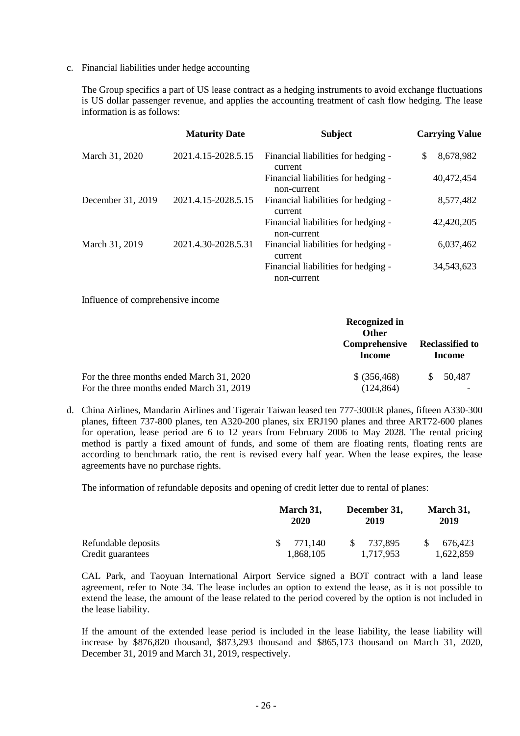c. Financial liabilities under hedge accounting

The Group specifics a part of US lease contract as a hedging instruments to avoid exchange fluctuations is US dollar passenger revenue, and applies the accounting treatment of cash flow hedging. The lease information is as follows:

| | Maturity Date | Subject | Carrying Value |
|---|---|---|---|
| March 31, 2020 | 2021.4.15-2028.5.15 | Financial liabilities for hedging - current | $ 8,678,982 |
| | | Financial liabilities for hedging - non-current | 40,472,454 |
| December 31, 2019 | 2021.4.15-2028.5.15 | Financial liabilities for hedging - current | 8,577,482 |
| | | Financial liabilities for hedging - non-current | 42,420,205 |
| March 31, 2019 | 2021.4.30-2028.5.31 | Financial liabilities for hedging - current | 6,037,462 |
| | | Financial liabilities for hedging - non-current | 34,543,623 |

Influence of comprehensive income

| | Recognized in Other Comprehensive Income | Reclassified to Income |
|---|---|---|
| For the three months ended March 31, 2020 | $ (356,468) | $ 50,487 |
| For the three months ended March 31, 2019 | (124,864) | - |

d. China Airlines, Mandarin Airlines and Tigerair Taiwan leased ten 777-300ER planes, fifteen A330-300 planes, fifteen 737-800 planes, ten A320-200 planes, six ERJ190 planes and three ART72-600 planes for operation, lease period are 6 to 12 years from February 2006 to May 2028. The rental pricing method is partly a fixed amount of funds, and some of them are floating rents, floating rents are according to benchmark ratio, the rent is revised every half year. When the lease expires, the lease agreements have no purchase rights.

The information of refundable deposits and opening of credit letter due to rental of planes:

| | March 31, 2020 | December 31, 2019 | March 31, 2019 |
|---|---|---|---|
| Refundable deposits | $ 771,140 | $ 737,895 | $ 676,423 |
| Credit guarantees | 1,868,105 | 1,717,953 | 1,622,859 |

CAL Park, and Taoyuan International Airport Service signed a BOT contract with a land lease agreement, refer to Note 34. The lease includes an option to extend the lease, as it is not possible to extend the lease, the amount of the lease related to the period covered by the option is not included in the lease liability.

If the amount of the extended lease period is included in the lease liability, the lease liability will increase by $876,820 thousand, $873,293 thousand and $865,173 thousand on March 31, 2020, December 31, 2019 and March 31, 2019, respectively.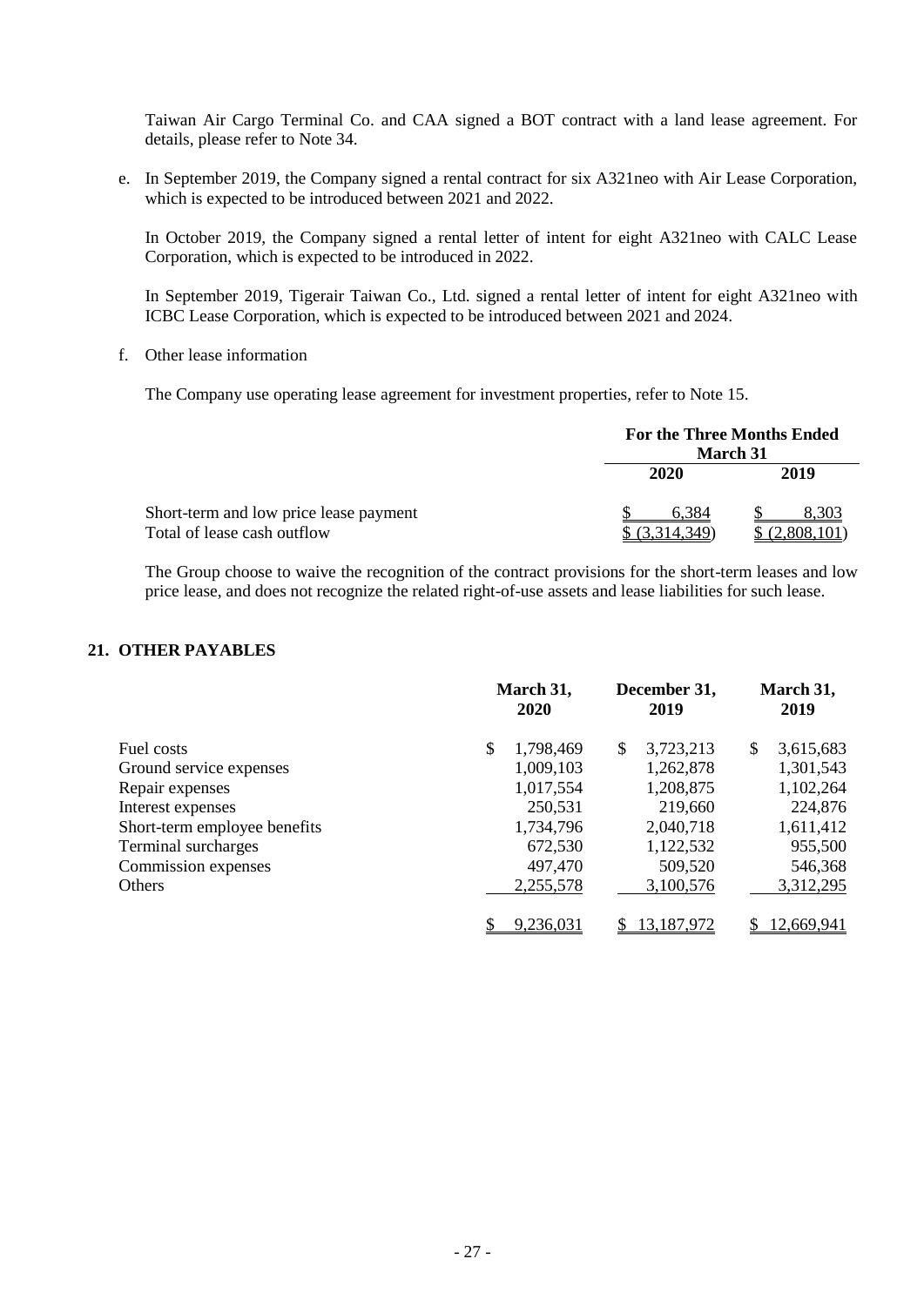Taiwan Air Cargo Terminal Co. and CAA signed a BOT contract with a land lease agreement. For details, please refer to Note 34.

e. In September 2019, the Company signed a rental contract for six A321neo with Air Lease Corporation, which is expected to be introduced between 2021 and 2022.

   In October 2019, the Company signed a rental letter of intent for eight A321neo with CALC Lease Corporation, which is expected to be introduced in 2022.

   In September 2019, Tigerair Taiwan Co., Ltd. signed a rental letter of intent for eight A321neo with ICBC Lease Corporation, which is expected to be introduced between 2021 and 2024.

f. Other lease information

   The Company use operating lease agreement for investment properties, refer to Note 15.

| | For the Three Months Ended March 31 | |
|---|---|---|
| | 2020 | 2019 |
| Short-term and low price lease payment | $ 6,384 | $ 8,303 |
| Total of lease cash outflow | $ (3,314,349) | $ (2,808,101) |

   The Group choose to waive the recognition of the contract provisions for the short-term leases and low price lease, and does not recognize the related right-of-use assets and lease liabilities for such lease.

## 21. OTHER PAYABLES

| | March 31, 2020 | December 31, 2019 | March 31, 2019 |
|---|---|---|---|
| Fuel costs | $ 1,798,469 | $ 3,723,213 | $ 3,615,683 |
| Ground service expenses | 1,009,103 | 1,262,878 | 1,301,543 |
| Repair expenses | 1,017,554 | 1,208,875 | 1,102,264 |
| Interest expenses | 250,531 | 219,660 | 224,876 |
| Short-term employee benefits | 1,734,796 | 2,040,718 | 1,611,412 |
| Terminal surcharges | 672,530 | 1,122,532 | 955,500 |
| Commission expenses | 497,470 | 509,520 | 546,368 |
| Others | 2,255,578 | 3,100,576 | 3,312,295 |
| | $ 9,236,031 | $ 13,187,972 | $ 12,669,941 |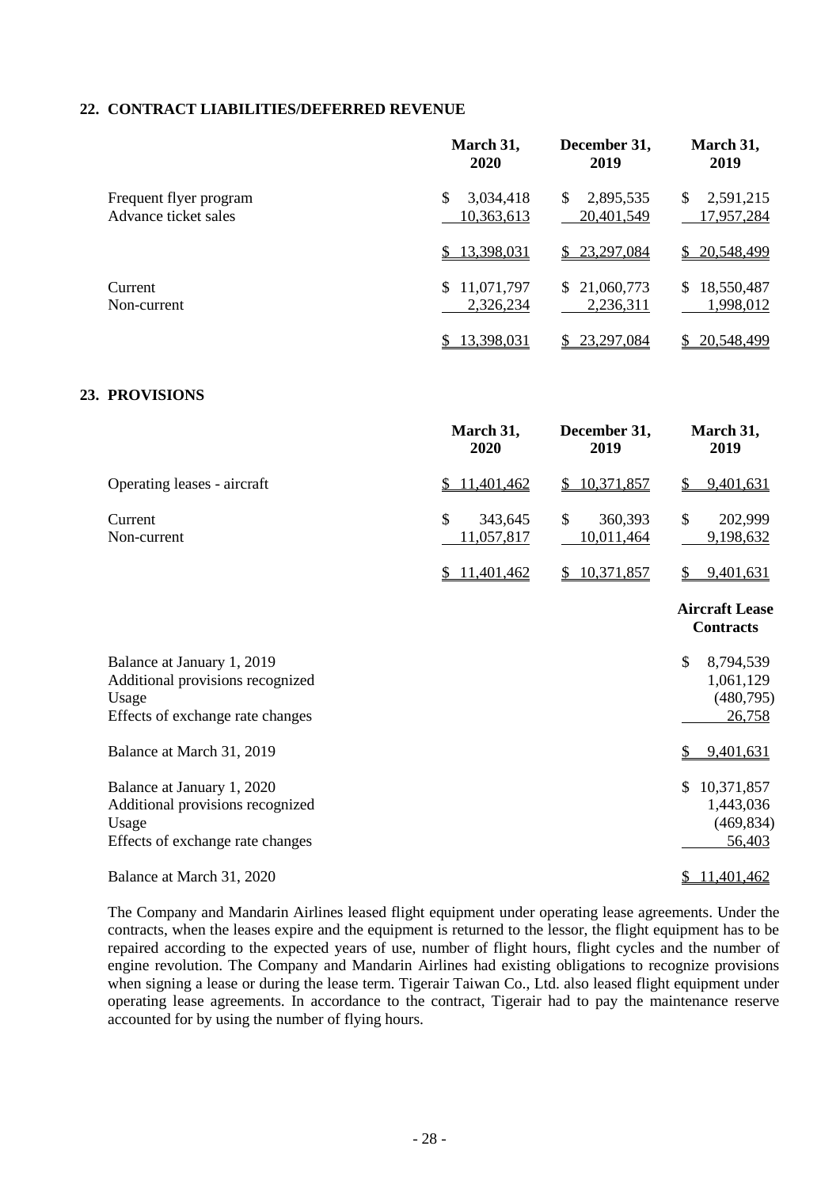## 22. CONTRACT LIABILITIES/DEFERRED REVENUE

| | March 31, 2020 | December 31, 2019 | March 31, 2019 |
|---|---|---|---|
| Frequent flyer program | $ 3,034,418 | $ 2,895,535 | $ 2,591,215 |
| Advance ticket sales | 10,363,613 | 20,401,549 | 17,957,284 |
| | $ 13,398,031 | $ 23,297,084 | $ 20,548,499 |
| Current | $ 11,071,797 | $ 21,060,773 | $ 18,550,487 |
| Non-current | 2,326,234 | 2,236,311 | 1,998,012 |
| | $ 13,398,031 | $ 23,297,084 | $ 20,548,499 |

## 23. PROVISIONS

| | March 31, 2020 | December 31, 2019 | March 31, 2019 |
|---|---|---|---|
| Operating leases - aircraft | $ 11,401,462 | $ 10,371,857 | $ 9,401,631 |
| Current | $ 343,645 | $ 360,393 | $ 202,999 |
| Non-current | 11,057,817 | 10,011,464 | 9,198,632 |
| | $ 11,401,462 | $ 10,371,857 | $ 9,401,631 |

| | Aircraft Lease Contracts |
|---|---|
| Balance at January 1, 2019 | $ 8,794,539 |
| Additional provisions recognized | 1,061,129 |
| Usage | (480,795) |
| Effects of exchange rate changes | 26,758 |
| Balance at March 31, 2019 | $ 9,401,631 |
| Balance at January 1, 2020 | $ 10,371,857 |
| Additional provisions recognized | 1,443,036 |
| Usage | (469,834) |
| Effects of exchange rate changes | 56,403 |
| Balance at March 31, 2020 | $ 11,401,462 |

The Company and Mandarin Airlines leased flight equipment under operating lease agreements. Under the contracts, when the leases expire and the equipment is returned to the lessor, the flight equipment has to be repaired according to the expected years of use, number of flight hours, flight cycles and the number of engine revolution. The Company and Mandarin Airlines had existing obligations to recognize provisions when signing a lease or during the lease term. Tigerair Taiwan Co., Ltd. also leased flight equipment under operating lease agreements. In accordance to the contract, Tigerair had to pay the maintenance reserve accounted for by using the number of flying hours.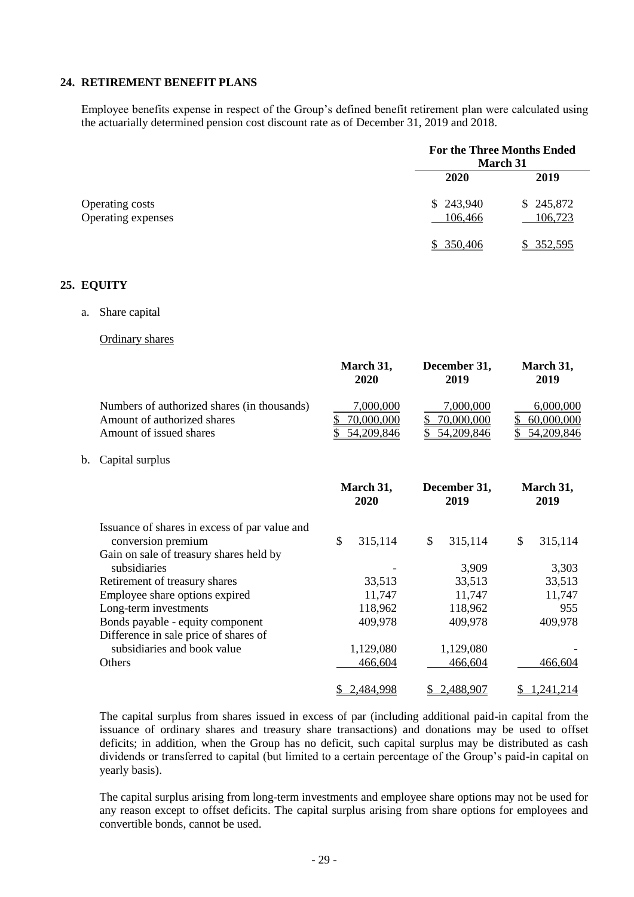## 24. RETIREMENT BENEFIT PLANS

Employee benefits expense in respect of the Group's defined benefit retirement plan were calculated using the actuarially determined pension cost discount rate as of December 31, 2019 and 2018.

| | For the Three Months Ended March 31 | |
|---|---|---|
| | 2020 | 2019 |
| Operating costs | $ 243,940 | $ 245,872 |
| Operating expenses | 106,466 | 106,723 |
| | $ 350,406 | $ 352,595 |

## 25. EQUITY

a. Share capital

Ordinary shares

| | March 31, 2020 | December 31, 2019 | March 31, 2019 |
|---|---|---|---|
| Numbers of authorized shares (in thousands) | 7,000,000 | 7,000,000 | 6,000,000 |
| Amount of authorized shares | $ 70,000,000 | $ 70,000,000 | $ 60,000,000 |
| Amount of issued shares | $ 54,209,846 | $ 54,209,846 | $ 54,209,846 |

b. Capital surplus

| | March 31, 2020 | December 31, 2019 | March 31, 2019 |
|---|---|---|---|
| Issuance of shares in excess of par value and conversion premium | $ 315,114 | $ 315,114 | $ 315,114 |
| Gain on sale of treasury shares held by subsidiaries | - | 3,909 | 3,303 |
| Retirement of treasury shares | 33,513 | 33,513 | 33,513 |
| Employee share options expired | 11,747 | 11,747 | 11,747 |
| Long-term investments | 118,962 | 118,962 | 955 |
| Bonds payable - equity component | 409,978 | 409,978 | 409,978 |
| Difference in sale price of shares of subsidiaries and book value | 1,129,080 | 1,129,080 | - |
| Others | 466,604 | 466,604 | 466,604 |
| | $ 2,484,998 | $ 2,488,907 | $ 1,241,214 |

The capital surplus from shares issued in excess of par (including additional paid-in capital from the issuance of ordinary shares and treasury share transactions) and donations may be used to offset deficits; in addition, when the Group has no deficit, such capital surplus may be distributed as cash dividends or transferred to capital (but limited to a certain percentage of the Group's paid-in capital on yearly basis).

The capital surplus arising from long-term investments and employee share options may not be used for any reason except to offset deficits. The capital surplus arising from share options for employees and convertible bonds, cannot be used.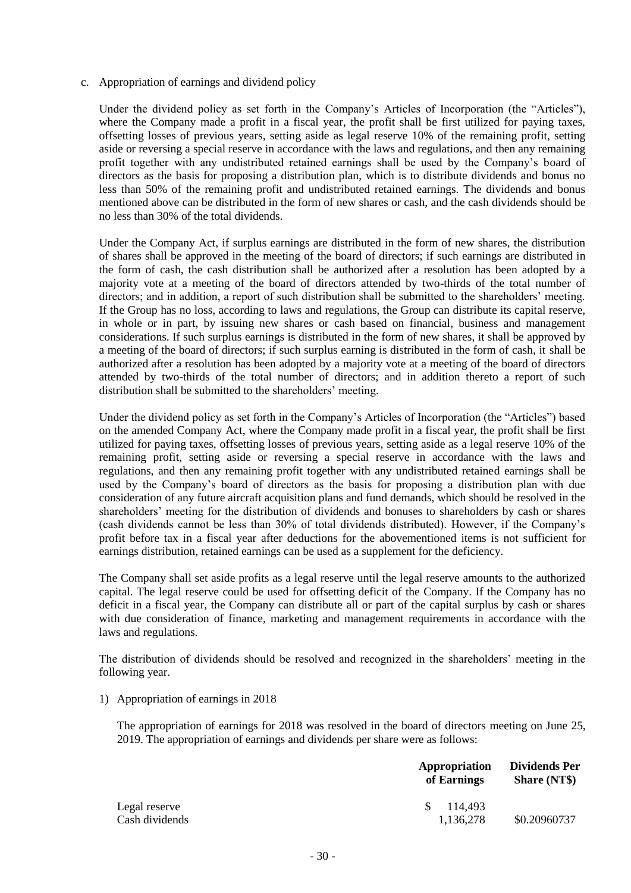c. Appropriation of earnings and dividend policy

Under the dividend policy as set forth in the Company's Articles of Incorporation (the "Articles"), where the Company made a profit in a fiscal year, the profit shall be first utilized for paying taxes, offsetting losses of previous years, setting aside as legal reserve 10% of the remaining profit, setting aside or reversing a special reserve in accordance with the laws and regulations, and then any remaining profit together with any undistributed retained earnings shall be used by the Company's board of directors as the basis for proposing a distribution plan, which is to distribute dividends and bonus no less than 50% of the remaining profit and undistributed retained earnings. The dividends and bonus mentioned above can be distributed in the form of new shares or cash, and the cash dividends should be no less than 30% of the total dividends.

Under the Company Act, if surplus earnings are distributed in the form of new shares, the distribution of shares shall be approved in the meeting of the board of directors; if such earnings are distributed in the form of cash, the cash distribution shall be authorized after a resolution has been adopted by a majority vote at a meeting of the board of directors attended by two-thirds of the total number of directors; and in addition, a report of such distribution shall be submitted to the shareholders' meeting. If the Group has no loss, according to laws and regulations, the Group can distribute its capital reserve, in whole or in part, by issuing new shares or cash based on financial, business and management considerations. If such surplus earnings is distributed in the form of new shares, it shall be approved by a meeting of the board of directors; if such surplus earning is distributed in the form of cash, it shall be authorized after a resolution has been adopted by a majority vote at a meeting of the board of directors attended by two-thirds of the total number of directors; and in addition thereto a report of such distribution shall be submitted to the shareholders' meeting.

Under the dividend policy as set forth in the Company's Articles of Incorporation (the "Articles") based on the amended Company Act, where the Company made profit in a fiscal year, the profit shall be first utilized for paying taxes, offsetting losses of previous years, setting aside as a legal reserve 10% of the remaining profit, setting aside or reversing a special reserve in accordance with the laws and regulations, and then any remaining profit together with any undistributed retained earnings shall be used by the Company's board of directors as the basis for proposing a distribution plan with due consideration of any future aircraft acquisition plans and fund demands, which should be resolved in the shareholders' meeting for the distribution of dividends and bonuses to shareholders by cash or shares (cash dividends cannot be less than 30% of total dividends distributed). However, if the Company's profit before tax in a fiscal year after deductions for the abovementioned items is not sufficient for earnings distribution, retained earnings can be used as a supplement for the deficiency.

The Company shall set aside profits as a legal reserve until the legal reserve amounts to the authorized capital. The legal reserve could be used for offsetting deficit of the Company. If the Company has no deficit in a fiscal year, the Company can distribute all or part of the capital surplus by cash or shares with due consideration of finance, marketing and management requirements in accordance with the laws and regulations.

The distribution of dividends should be resolved and recognized in the shareholders' meeting in the following year.

1) Appropriation of earnings in 2018

The appropriation of earnings for 2018 was resolved in the board of directors meeting on June 25, 2019. The appropriation of earnings and dividends per share were as follows:

| | Appropriation of Earnings | Dividends Per Share (NT$) |
|---|---|---|
| Legal reserve | $ 114,493 | |
| Cash dividends | 1,136,278 | $0.20960737 |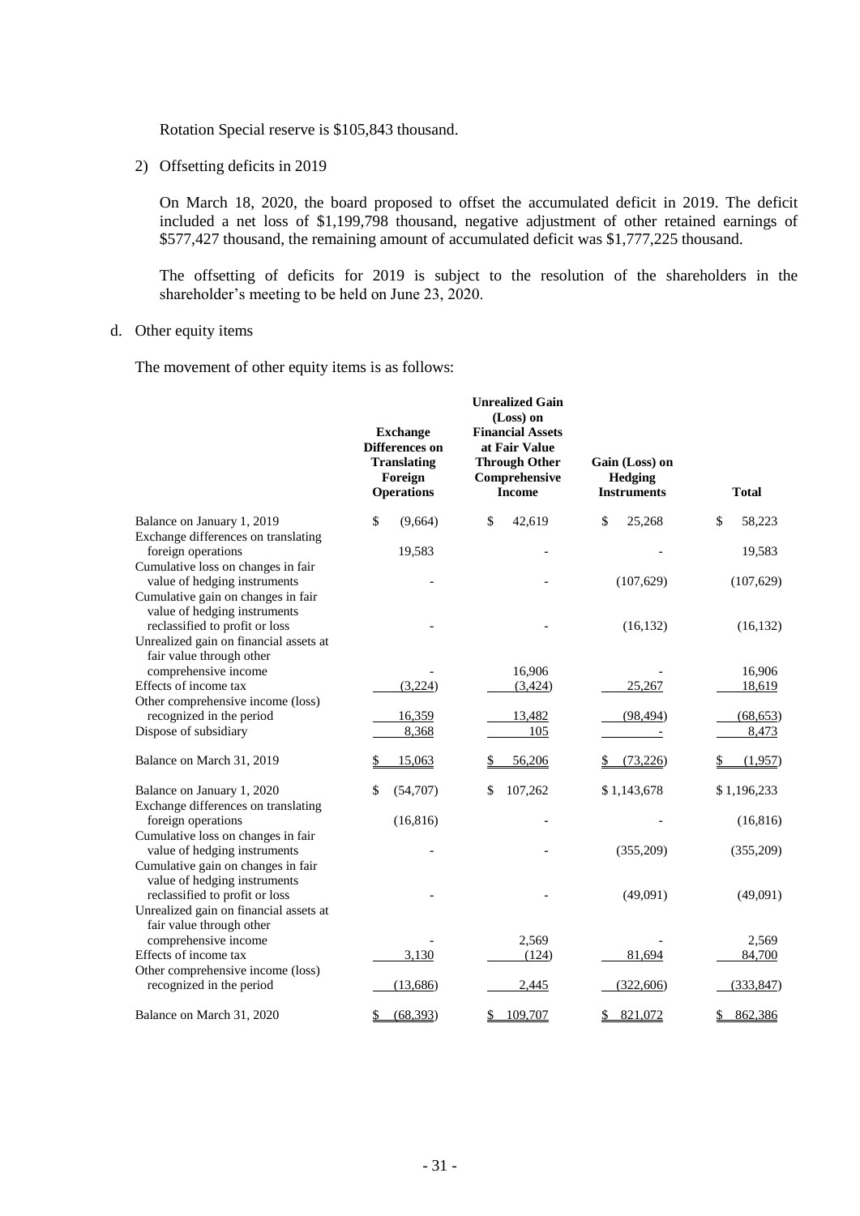Rotation Special reserve is $105,843 thousand.

2) Offsetting deficits in 2019

On March 18, 2020, the board proposed to offset the accumulated deficit in 2019. The deficit included a net loss of $1,199,798 thousand, negative adjustment of other retained earnings of $577,427 thousand, the remaining amount of accumulated deficit was $1,777,225 thousand.

The offsetting of deficits for 2019 is subject to the resolution of the shareholders in the shareholder's meeting to be held on June 23, 2020.

d. Other equity items

The movement of other equity items is as follows:

| | Exchange Differences on Translating Foreign Operations | Unrealized Gain (Loss) on Financial Assets at Fair Value Through Other Comprehensive Income | Gain (Loss) on Hedging Instruments | Total |
|---|---|---|---|---|
| Balance on January 1, 2019 | $ (9,664) | $ 42,619 | $ 25,268 | $ 58,223 |
| Exchange differences on translating foreign operations | 19,583 | - | - | 19,583 |
| Cumulative loss on changes in fair value of hedging instruments | - | - | (107,629) | (107,629) |
| Cumulative gain on changes in fair value of hedging instruments reclassified to profit or loss | - | - | (16,132) | (16,132) |
| Unrealized gain on financial assets at fair value through other comprehensive income | - | 16,906 | - | 16,906 |
| Effects of income tax | (3,224) | (3,424) | 25,267 | 18,619 |
| Other comprehensive income (loss) recognized in the period | 16,359 | 13,482 | (98,494) | (68,653) |
| Dispose of subsidiary | 8,368 | 105 | - | 8,473 |
| Balance on March 31, 2019 | $ 15,063 | $ 56,206 | $ (73,226) | $ (1,957) |
| Balance on January 1, 2020 | $ (54,707) | $ 107,262 | $ 1,143,678 | $ 1,196,233 |
| Exchange differences on translating foreign operations | (16,816) | - | - | (16,816) |
| Cumulative loss on changes in fair value of hedging instruments | - | - | (355,209) | (355,209) |
| Cumulative gain on changes in fair value of hedging instruments reclassified to profit or loss | - | - | (49,091) | (49,091) |
| Unrealized gain on financial assets at fair value through other comprehensive income | - | 2,569 | - | 2,569 |
| Effects of income tax | 3,130 | (124) | 81,694 | 84,700 |
| Other comprehensive income (loss) recognized in the period | (13,686) | 2,445 | (322,606) | (333,847) |
| Balance on March 31, 2020 | $ (68,393) | $ 109,707 | $ 821,072 | $ 862,386 |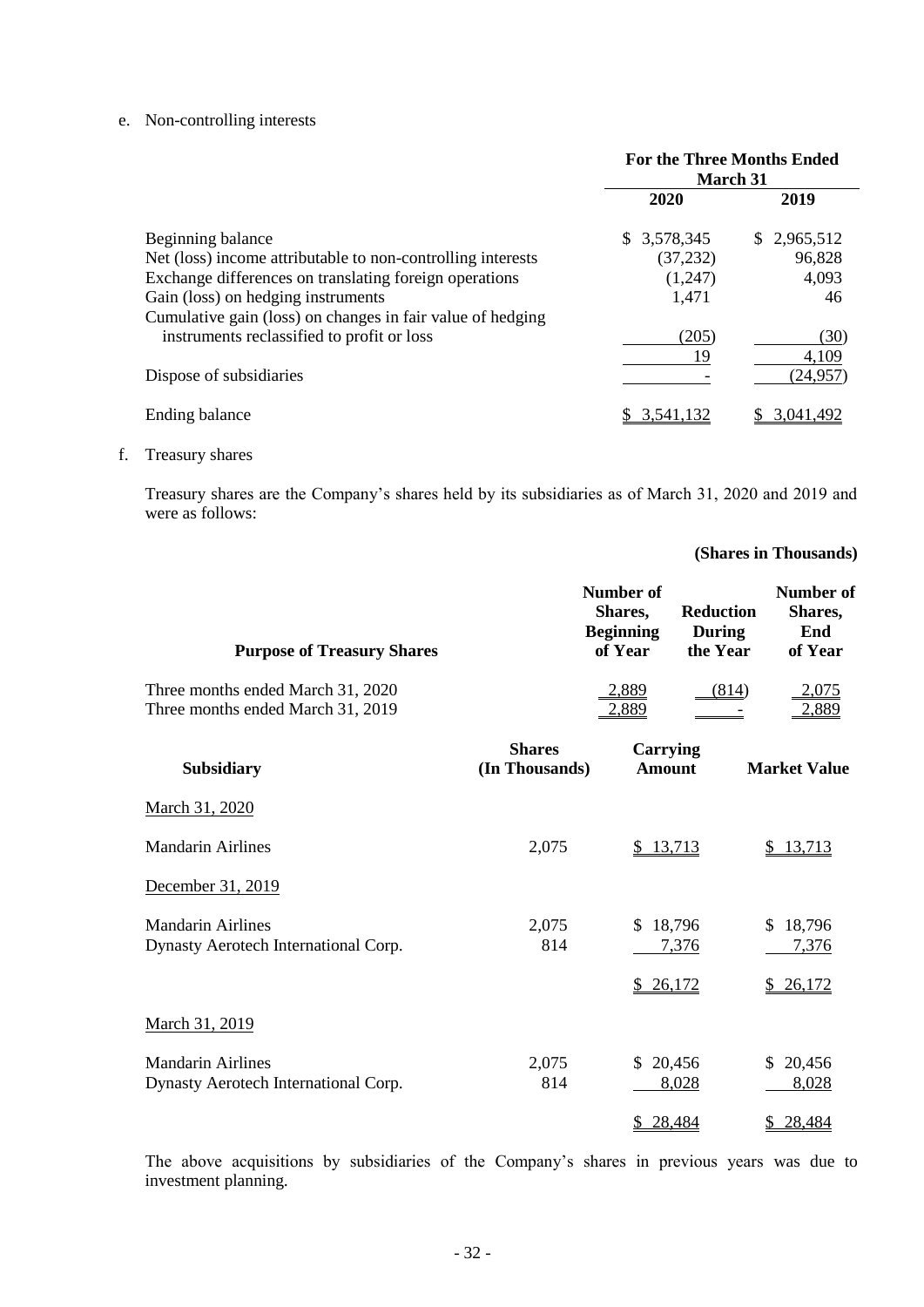e. Non-controlling interests

| | For the Three Months Ended March 31 | |
|---|---|---|
| | 2020 | 2019 |
| Beginning balance | $ 3,578,345 | $ 2,965,512 |
| Net (loss) income attributable to non-controlling interests | (37,232) | 96,828 |
| Exchange differences on translating foreign operations | (1,247) | 4,093 |
| Gain (loss) on hedging instruments | 1,471 | 46 |
| Cumulative gain (loss) on changes in fair value of hedging instruments reclassified to profit or loss | (205) | (30) |
| | 19 | 4,109 |
| Dispose of subsidiaries | - | (24,957) |
| Ending balance | $ 3,541,132 | $ 3,041,492 |

f. Treasury shares

Treasury shares are the Company's shares held by its subsidiaries as of March 31, 2020 and 2019 and were as follows:

**(Shares in Thousands)**

| Purpose of Treasury Shares | Number of Shares, Beginning of Year | Reduction During the Year | Number of Shares, End of Year |
|---|---|---|---|
| Three months ended March 31, 2020 | 2,889 | (814) | 2,075 |
| Three months ended March 31, 2019 | 2,889 | - | 2,889 |

| Subsidiary | Shares (In Thousands) | Carrying Amount | Market Value |
|---|---|---|---|
| March 31, 2020 | | | |
| Mandarin Airlines | 2,075 | $ 13,713 | $ 13,713 |
| December 31, 2019 | | | |
| Mandarin Airlines | 2,075 | $ 18,796 | $ 18,796 |
| Dynasty Aerotech International Corp. | 814 | 7,376 | 7,376 |
| | | $ 26,172 | $ 26,172 |
| March 31, 2019 | | | |
| Mandarin Airlines | 2,075 | $ 20,456 | $ 20,456 |
| Dynasty Aerotech International Corp. | 814 | 8,028 | 8,028 |
| | | $ 28,484 | $ 28,484 |

The above acquisitions by subsidiaries of the Company's shares in previous years was due to investment planning.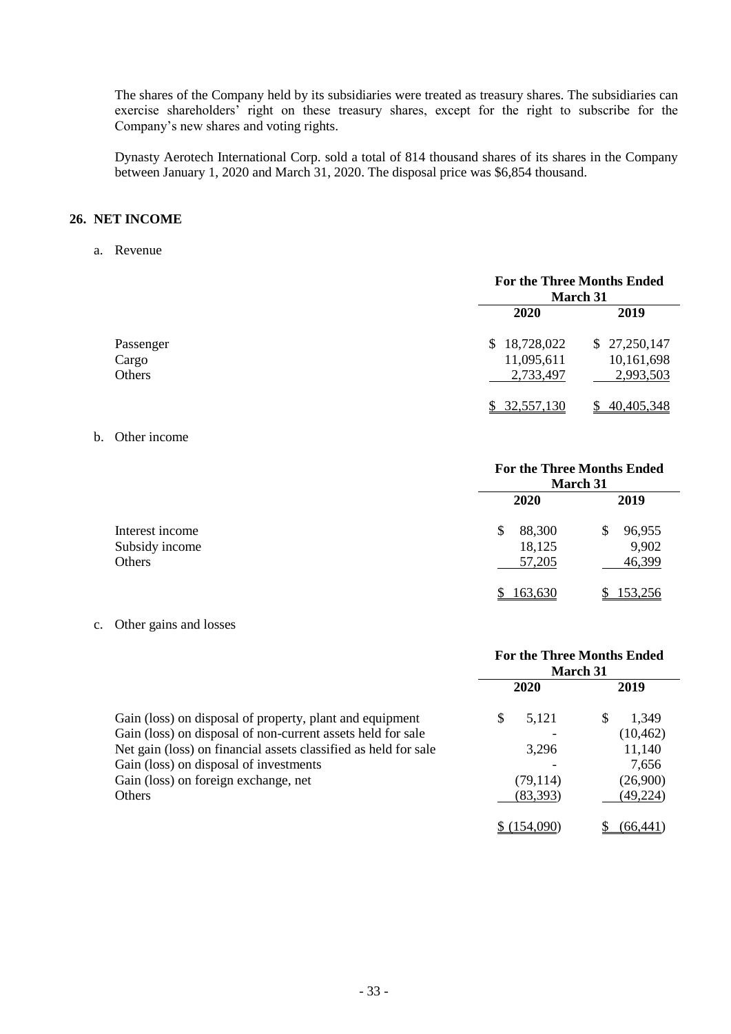The shares of the Company held by its subsidiaries were treated as treasury shares. The subsidiaries can exercise shareholders' right on these treasury shares, except for the right to subscribe for the Company's new shares and voting rights.

Dynasty Aerotech International Corp. sold a total of 814 thousand shares of its shares in the Company between January 1, 2020 and March 31, 2020. The disposal price was $6,854 thousand.

## 26. NET INCOME

a. Revenue

| | For the Three Months Ended March 31 | |
|---|---|---|
| | 2020 | 2019 |
| Passenger | $ 18,728,022 | $ 27,250,147 |
| Cargo | 11,095,611 | 10,161,698 |
| Others | 2,733,497 | 2,993,503 |
| | $ 32,557,130 | $ 40,405,348 |

b. Other income

| | For the Three Months Ended March 31 | |
|---|---|---|
| | 2020 | 2019 |
| Interest income | $ 88,300 | $ 96,955 |
| Subsidy income | 18,125 | 9,902 |
| Others | 57,205 | 46,399 |
| | $ 163,630 | $ 153,256 |

c. Other gains and losses

| | For the Three Months Ended March 31 | |
|---|---|---|
| | 2020 | 2019 |
| Gain (loss) on disposal of property, plant and equipment | $ 5,121 | $ 1,349 |
| Gain (loss) on disposal of non-current assets held for sale | - | (10,462) |
| Net gain (loss) on financial assets classified as held for sale | 3,296 | 11,140 |
| Gain (loss) on disposal of investments | - | 7,656 |
| Gain (loss) on foreign exchange, net | (79,114) | (26,900) |
| Others | (83,393) | (49,224) |
| | $ (154,090) | $ (66,441) |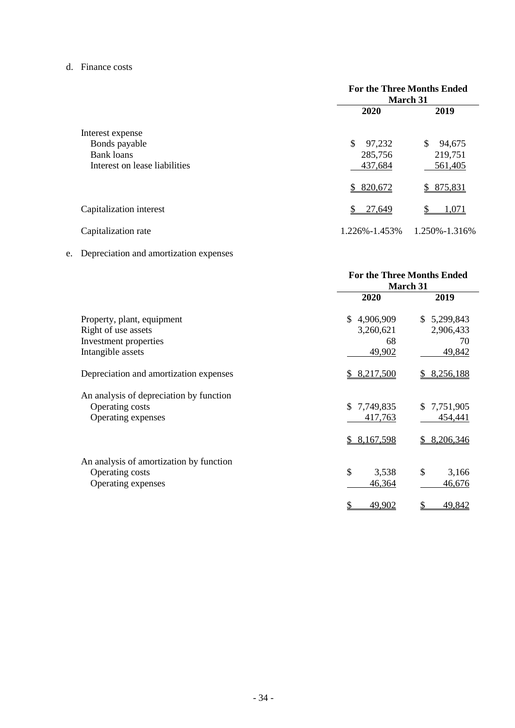d. Finance costs

| | For the Three Months Ended March 31 | |
|---|---|---|
| | 2020 | 2019 |
| Interest expense | | |
| Bonds payable | $ 97,232 | $ 94,675 |
| Bank loans | 285,756 | 219,751 |
| Interest on lease liabilities | 437,684 | 561,405 |
| | $ 820,672 | $ 875,831 |
| Capitalization interest | $ 27,649 | $ 1,071 |
| Capitalization rate | 1.226%-1.453% | 1.250%-1.316% |

e. Depreciation and amortization expenses

| | For the Three Months Ended March 31 | |
|---|---|---|
| | 2020 | 2019 |
| Property, plant, equipment | $ 4,906,909 | $ 5,299,843 |
| Right of use assets | 3,260,621 | 2,906,433 |
| Investment properties | 68 | 70 |
| Intangible assets | 49,902 | 49,842 |
| Depreciation and amortization expenses | $ 8,217,500 | $ 8,256,188 |
| An analysis of depreciation by function | | |
| Operating costs | $ 7,749,835 | $ 7,751,905 |
| Operating expenses | 417,763 | 454,441 |
| | $ 8,167,598 | $ 8,206,346 |
| An analysis of amortization by function | | |
| Operating costs | $ 3,538 | $ 3,166 |
| Operating expenses | 46,364 | 46,676 |
| | $ 49,902 | $ 49,842 |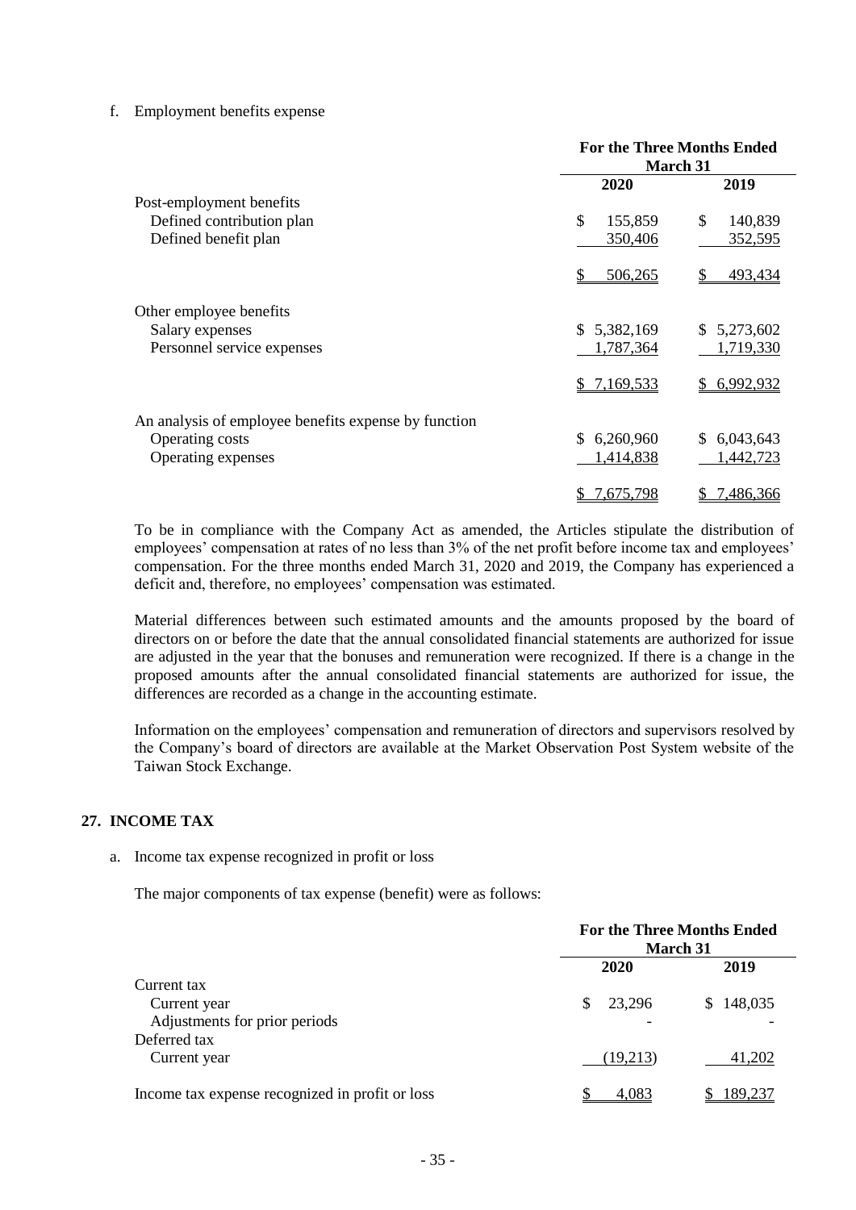f. Employment benefits expense

| | For the Three Months Ended March 31 | |
|---|---|---|
| | 2020 | 2019 |
| Post-employment benefits | | |
| Defined contribution plan | $ 155,859 | $ 140,839 |
| Defined benefit plan | 350,406 | 352,595 |
| | $ 506,265 | $ 493,434 |
| Other employee benefits | | |
| Salary expenses | $ 5,382,169 | $ 5,273,602 |
| Personnel service expenses | 1,787,364 | 1,719,330 |
| | $ 7,169,533 | $ 6,992,932 |
| An analysis of employee benefits expense by function | | |
| Operating costs | $ 6,260,960 | $ 6,043,643 |
| Operating expenses | 1,414,838 | 1,442,723 |
| | $ 7,675,798 | $ 7,486,366 |

To be in compliance with the Company Act as amended, the Articles stipulate the distribution of employees' compensation at rates of no less than 3% of the net profit before income tax and employees' compensation. For the three months ended March 31, 2020 and 2019, the Company has experienced a deficit and, therefore, no employees' compensation was estimated.

Material differences between such estimated amounts and the amounts proposed by the board of directors on or before the date that the annual consolidated financial statements are authorized for issue are adjusted in the year that the bonuses and remuneration were recognized. If there is a change in the proposed amounts after the annual consolidated financial statements are authorized for issue, the differences are recorded as a change in the accounting estimate.

Information on the employees' compensation and remuneration of directors and supervisors resolved by the Company's board of directors are available at the Market Observation Post System website of the Taiwan Stock Exchange.

## 27. INCOME TAX

a. Income tax expense recognized in profit or loss

The major components of tax expense (benefit) were as follows:

| | For the Three Months Ended March 31 | |
|---|---|---|
| | 2020 | 2019 |
| Current tax | | |
| Current year | $ 23,296 | $ 148,035 |
| Adjustments for prior periods | - | - |
| Deferred tax | | |
| Current year | (19,213) | 41,202 |
| Income tax expense recognized in profit or loss | $ 4,083 | $ 189,237 |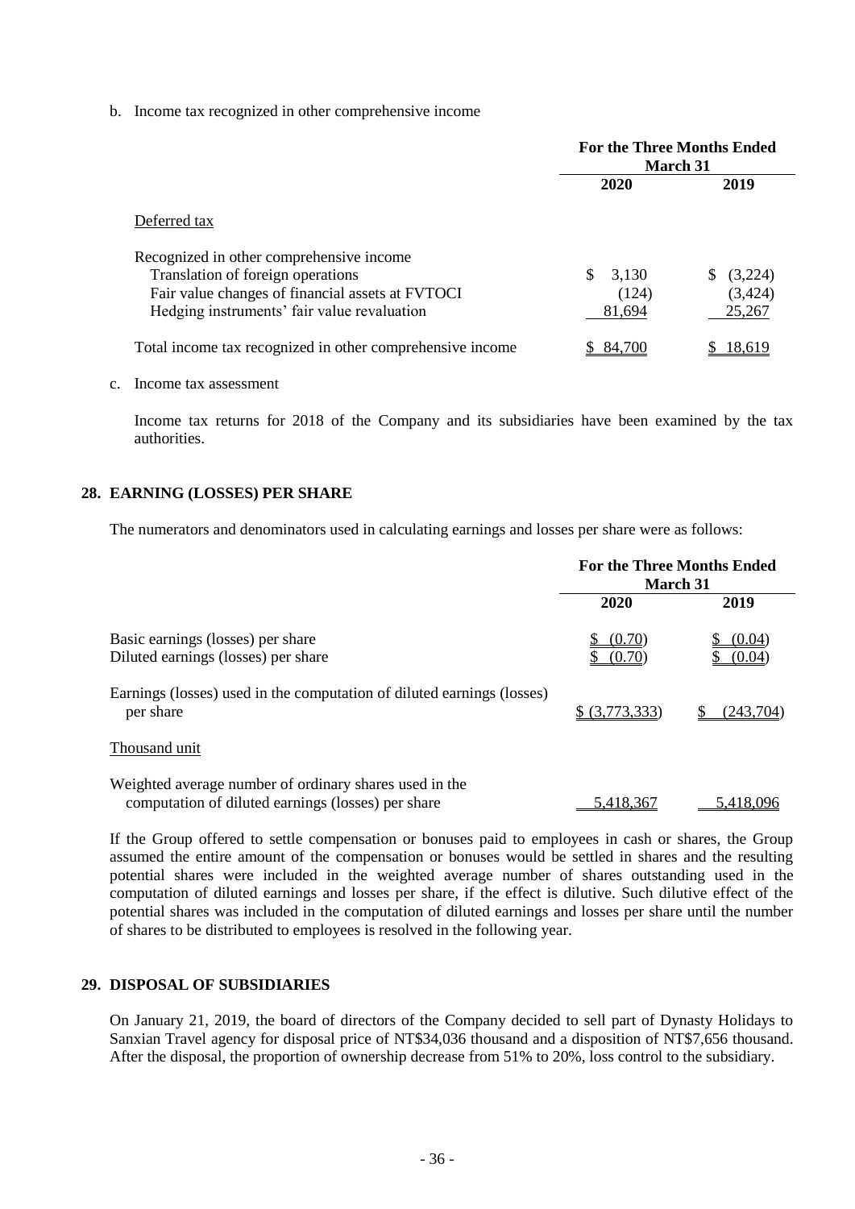b. Income tax recognized in other comprehensive income

| | For the Three Months Ended March 31 | |
|---|---|---|
| | 2020 | 2019 |
| Deferred tax | | |
| Recognized in other comprehensive income | | |
| Translation of foreign operations | $ 3,130 | $ (3,224) |
| Fair value changes of financial assets at FVTOCI | (124) | (3,424) |
| Hedging instruments' fair value revaluation | 81,694 | 25,267 |
| Total income tax recognized in other comprehensive income | $ 84,700 | $ 18,619 |

c. Income tax assessment

Income tax returns for 2018 of the Company and its subsidiaries have been examined by the tax authorities.

## 28. EARNING (LOSSES) PER SHARE

The numerators and denominators used in calculating earnings and losses per share were as follows:

| | For the Three Months Ended March 31 | |
|---|---|---|
| | 2020 | 2019 |
| Basic earnings (losses) per share | $ (0.70) | $ (0.04) |
| Diluted earnings (losses) per share | $ (0.70) | $ (0.04) |
| Earnings (losses) used in the computation of diluted earnings (losses) per share | $ (3,773,333) | $ (243,704) |
| Thousand unit | | |
| Weighted average number of ordinary shares used in the computation of diluted earnings (losses) per share | 5,418,367 | 5,418,096 |

If the Group offered to settle compensation or bonuses paid to employees in cash or shares, the Group assumed the entire amount of the compensation or bonuses would be settled in shares and the resulting potential shares were included in the weighted average number of shares outstanding used in the computation of diluted earnings and losses per share, if the effect is dilutive. Such dilutive effect of the potential shares was included in the computation of diluted earnings and losses per share until the number of shares to be distributed to employees is resolved in the following year.

## 29. DISPOSAL OF SUBSIDIARIES

On January 21, 2019, the board of directors of the Company decided to sell part of Dynasty Holidays to Sanxian Travel agency for disposal price of NT$34,036 thousand and a disposition of NT$7,656 thousand. After the disposal, the proportion of ownership decrease from 51% to 20%, loss control to the subsidiary.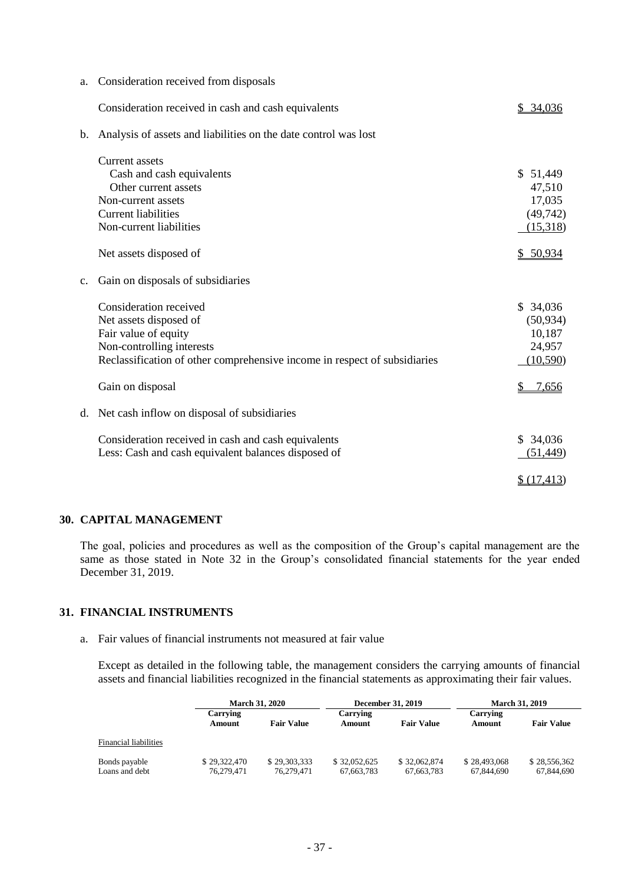a. Consideration received from disposals

| | |
|---|---|
| Consideration received in cash and cash equivalents | $ 34,036 |

b. Analysis of assets and liabilities on the date control was lost

| | |
|---|---|
| Current assets | |
| Cash and cash equivalents | $ 51,449 |
| Other current assets | 47,510 |
| Non-current assets | 17,035 |
| Current liabilities | (49,742) |
| Non-current liabilities | (15,318) |
| Net assets disposed of | $ 50,934 |

c. Gain on disposals of subsidiaries

| | |
|---|---|
| Consideration received | $ 34,036 |
| Net assets disposed of | (50,934) |
| Fair value of equity | 10,187 |
| Non-controlling interests | 24,957 |
| Reclassification of other comprehensive income in respect of subsidiaries | (10,590) |
| Gain on disposal | $ 7,656 |

d. Net cash inflow on disposal of subsidiaries

| | |
|---|---|
| Consideration received in cash and cash equivalents | $ 34,036 |
| Less: Cash and cash equivalent balances disposed of | (51,449) |
| | $ (17,413) |

## 30. CAPITAL MANAGEMENT

The goal, policies and procedures as well as the composition of the Group's capital management are the same as those stated in Note 32 in the Group's consolidated financial statements for the year ended December 31, 2019.

## 31. FINANCIAL INSTRUMENTS

a. Fair values of financial instruments not measured at fair value

Except as detailed in the following table, the management considers the carrying amounts of financial assets and financial liabilities recognized in the financial statements as approximating their fair values.

| | March 31, 2020 | | December 31, 2019 | | March 31, 2019 | |
|---|---|---|---|---|---|---|
| | Carrying Amount | Fair Value | Carrying Amount | Fair Value | Carrying Amount | Fair Value |
| Financial liabilities | | | | | | |
| Bonds payable | $ 29,322,470 | $ 29,303,333 | $ 32,052,625 | $ 32,062,874 | $ 28,493,068 | $ 28,556,362 |
| Loans and debt | 76,279,471 | 76,279,471 | 67,663,783 | 67,663,783 | 67,844,690 | 67,844,690 |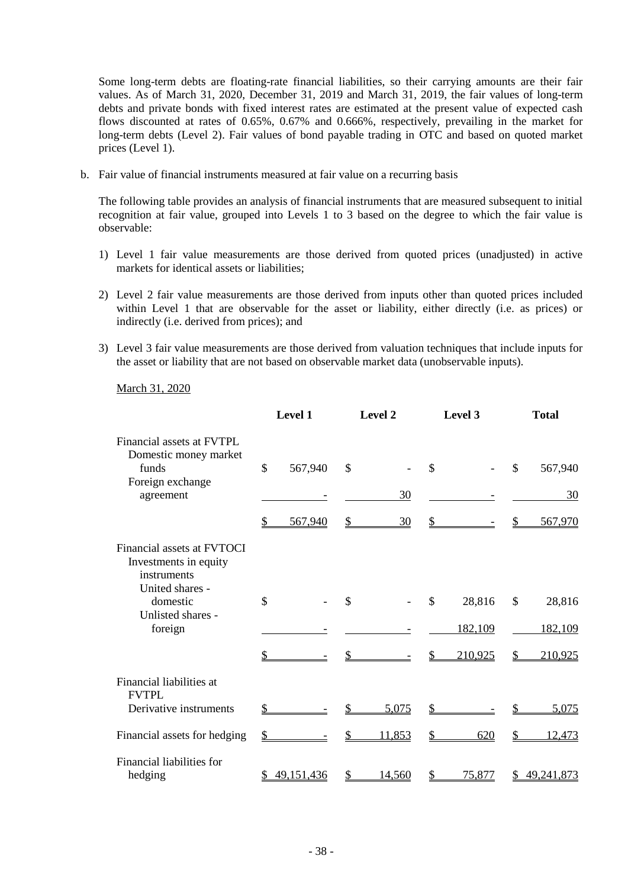Some long-term debts are floating-rate financial liabilities, so their carrying amounts are their fair values. As of March 31, 2020, December 31, 2019 and March 31, 2019, the fair values of long-term debts and private bonds with fixed interest rates are estimated at the present value of expected cash flows discounted at rates of 0.65%, 0.67% and 0.666%, respectively, prevailing in the market for long-term debts (Level 2). Fair values of bond payable trading in OTC and based on quoted market prices (Level 1).

b. Fair value of financial instruments measured at fair value on a recurring basis

The following table provides an analysis of financial instruments that are measured subsequent to initial recognition at fair value, grouped into Levels 1 to 3 based on the degree to which the fair value is observable:

1) Level 1 fair value measurements are those derived from quoted prices (unadjusted) in active markets for identical assets or liabilities;

2) Level 2 fair value measurements are those derived from inputs other than quoted prices included within Level 1 that are observable for the asset or liability, either directly (i.e. as prices) or indirectly (i.e. derived from prices); and

3) Level 3 fair value measurements are those derived from valuation techniques that include inputs for the asset or liability that are not based on observable market data (unobservable inputs).

March 31, 2020

| | Level 1 | Level 2 | Level 3 | Total |
|---|---|---|---|---|
| Financial assets at FVTPL | | | | |
| Domestic money market funds | $ 567,940 | $ - | $ - | $ 567,940 |
| Foreign exchange agreement | - | 30 | - | 30 |
| | $ 567,940 | $ 30 | $ - | $ 567,970 |
| Financial assets at FVTOCI | | | | |
| Investments in equity instruments | | | | |
| United shares - domestic | $ - | $ - | $ 28,816 | $ 28,816 |
| Unlisted shares - foreign | - | - | 182,109 | 182,109 |
| | $ - | $ - | $ 210,925 | $ 210,925 |
| Financial liabilities at FVTPL | | | | |
| Derivative instruments | $ - | $ 5,075 | $ - | $ 5,075 |
| Financial assets for hedging | $ - | $ 11,853 | $ 620 | $ 12,473 |
| Financial liabilities for hedging | $ 49,151,436 | $ 14,560 | $ 75,877 | $ 49,241,873 |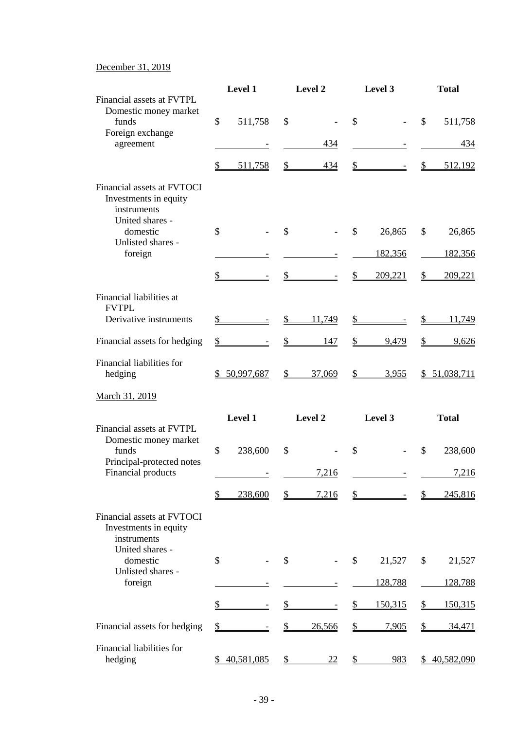December 31, 2019

| | Level 1 | Level 2 | Level 3 | Total |
|---|---|---|---|---|
| Financial assets at FVTPL | | | | |
| Domestic money market funds | $ 511,758 | $ - | $ - | $ 511,758 |
| Foreign exchange agreement | - | 434 | - | 434 |
| | $ 511,758 | $ 434 | $ - | $ 512,192 |
| Financial assets at FVTOCI | | | | |
| Investments in equity instruments | | | | |
| United shares - domestic | $ - | $ - | $ 26,865 | $ 26,865 |
| Unlisted shares - foreign | - | - | 182,356 | 182,356 |
| | $ - | $ - | $ 209,221 | $ 209,221 |
| Financial liabilities at FVTPL | | | | |
| Derivative instruments | $ - | $ 11,749 | $ - | $ 11,749 |
| Financial assets for hedging | $ - | $ 147 | $ 9,479 | $ 9,626 |
| Financial liabilities for hedging | $ 50,997,687 | $ 37,069 | $ 3,955 | $ 51,038,711 |

March 31, 2019

| | Level 1 | Level 2 | Level 3 | Total |
|---|---|---|---|---|
| Financial assets at FVTPL | | | | |
| Domestic money market funds | $ 238,600 | $ - | $ - | $ 238,600 |
| Principal-protected notes Financial products | - | 7,216 | - | 7,216 |
| | $ 238,600 | $ 7,216 | $ - | $ 245,816 |
| Financial assets at FVTOCI | | | | |
| Investments in equity instruments | | | | |
| United shares - domestic | $ - | $ - | $ 21,527 | $ 21,527 |
| Unlisted shares - foreign | - | - | 128,788 | 128,788 |
| | $ - | $ - | $ 150,315 | $ 150,315 |
| Financial assets for hedging | $ - | $ 26,566 | $ 7,905 | $ 34,471 |
| Financial liabilities for hedging | $ 40,581,085 | $ 22 | $ 983 | $ 40,582,090 |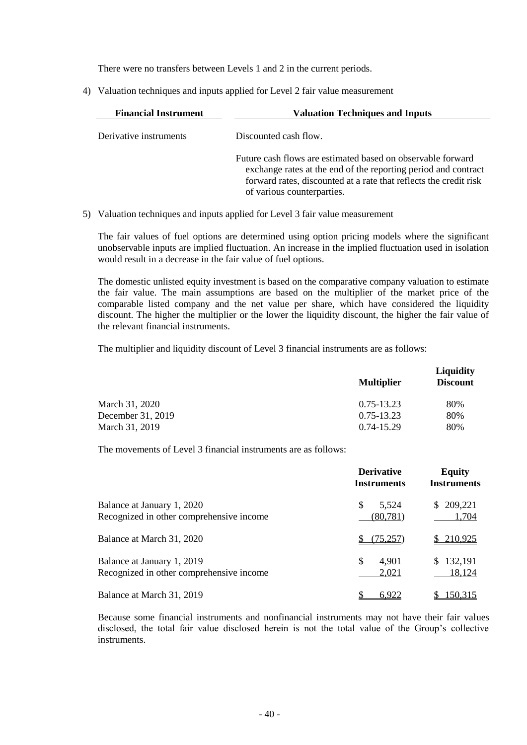There were no transfers between Levels 1 and 2 in the current periods.

4) Valuation techniques and inputs applied for Level 2 fair value measurement

| Financial Instrument | Valuation Techniques and Inputs |
|---|---|
| Derivative instruments | Discounted cash flow.<br><br>Future cash flows are estimated based on observable forward exchange rates at the end of the reporting period and contract forward rates, discounted at a rate that reflects the credit risk of various counterparties. |

5) Valuation techniques and inputs applied for Level 3 fair value measurement

The fair values of fuel options are determined using option pricing models where the significant unobservable inputs are implied fluctuation. An increase in the implied fluctuation used in isolation would result in a decrease in the fair value of fuel options.

The domestic unlisted equity investment is based on the comparative company valuation to estimate the fair value. The main assumptions are based on the multiplier of the market price of the comparable listed company and the net value per share, which have considered the liquidity discount. The higher the multiplier or the lower the liquidity discount, the higher the fair value of the relevant financial instruments.

The multiplier and liquidity discount of Level 3 financial instruments are as follows:

| | Multiplier | Liquidity Discount |
|---|---|---|
| March 31, 2020 | 0.75-13.23 | 80% |
| December 31, 2019 | 0.75-13.23 | 80% |
| March 31, 2019 | 0.74-15.29 | 80% |

The movements of Level 3 financial instruments are as follows:

| | Derivative Instruments | Equity Instruments |
|---|---|---|
| Balance at January 1, 2020 | $ 5,524 | $ 209,221 |
| Recognized in other comprehensive income | (80,781) | 1,704 |
| Balance at March 31, 2020 | $ (75,257) | $ 210,925 |
| Balance at January 1, 2019 | $ 4,901 | $ 132,191 |
| Recognized in other comprehensive income | 2,021 | 18,124 |
| Balance at March 31, 2019 | $ 6,922 | $ 150,315 |

Because some financial instruments and nonfinancial instruments may not have their fair values disclosed, the total fair value disclosed herein is not the total value of the Group's collective instruments.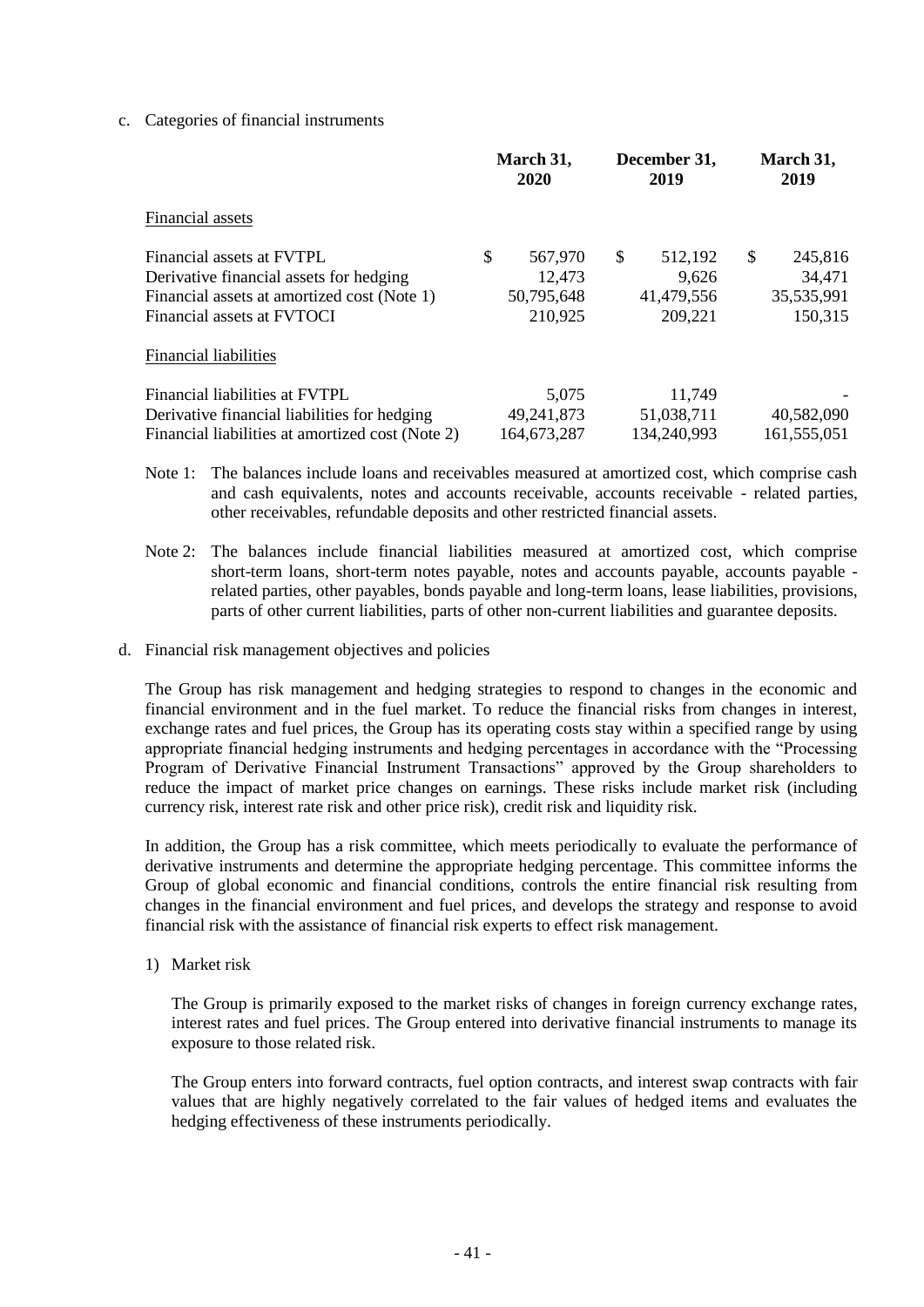c. Categories of financial instruments

| | March 31, 2020 | December 31, 2019 | March 31, 2019 |
|---|---|---|---|
| Financial assets | | | |
| Financial assets at FVTPL | $ 567,970 | $ 512,192 | $ 245,816 |
| Derivative financial assets for hedging | 12,473 | 9,626 | 34,471 |
| Financial assets at amortized cost (Note 1) | 50,795,648 | 41,479,556 | 35,535,991 |
| Financial assets at FVTOCI | 210,925 | 209,221 | 150,315 |
| Financial liabilities | | | |
| Financial liabilities at FVTPL | 5,075 | 11,749 | - |
| Derivative financial liabilities for hedging | 49,241,873 | 51,038,711 | 40,582,090 |
| Financial liabilities at amortized cost (Note 2) | 164,673,287 | 134,240,993 | 161,555,051 |

Note 1: The balances include loans and receivables measured at amortized cost, which comprise cash and cash equivalents, notes and accounts receivable, accounts receivable - related parties, other receivables, refundable deposits and other restricted financial assets.

Note 2: The balances include financial liabilities measured at amortized cost, which comprise short-term loans, short-term notes payable, notes and accounts payable, accounts payable - related parties, other payables, bonds payable and long-term loans, lease liabilities, provisions, parts of other current liabilities, parts of other non-current liabilities and guarantee deposits.

d. Financial risk management objectives and policies

The Group has risk management and hedging strategies to respond to changes in the economic and financial environment and in the fuel market. To reduce the financial risks from changes in interest, exchange rates and fuel prices, the Group has its operating costs stay within a specified range by using appropriate financial hedging instruments and hedging percentages in accordance with the "Processing Program of Derivative Financial Instrument Transactions" approved by the Group shareholders to reduce the impact of market price changes on earnings. These risks include market risk (including currency risk, interest rate risk and other price risk), credit risk and liquidity risk.

In addition, the Group has a risk committee, which meets periodically to evaluate the performance of derivative instruments and determine the appropriate hedging percentage. This committee informs the Group of global economic and financial conditions, controls the entire financial risk resulting from changes in the financial environment and fuel prices, and develops the strategy and response to avoid financial risk with the assistance of financial risk experts to effect risk management.

1) Market risk

The Group is primarily exposed to the market risks of changes in foreign currency exchange rates, interest rates and fuel prices. The Group entered into derivative financial instruments to manage its exposure to those related risk.

The Group enters into forward contracts, fuel option contracts, and interest swap contracts with fair values that are highly negatively correlated to the fair values of hedged items and evaluates the hedging effectiveness of these instruments periodically.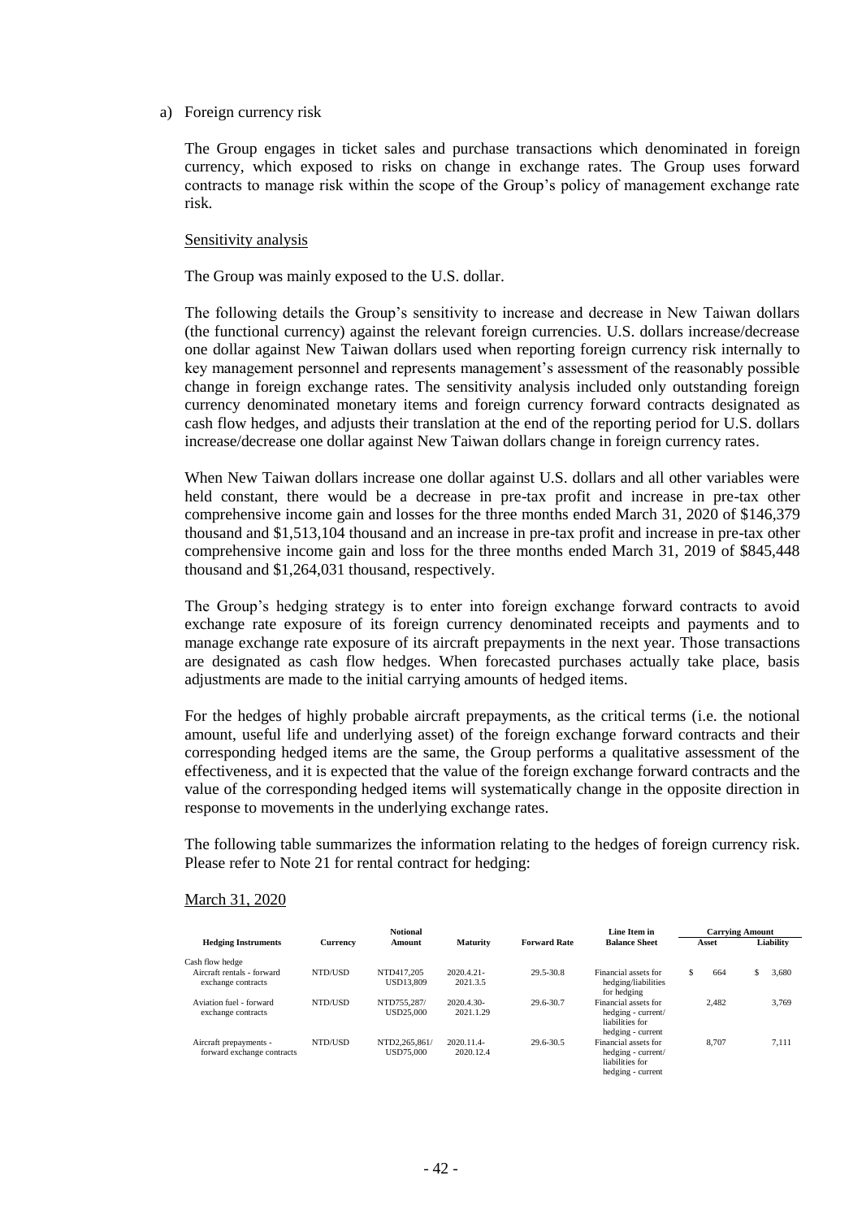a) Foreign currency risk

The Group engages in ticket sales and purchase transactions which denominated in foreign currency, which exposed to risks on change in exchange rates. The Group uses forward contracts to manage risk within the scope of the Group's policy of management exchange rate risk.

Sensitivity analysis

The Group was mainly exposed to the U.S. dollar.

The following details the Group's sensitivity to increase and decrease in New Taiwan dollars (the functional currency) against the relevant foreign currencies. U.S. dollars increase/decrease one dollar against New Taiwan dollars used when reporting foreign currency risk internally to key management personnel and represents management's assessment of the reasonably possible change in foreign exchange rates. The sensitivity analysis included only outstanding foreign currency denominated monetary items and foreign currency forward contracts designated as cash flow hedges, and adjusts their translation at the end of the reporting period for U.S. dollars increase/decrease one dollar against New Taiwan dollars change in foreign currency rates.

When New Taiwan dollars increase one dollar against U.S. dollars and all other variables were held constant, there would be a decrease in pre-tax profit and increase in pre-tax other comprehensive income gain and losses for the three months ended March 31, 2020 of $146,379 thousand and $1,513,104 thousand and an increase in pre-tax profit and increase in pre-tax other comprehensive income gain and loss for the three months ended March 31, 2019 of $845,448 thousand and $1,264,031 thousand, respectively.

The Group's hedging strategy is to enter into foreign exchange forward contracts to avoid exchange rate exposure of its foreign currency denominated receipts and payments and to manage exchange rate exposure of its aircraft prepayments in the next year. Those transactions are designated as cash flow hedges. When forecasted purchases actually take place, basis adjustments are made to the initial carrying amounts of hedged items.

For the hedges of highly probable aircraft prepayments, as the critical terms (i.e. the notional amount, useful life and underlying asset) of the foreign exchange forward contracts and their corresponding hedged items are the same, the Group performs a qualitative assessment of the effectiveness, and it is expected that the value of the foreign exchange forward contracts and the value of the corresponding hedged items will systematically change in the opposite direction in response to movements in the underlying exchange rates.

The following table summarizes the information relating to the hedges of foreign currency risk. Please refer to Note 21 for rental contract for hedging:

March 31, 2020

| Hedging Instruments | Currency | Notional Amount | Maturity | Forward Rate | Line Item in Balance Sheet | Carrying Amount | |
|---|---|---|---|---|---|---|---|
| | | | | | | Asset | Liability |
| Cash flow hedge | | | | | | | |
| Aircraft rentals - forward exchange contracts | NTD/USD | NTD417,205 USD13,809 | 2020.4.21-2021.3.5 | 29.5-30.8 | Financial assets for hedging/liabilities for hedging | $ 664 | $ 3,680 |
| Aviation fuel - forward exchange contracts | NTD/USD | NTD755,287/ USD25,000 | 2020.4.30-2021.1.29 | 29.6-30.7 | Financial assets for hedging - current/ liabilities for hedging - current | 2,482 | 3,769 |
| Aircraft prepayments - forward exchange contracts | NTD/USD | NTD2,265,861/ USD75,000 | 2020.11.4-2020.12.4 | 29.6-30.5 | Financial assets for hedging - current/ liabilities for hedging - current | 8,707 | 7,111 |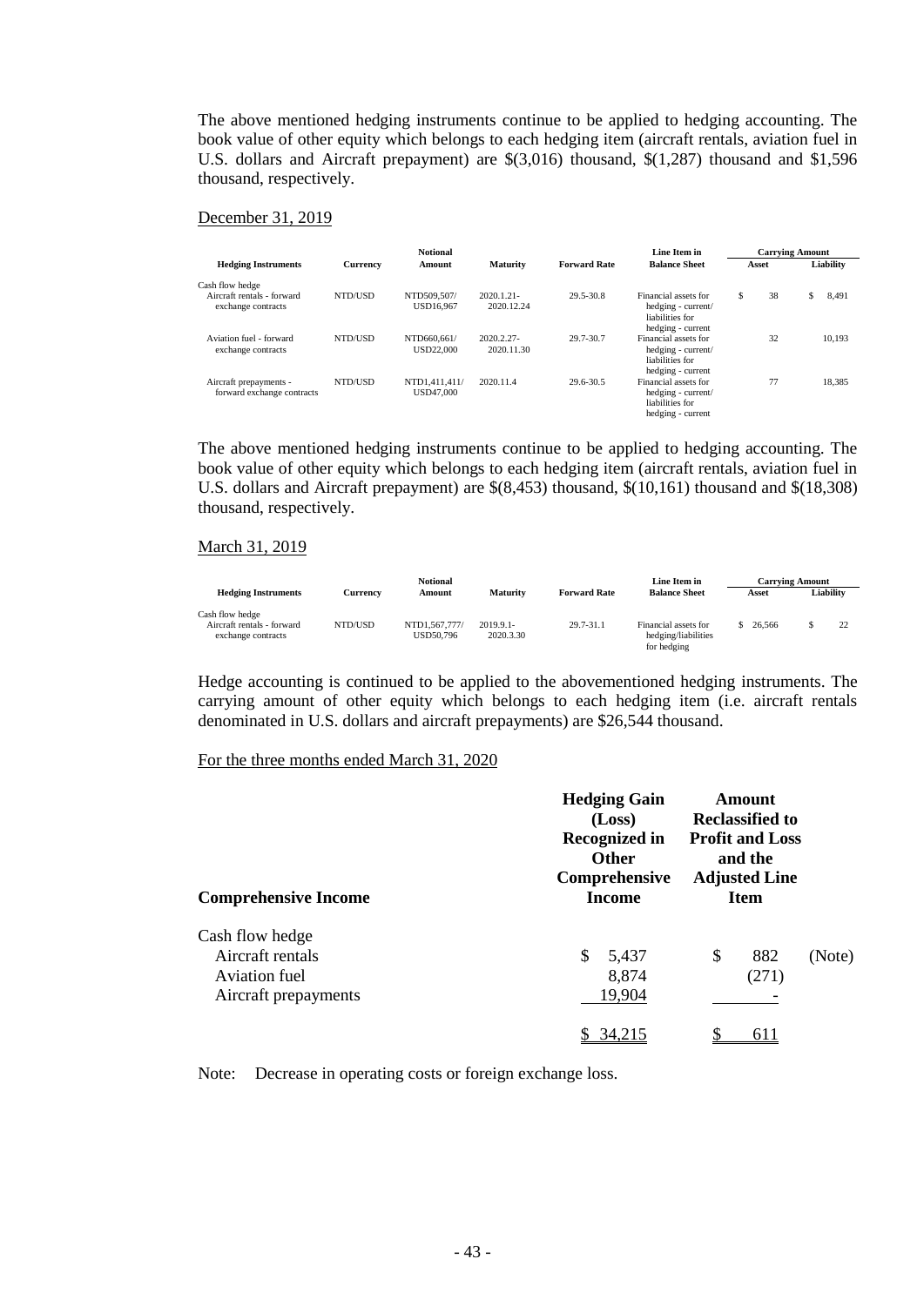The above mentioned hedging instruments continue to be applied to hedging accounting. The book value of other equity which belongs to each hedging item (aircraft rentals, aviation fuel in U.S. dollars and Aircraft prepayment) are $(3,016) thousand, $(1,287) thousand and $1,596 thousand, respectively.

December 31, 2019

| Hedging Instruments | Currency | Notional Amount | Maturity | Forward Rate | Line Item in Balance Sheet | Carrying Amount Asset | Carrying Amount Liability |
|---|---|---|---|---|---|---|---|
| Cash flow hedge | | | | | | | |
| Aircraft rentals - forward exchange contracts | NTD/USD | NTD509,507/ USD16,967 | 2020.1.21-2020.12.24 | 29.5-30.8 | Financial assets for hedging - current/ liabilities for hedging - current | $ 38 | $ 8,491 |
| Aviation fuel - forward exchange contracts | NTD/USD | NTD660,661/ USD22,000 | 2020.2.27-2020.11.30 | 29.7-30.7 | Financial assets for hedging - current/ liabilities for hedging - current | 32 | 10,193 |
| Aircraft prepayments - forward exchange contracts | NTD/USD | NTD1,411,411/ USD47,000 | 2020.11.4 | 29.6-30.5 | Financial assets for hedging - current/ liabilities for hedging - current | 77 | 18,385 |

The above mentioned hedging instruments continue to be applied to hedging accounting. The book value of other equity which belongs to each hedging item (aircraft rentals, aviation fuel in U.S. dollars and Aircraft prepayment) are $(8,453) thousand, $(10,161) thousand and $(18,308) thousand, respectively.

March 31, 2019

| Hedging Instruments | Currency | Notional Amount | Maturity | Forward Rate | Line Item in Balance Sheet | Carrying Amount Asset | Carrying Amount Liability |
|---|---|---|---|---|---|---|---|
| Cash flow hedge | | | | | | | |
| Aircraft rentals - forward exchange contracts | NTD/USD | NTD1,567,777/ USD50,796 | 2019.9.1-2020.3.30 | 29.7-31.1 | Financial assets for hedging/liabilities for hedging | $ 26,566 | $ 22 |

Hedge accounting is continued to be applied to the abovementioned hedging instruments. The carrying amount of other equity which belongs to each hedging item (i.e. aircraft rentals denominated in U.S. dollars and aircraft prepayments) are $26,544 thousand.

For the three months ended March 31, 2020

| Comprehensive Income | Hedging Gain (Loss) Recognized in Other Comprehensive Income | Amount Reclassified to Profit and Loss and the Adjusted Line Item | |
|---|---|---|---|
| Cash flow hedge | | | |
| Aircraft rentals | $ 5,437 | $ 882 | (Note) |
| Aviation fuel | 8,874 | (271) | |
| Aircraft prepayments | 19,904 | - | |
| | $ 34,215 | $ 611 | |

Note: Decrease in operating costs or foreign exchange loss.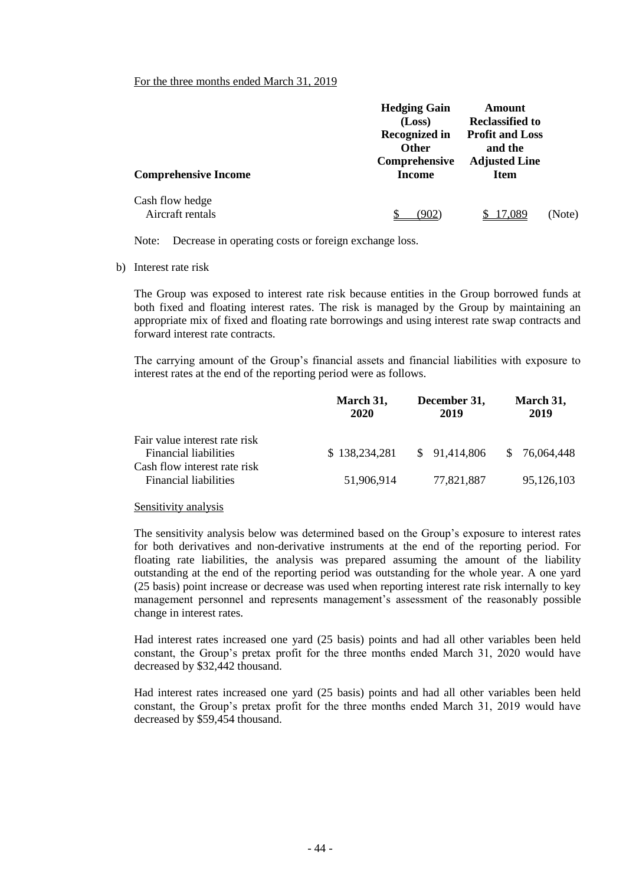For the three months ended March 31, 2019

| Comprehensive Income | Hedging Gain (Loss) Recognized in Other Comprehensive Income | Amount Reclassified to Profit and Loss and the Adjusted Line Item | |
|---|---|---|---|
| Cash flow hedge | | | |
| Aircraft rentals | $ (902) | $ 17,089 | (Note) |

Note: Decrease in operating costs or foreign exchange loss.

b) Interest rate risk

The Group was exposed to interest rate risk because entities in the Group borrowed funds at both fixed and floating interest rates. The risk is managed by the Group by maintaining an appropriate mix of fixed and floating rate borrowings and using interest rate swap contracts and forward interest rate contracts.

The carrying amount of the Group's financial assets and financial liabilities with exposure to interest rates at the end of the reporting period were as follows.

| | March 31, 2020 | December 31, 2019 | March 31, 2019 |
|---|---|---|---|
| Fair value interest rate risk | | | |
| Financial liabilities | $ 138,234,281 | $ 91,414,806 | $ 76,064,448 |
| Cash flow interest rate risk | | | |
| Financial liabilities | 51,906,914 | 77,821,887 | 95,126,103 |

Sensitivity analysis

The sensitivity analysis below was determined based on the Group's exposure to interest rates for both derivatives and non-derivative instruments at the end of the reporting period. For floating rate liabilities, the analysis was prepared assuming the amount of the liability outstanding at the end of the reporting period was outstanding for the whole year. A one yard (25 basis) point increase or decrease was used when reporting interest rate risk internally to key management personnel and represents management's assessment of the reasonably possible change in interest rates.

Had interest rates increased one yard (25 basis) points and had all other variables been held constant, the Group's pretax profit for the three months ended March 31, 2020 would have decreased by $32,442 thousand.

Had interest rates increased one yard (25 basis) points and had all other variables been held constant, the Group's pretax profit for the three months ended March 31, 2019 would have decreased by $59,454 thousand.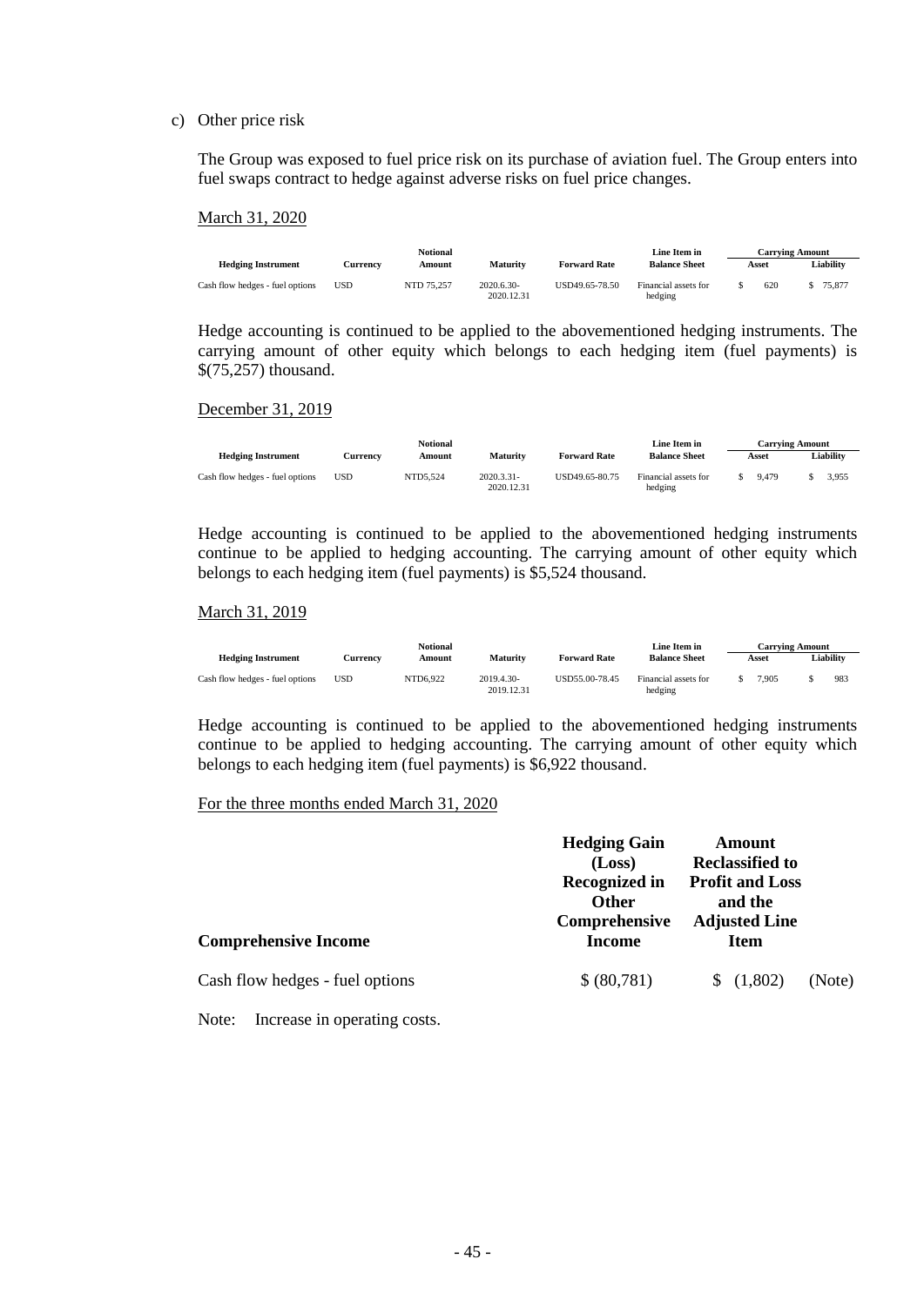c) Other price risk

The Group was exposed to fuel price risk on its purchase of aviation fuel. The Group enters into fuel swaps contract to hedge against adverse risks on fuel price changes.

March 31, 2020

| Hedging Instrument | Currency | Notional Amount | Maturity | Forward Rate | Line Item in Balance Sheet | Carrying Amount | |
|---|---|---|---|---|---|---|---|
| | | | | | | Asset | Liability |
| Cash flow hedges - fuel options | USD | NTD 75,257 | 2020.6.30-2020.12.31 | USD49.65-78.50 | Financial assets for hedging | $ 620 | $ 75,877 |

Hedge accounting is continued to be applied to the abovementioned hedging instruments. The carrying amount of other equity which belongs to each hedging item (fuel payments) is $(75,257) thousand.

December 31, 2019

| Hedging Instrument | Currency | Notional Amount | Maturity | Forward Rate | Line Item in Balance Sheet | Carrying Amount | |
|---|---|---|---|---|---|---|---|
| | | | | | | Asset | Liability |
| Cash flow hedges - fuel options | USD | NTD5,524 | 2020.3.31-2020.12.31 | USD49.65-80.75 | Financial assets for hedging | $ 9,479 | $ 3,955 |

Hedge accounting is continued to be applied to the abovementioned hedging instruments continue to be applied to hedging accounting. The carrying amount of other equity which belongs to each hedging item (fuel payments) is $5,524 thousand.

March 31, 2019

| Hedging Instrument | Currency | Notional Amount | Maturity | Forward Rate | Line Item in Balance Sheet | Carrying Amount | |
|---|---|---|---|---|---|---|---|
| | | | | | | Asset | Liability |
| Cash flow hedges - fuel options | USD | NTD6,922 | 2019.4.30-2019.12.31 | USD55.00-78.45 | Financial assets for hedging | $ 7,905 | $ 983 |

Hedge accounting is continued to be applied to the abovementioned hedging instruments continue to be applied to hedging accounting. The carrying amount of other equity which belongs to each hedging item (fuel payments) is $6,922 thousand.

For the three months ended March 31, 2020

| Comprehensive Income | Hedging Gain (Loss) Recognized in Other Comprehensive Income | Amount Reclassified to Profit and Loss and the Adjusted Line Item | |
|---|---|---|---|
| Cash flow hedges - fuel options | $ (80,781) | $ (1,802) | (Note) |

Note: Increase in operating costs.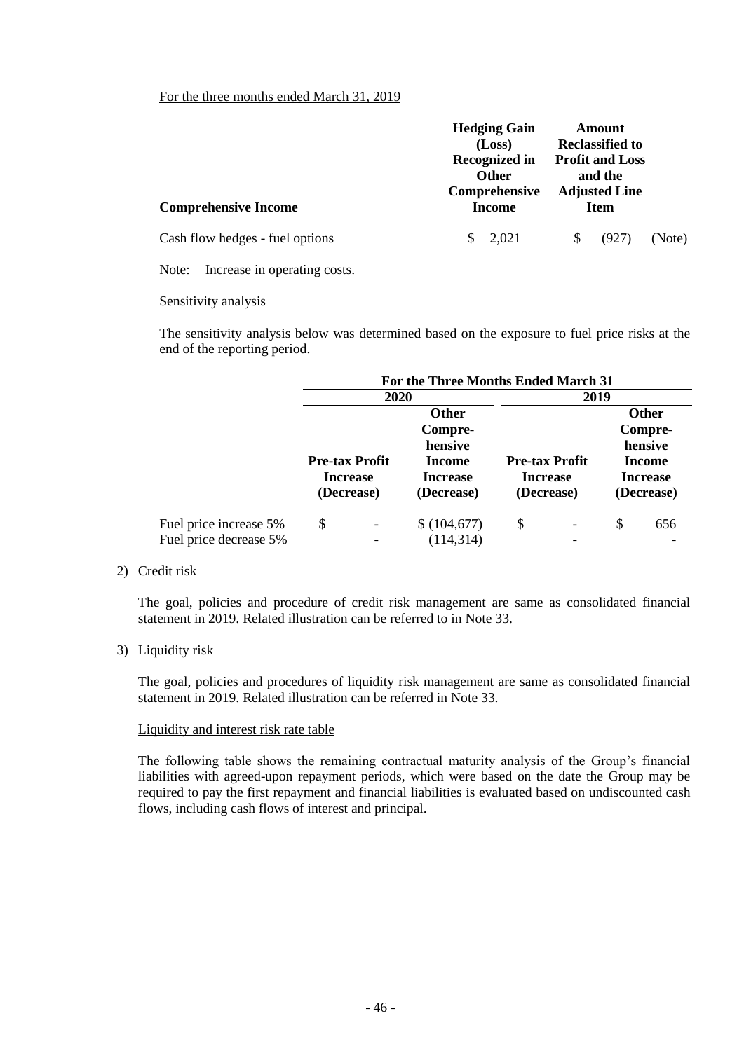For the three months ended March 31, 2019

| Comprehensive Income | Hedging Gain (Loss) Recognized in Other Comprehensive Income | Amount Reclassified to Profit and Loss and the Adjusted Line Item | |
|---|---|---|---|
| Cash flow hedges - fuel options | $ 2,021 | $ (927) | (Note) |

Note: Increase in operating costs.

Sensitivity analysis

The sensitivity analysis below was determined based on the exposure to fuel price risks at the end of the reporting period.

| | For the Three Months Ended March 31 | | | |
|---|---|---|---|---|
| | 2020 | | 2019 | |
| | Pre-tax Profit Increase (Decrease) | Other Compre-hensive Income Increase (Decrease) | Pre-tax Profit Increase (Decrease) | Other Compre-hensive Income Increase (Decrease) |
| Fuel price increase 5% | $ - | $ (104,677) | $ - | $ 656 |
| Fuel price decrease 5% | - | (114,314) | - | - |

2) Credit risk

The goal, policies and procedure of credit risk management are same as consolidated financial statement in 2019. Related illustration can be referred to in Note 33.

3) Liquidity risk

The goal, policies and procedures of liquidity risk management are same as consolidated financial statement in 2019. Related illustration can be referred in Note 33.

Liquidity and interest risk rate table

The following table shows the remaining contractual maturity analysis of the Group's financial liabilities with agreed-upon repayment periods, which were based on the date the Group may be required to pay the first repayment and financial liabilities is evaluated based on undiscounted cash flows, including cash flows of interest and principal.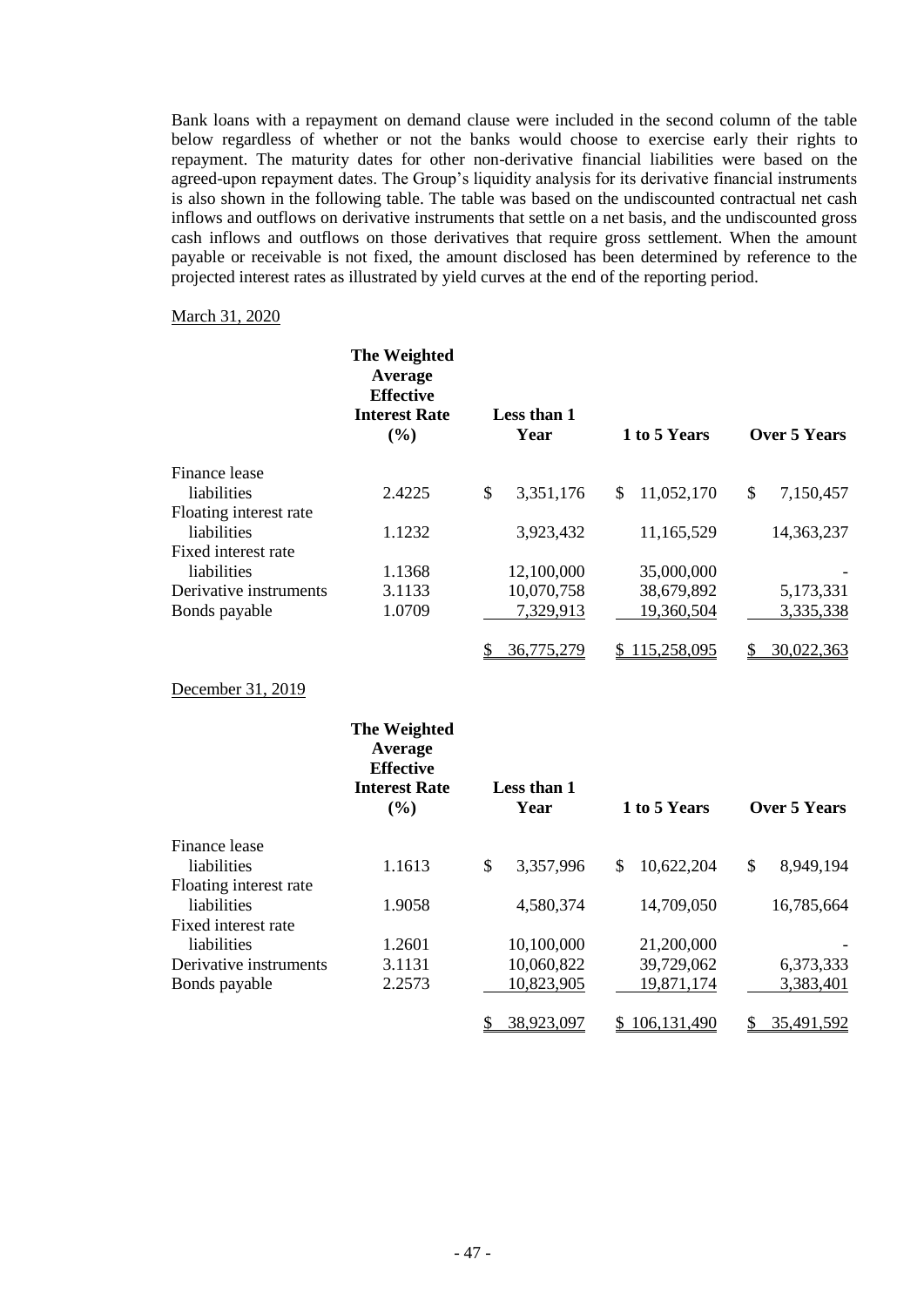Bank loans with a repayment on demand clause were included in the second column of the table below regardless of whether or not the banks would choose to exercise early their rights to repayment. The maturity dates for other non-derivative financial liabilities were based on the agreed-upon repayment dates. The Group's liquidity analysis for its derivative financial instruments is also shown in the following table. The table was based on the undiscounted contractual net cash inflows and outflows on derivative instruments that settle on a net basis, and the undiscounted gross cash inflows and outflows on those derivatives that require gross settlement. When the amount payable or receivable is not fixed, the amount disclosed has been determined by reference to the projected interest rates as illustrated by yield curves at the end of the reporting period.

March 31, 2020

| | The Weighted Average Effective Interest Rate (%) | Less than 1 Year | 1 to 5 Years | Over 5 Years |
|---|---|---|---|---|
| Finance lease liabilities | 2.4225 | $ 3,351,176 | $ 11,052,170 | $ 7,150,457 |
| Floating interest rate liabilities | 1.1232 | 3,923,432 | 11,165,529 | 14,363,237 |
| Fixed interest rate liabilities | 1.1368 | 12,100,000 | 35,000,000 | - |
| Derivative instruments | 3.1133 | 10,070,758 | 38,679,892 | 5,173,331 |
| Bonds payable | 1.0709 | 7,329,913 | 19,360,504 | 3,335,338 |
| | | $ 36,775,279 | $ 115,258,095 | $ 30,022,363 |

December 31, 2019

| | The Weighted Average Effective Interest Rate (%) | Less than 1 Year | 1 to 5 Years | Over 5 Years |
|---|---|---|---|---|
| Finance lease liabilities | 1.1613 | $ 3,357,996 | $ 10,622,204 | $ 8,949,194 |
| Floating interest rate liabilities | 1.9058 | 4,580,374 | 14,709,050 | 16,785,664 |
| Fixed interest rate liabilities | 1.2601 | 10,100,000 | 21,200,000 | - |
| Derivative instruments | 3.1131 | 10,060,822 | 39,729,062 | 6,373,333 |
| Bonds payable | 2.2573 | 10,823,905 | 19,871,174 | 3,383,401 |
| | | $ 38,923,097 | $ 106,131,490 | $ 35,491,592 |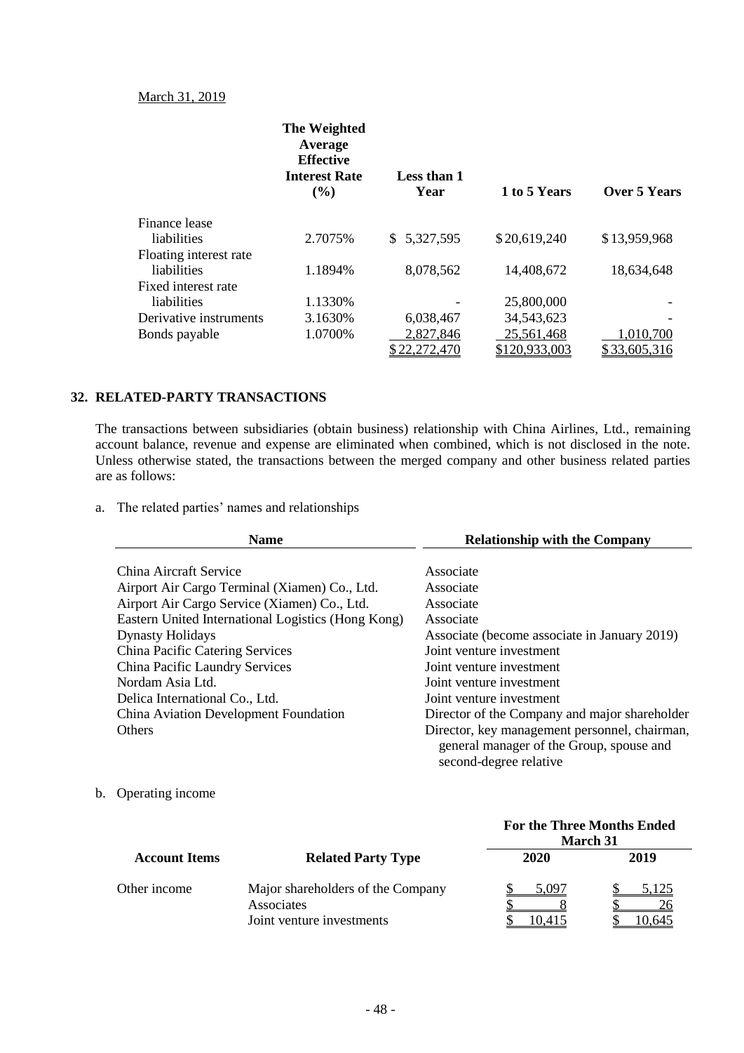March 31, 2019

| | The Weighted Average Effective Interest Rate (%) | Less than 1 Year | 1 to 5 Years | Over 5 Years |
|---|---|---|---|---|
| Finance lease liabilities | 2.7075% | $ 5,327,595 | $ 20,619,240 | $ 13,959,968 |
| Floating interest rate liabilities | 1.1894% | 8,078,562 | 14,408,672 | 18,634,648 |
| Fixed interest rate liabilities | 1.1330% | - | 25,800,000 | - |
| Derivative instruments | 3.1630% | 6,038,467 | 34,543,623 | - |
| Bonds payable | 1.0700% | 2,827,846 | 25,561,468 | 1,010,700 |
| | | $ 22,272,470 | $ 120,933,003 | $ 33,605,316 |

## 32. RELATED-PARTY TRANSACTIONS

The transactions between subsidiaries (obtain business) relationship with China Airlines, Ltd., remaining account balance, revenue and expense are eliminated when combined, which is not disclosed in the note. Unless otherwise stated, the transactions between the merged company and other business related parties are as follows:

a. The related parties' names and relationships

| Name | Relationship with the Company |
|---|---|
| China Aircraft Service | Associate |
| Airport Air Cargo Terminal (Xiamen) Co., Ltd. | Associate |
| Airport Air Cargo Service (Xiamen) Co., Ltd. | Associate |
| Eastern United International Logistics (Hong Kong) | Associate |
| Dynasty Holidays | Associate (become associate in January 2019) |
| China Pacific Catering Services | Joint venture investment |
| China Pacific Laundry Services | Joint venture investment |
| Nordam Asia Ltd. | Joint venture investment |
| Delica International Co., Ltd. | Joint venture investment |
| China Aviation Development Foundation | Director of the Company and major shareholder |
| Others | Director, key management personnel, chairman, general manager of the Group, spouse and second-degree relative |

b. Operating income

| Account Items | Related Party Type | For the Three Months Ended March 31 | |
|---|---|---|---|
| | | 2020 | 2019 |
| Other income | Major shareholders of the Company | $ 5,097 | $ 5,125 |
| | Associates | $ 8 | $ 26 |
| | Joint venture investments | $ 10,415 | $ 10,645 |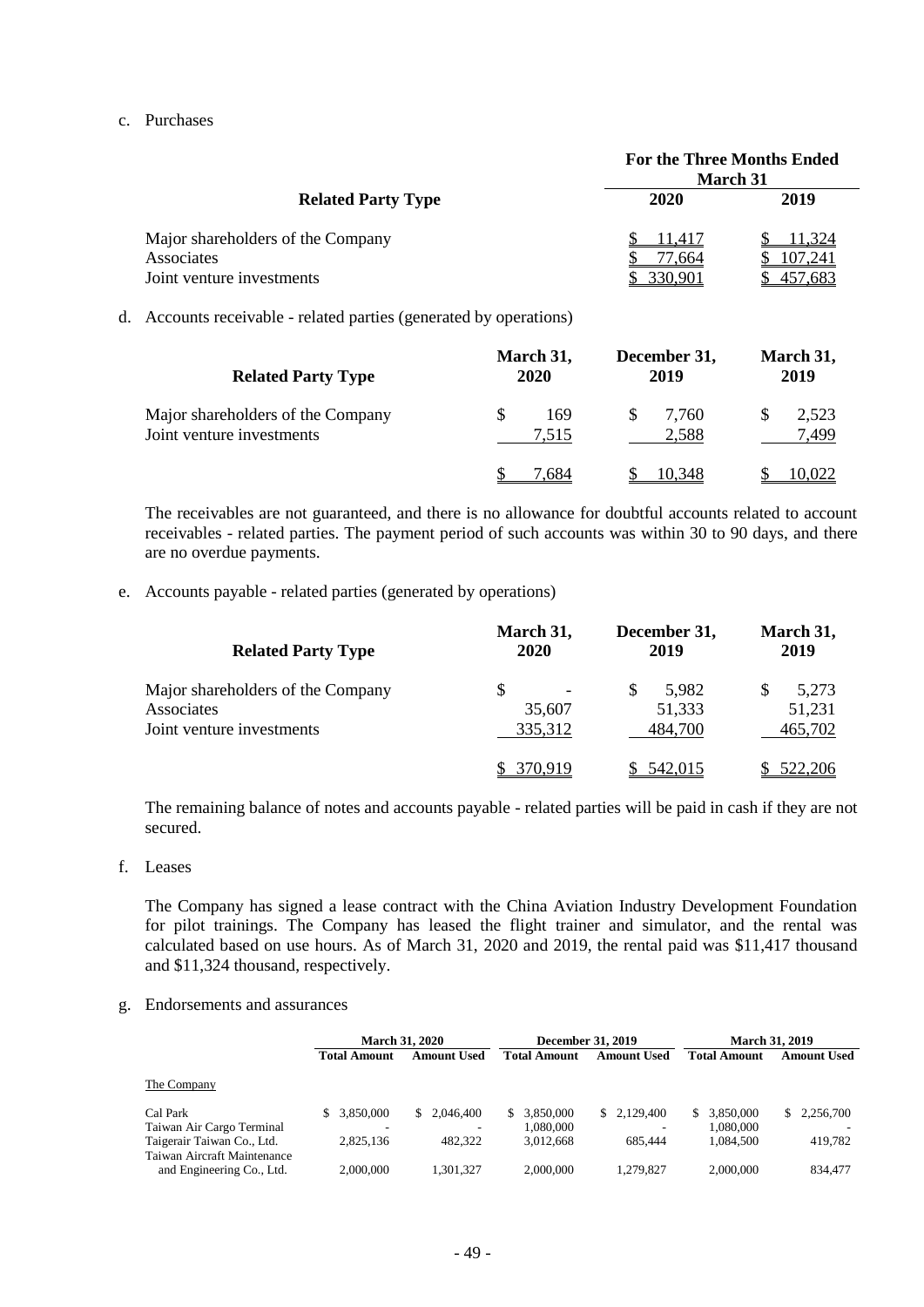c. Purchases

| Related Party Type | For the Three Months Ended March 31 | |
|---|---|---|
| | 2020 | 2019 |
| Major shareholders of the Company | $ 11,417 | $ 11,324 |
| Associates | $ 77,664 | $ 107,241 |
| Joint venture investments | $ 330,901 | $ 457,683 |

d. Accounts receivable - related parties (generated by operations)

| Related Party Type | March 31, 2020 | December 31, 2019 | March 31, 2019 |
|---|---|---|---|
| Major shareholders of the Company | $ 169 | $ 7,760 | $ 2,523 |
| Joint venture investments | 7,515 | 2,588 | 7,499 |
| | $ 7,684 | $ 10,348 | $ 10,022 |

The receivables are not guaranteed, and there is no allowance for doubtful accounts related to account receivables - related parties. The payment period of such accounts was within 30 to 90 days, and there are no overdue payments.

e. Accounts payable - related parties (generated by operations)

| Related Party Type | March 31, 2020 | December 31, 2019 | March 31, 2019 |
|---|---|---|---|
| Major shareholders of the Company | $ - | $ 5,982 | $ 5,273 |
| Associates | 35,607 | 51,333 | 51,231 |
| Joint venture investments | 335,312 | 484,700 | 465,702 |
| | $ 370,919 | $ 542,015 | $ 522,206 |

The remaining balance of notes and accounts payable - related parties will be paid in cash if they are not secured.

f. Leases

The Company has signed a lease contract with the China Aviation Industry Development Foundation for pilot trainings. The Company has leased the flight trainer and simulator, and the rental was calculated based on use hours. As of March 31, 2020 and 2019, the rental paid was $11,417 thousand and $11,324 thousand, respectively.

g. Endorsements and assurances

| | March 31, 2020 | | December 31, 2019 | | March 31, 2019 | |
|---|---|---|---|---|---|---|
| | Total Amount | Amount Used | Total Amount | Amount Used | Total Amount | Amount Used |
| The Company | | | | | | |
| Cal Park | $ 3,850,000 | $ 2,046,400 | $ 3,850,000 | $ 2,129,400 | $ 3,850,000 | $ 2,256,700 |
| Taiwan Air Cargo Terminal | - | - | 1,080,000 | - | 1,080,000 | - |
| Taigerair Taiwan Co., Ltd. | 2,825,136 | 482,322 | 3,012,668 | 685,444 | 1,084,500 | 419,782 |
| Taiwan Aircraft Maintenance and Engineering Co., Ltd. | 2,000,000 | 1,301,327 | 2,000,000 | 1,279,827 | 2,000,000 | 834,477 |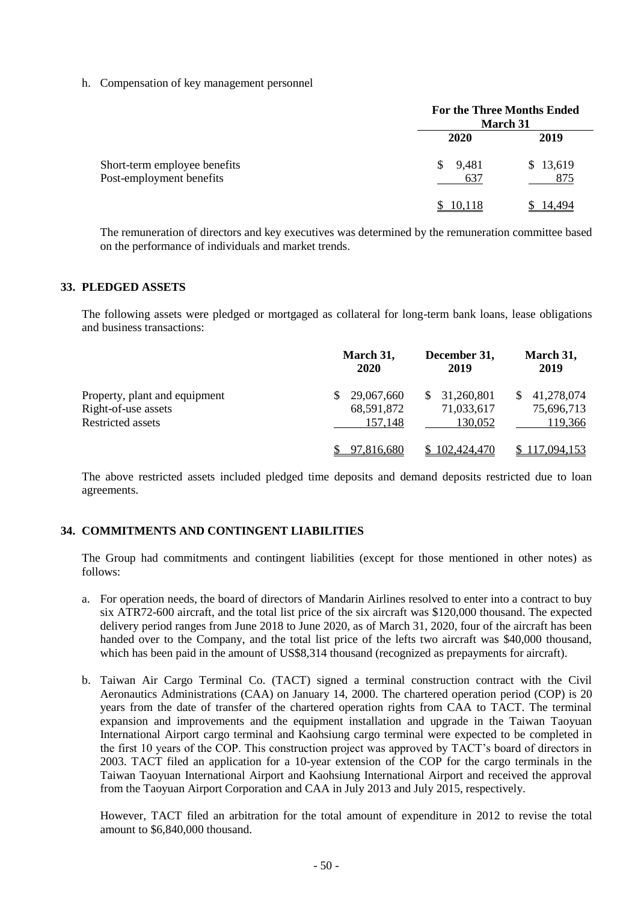h. Compensation of key management personnel

| | For the Three Months Ended March 31 | |
|---|---|---|
| | 2020 | 2019 |
| Short-term employee benefits | $ 9,481 | $ 13,619 |
| Post-employment benefits | 637 | 875 |
| | $ 10,118 | $ 14,494 |

The remuneration of directors and key executives was determined by the remuneration committee based on the performance of individuals and market trends.

## 33. PLEDGED ASSETS

The following assets were pledged or mortgaged as collateral for long-term bank loans, lease obligations and business transactions:

| | March 31, 2020 | December 31, 2019 | March 31, 2019 |
|---|---|---|---|
| Property, plant and equipment | $ 29,067,660 | $ 31,260,801 | $ 41,278,074 |
| Right-of-use assets | 68,591,872 | 71,033,617 | 75,696,713 |
| Restricted assets | 157,148 | 130,052 | 119,366 |
| | $ 97,816,680 | $ 102,424,470 | $ 117,094,153 |

The above restricted assets included pledged time deposits and demand deposits restricted due to loan agreements.

## 34. COMMITMENTS AND CONTINGENT LIABILITIES

The Group had commitments and contingent liabilities (except for those mentioned in other notes) as follows:

a. For operation needs, the board of directors of Mandarin Airlines resolved to enter into a contract to buy six ATR72-600 aircraft, and the total list price of the six aircraft was $120,000 thousand. The expected delivery period ranges from June 2018 to June 2020, as of March 31, 2020, four of the aircraft has been handed over to the Company, and the total list price of the lefts two aircraft was $40,000 thousand, which has been paid in the amount of US$8,314 thousand (recognized as prepayments for aircraft).

b. Taiwan Air Cargo Terminal Co. (TACT) signed a terminal construction contract with the Civil Aeronautics Administrations (CAA) on January 14, 2000. The chartered operation period (COP) is 20 years from the date of transfer of the chartered operation rights from CAA to TACT. The terminal expansion and improvements and the equipment installation and upgrade in the Taiwan Taoyuan International Airport cargo terminal and Kaohsiung cargo terminal were expected to be completed in the first 10 years of the COP. This construction project was approved by TACT's board of directors in 2003. TACT filed an application for a 10-year extension of the COP for the cargo terminals in the Taiwan Taoyuan International Airport and Kaohsiung International Airport and received the approval from the Taoyuan Airport Corporation and CAA in July 2013 and July 2015, respectively.

   However, TACT filed an arbitration for the total amount of expenditure in 2012 to revise the total amount to $6,840,000 thousand.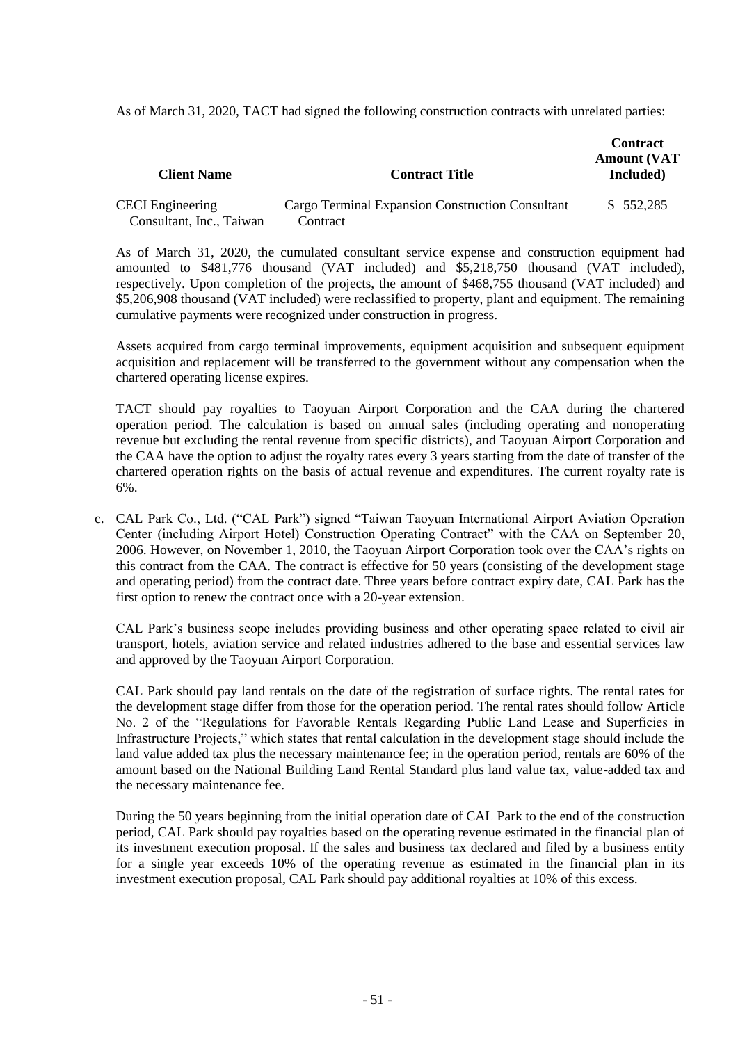As of March 31, 2020, TACT had signed the following construction contracts with unrelated parties:

| Client Name | Contract Title | Contract Amount (VAT Included) |
|---|---|---|
| CECI Engineering Consultant, Inc., Taiwan | Cargo Terminal Expansion Construction Consultant Contract | $ 552,285 |

As of March 31, 2020, the cumulated consultant service expense and construction equipment had amounted to $481,776 thousand (VAT included) and $5,218,750 thousand (VAT included), respectively. Upon completion of the projects, the amount of $468,755 thousand (VAT included) and $5,206,908 thousand (VAT included) were reclassified to property, plant and equipment. The remaining cumulative payments were recognized under construction in progress.

Assets acquired from cargo terminal improvements, equipment acquisition and subsequent equipment acquisition and replacement will be transferred to the government without any compensation when the chartered operating license expires.

TACT should pay royalties to Taoyuan Airport Corporation and the CAA during the chartered operation period. The calculation is based on annual sales (including operating and nonoperating revenue but excluding the rental revenue from specific districts), and Taoyuan Airport Corporation and the CAA have the option to adjust the royalty rates every 3 years starting from the date of transfer of the chartered operation rights on the basis of actual revenue and expenditures. The current royalty rate is 6%.

c. CAL Park Co., Ltd. ("CAL Park") signed "Taiwan Taoyuan International Airport Aviation Operation Center (including Airport Hotel) Construction Operating Contract" with the CAA on September 20, 2006. However, on November 1, 2010, the Taoyuan Airport Corporation took over the CAA's rights on this contract from the CAA. The contract is effective for 50 years (consisting of the development stage and operating period) from the contract date. Three years before contract expiry date, CAL Park has the first option to renew the contract once with a 20-year extension.

CAL Park's business scope includes providing business and other operating space related to civil air transport, hotels, aviation service and related industries adhered to the base and essential services law and approved by the Taoyuan Airport Corporation.

CAL Park should pay land rentals on the date of the registration of surface rights. The rental rates for the development stage differ from those for the operation period. The rental rates should follow Article No. 2 of the "Regulations for Favorable Rentals Regarding Public Land Lease and Superficies in Infrastructure Projects," which states that rental calculation in the development stage should include the land value added tax plus the necessary maintenance fee; in the operation period, rentals are 60% of the amount based on the National Building Land Rental Standard plus land value tax, value-added tax and the necessary maintenance fee.

During the 50 years beginning from the initial operation date of CAL Park to the end of the construction period, CAL Park should pay royalties based on the operating revenue estimated in the financial plan of its investment execution proposal. If the sales and business tax declared and filed by a business entity for a single year exceeds 10% of the operating revenue as estimated in the financial plan in its investment execution proposal, CAL Park should pay additional royalties at 10% of this excess.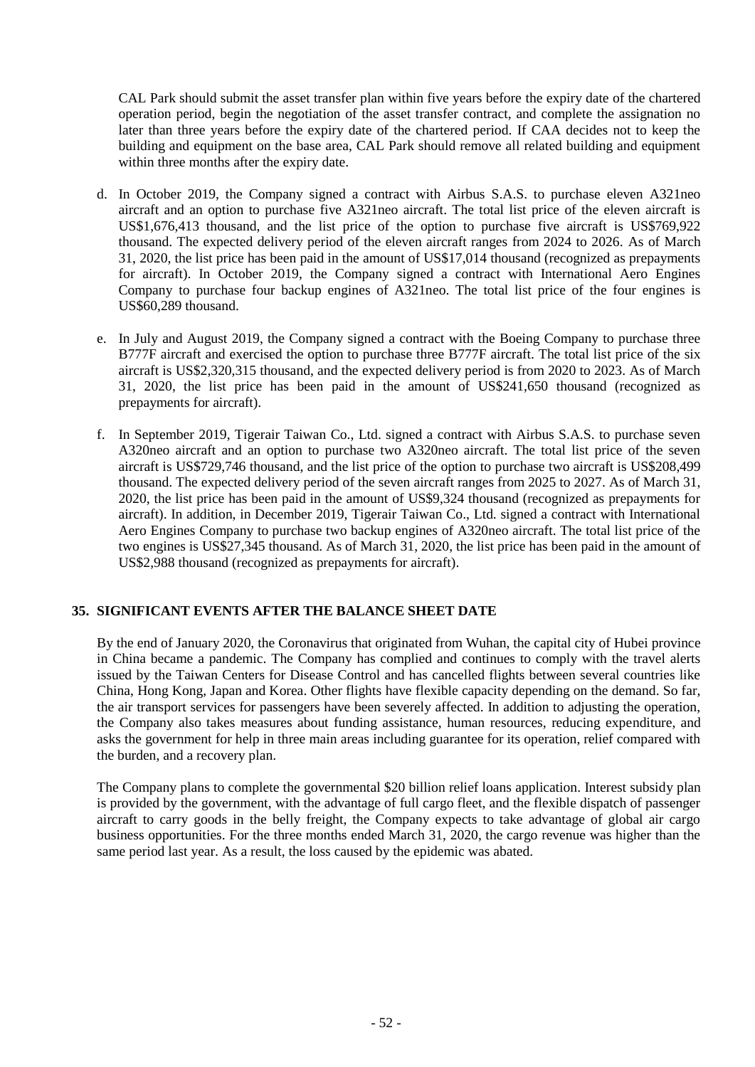CAL Park should submit the asset transfer plan within five years before the expiry date of the chartered operation period, begin the negotiation of the asset transfer contract, and complete the assignation no later than three years before the expiry date of the chartered period. If CAA decides not to keep the building and equipment on the base area, CAL Park should remove all related building and equipment within three months after the expiry date.

d. In October 2019, the Company signed a contract with Airbus S.A.S. to purchase eleven A321neo aircraft and an option to purchase five A321neo aircraft. The total list price of the eleven aircraft is US$1,676,413 thousand, and the list price of the option to purchase five aircraft is US$769,922 thousand. The expected delivery period of the eleven aircraft ranges from 2024 to 2026. As of March 31, 2020, the list price has been paid in the amount of US$17,014 thousand (recognized as prepayments for aircraft). In October 2019, the Company signed a contract with International Aero Engines Company to purchase four backup engines of A321neo. The total list price of the four engines is US$60,289 thousand.

e. In July and August 2019, the Company signed a contract with the Boeing Company to purchase three B777F aircraft and exercised the option to purchase three B777F aircraft. The total list price of the six aircraft is US$2,320,315 thousand, and the expected delivery period is from 2020 to 2023. As of March 31, 2020, the list price has been paid in the amount of US$241,650 thousand (recognized as prepayments for aircraft).

f. In September 2019, Tigerair Taiwan Co., Ltd. signed a contract with Airbus S.A.S. to purchase seven A320neo aircraft and an option to purchase two A320neo aircraft. The total list price of the seven aircraft is US$729,746 thousand, and the list price of the option to purchase two aircraft is US$208,499 thousand. The expected delivery period of the seven aircraft ranges from 2025 to 2027. As of March 31, 2020, the list price has been paid in the amount of US$9,324 thousand (recognized as prepayments for aircraft). In addition, in December 2019, Tigerair Taiwan Co., Ltd. signed a contract with International Aero Engines Company to purchase two backup engines of A320neo aircraft. The total list price of the two engines is US$27,345 thousand. As of March 31, 2020, the list price has been paid in the amount of US$2,988 thousand (recognized as prepayments for aircraft).

## 35. SIGNIFICANT EVENTS AFTER THE BALANCE SHEET DATE

By the end of January 2020, the Coronavirus that originated from Wuhan, the capital city of Hubei province in China became a pandemic. The Company has complied and continues to comply with the travel alerts issued by the Taiwan Centers for Disease Control and has cancelled flights between several countries like China, Hong Kong, Japan and Korea. Other flights have flexible capacity depending on the demand. So far, the air transport services for passengers have been severely affected. In addition to adjusting the operation, the Company also takes measures about funding assistance, human resources, reducing expenditure, and asks the government for help in three main areas including guarantee for its operation, relief compared with the burden, and a recovery plan.

The Company plans to complete the governmental $20 billion relief loans application. Interest subsidy plan is provided by the government, with the advantage of full cargo fleet, and the flexible dispatch of passenger aircraft to carry goods in the belly freight, the Company expects to take advantage of global air cargo business opportunities. For the three months ended March 31, 2020, the cargo revenue was higher than the same period last year. As a result, the loss caused by the epidemic was abated.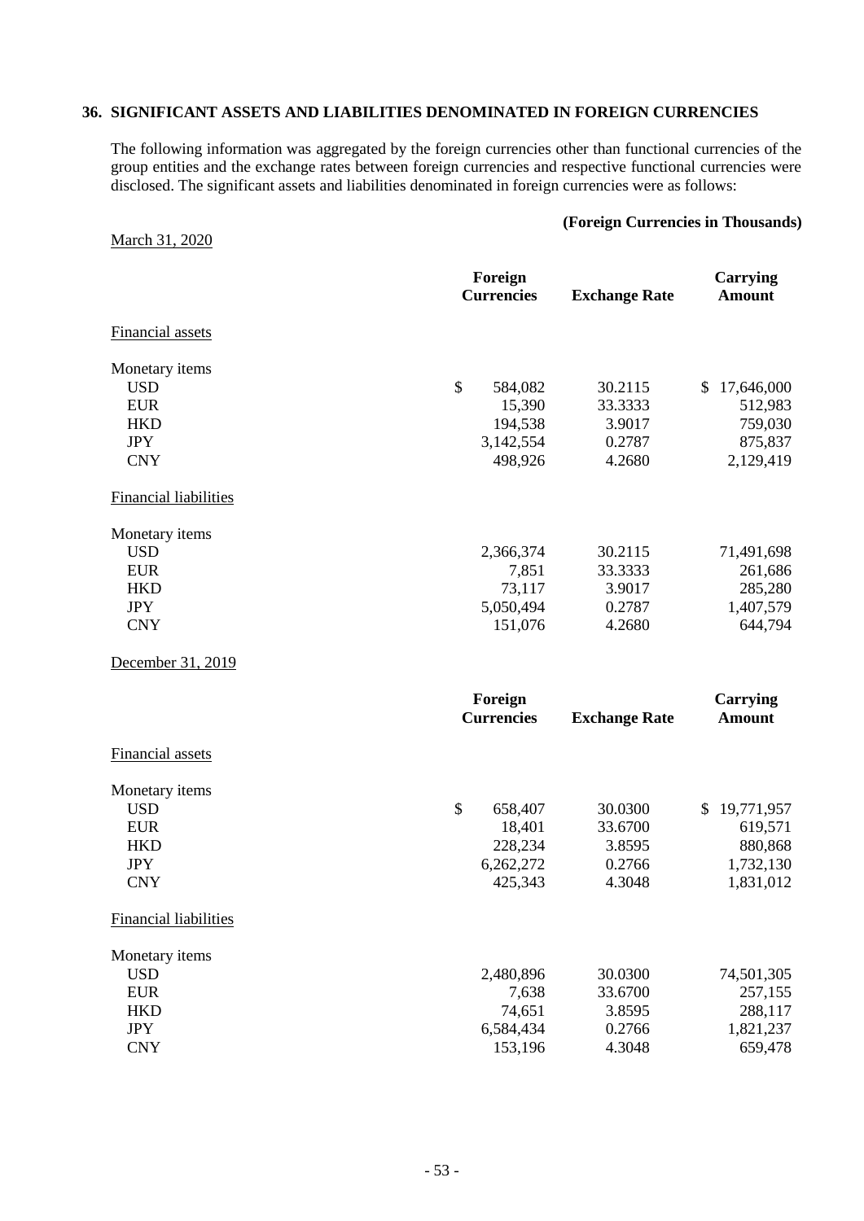## 36. SIGNIFICANT ASSETS AND LIABILITIES DENOMINATED IN FOREIGN CURRENCIES

The following information was aggregated by the foreign currencies other than functional currencies of the group entities and the exchange rates between foreign currencies and respective functional currencies were disclosed. The significant assets and liabilities denominated in foreign currencies were as follows:

**(Foreign Currencies in Thousands)**

March 31, 2020

| | Foreign Currencies | Exchange Rate | Carrying Amount |
|---|---|---|---|
| Financial assets | | | |
| Monetary items | | | |
| USD | $ 584,082 | 30.2115 | $ 17,646,000 |
| EUR | 15,390 | 33.3333 | 512,983 |
| HKD | 194,538 | 3.9017 | 759,030 |
| JPY | 3,142,554 | 0.2787 | 875,837 |
| CNY | 498,926 | 4.2680 | 2,129,419 |
| Financial liabilities | | | |
| Monetary items | | | |
| USD | 2,366,374 | 30.2115 | 71,491,698 |
| EUR | 7,851 | 33.3333 | 261,686 |
| HKD | 73,117 | 3.9017 | 285,280 |
| JPY | 5,050,494 | 0.2787 | 1,407,579 |
| CNY | 151,076 | 4.2680 | 644,794 |

December 31, 2019

| | Foreign Currencies | Exchange Rate | Carrying Amount |
|---|---|---|---|
| Financial assets | | | |
| Monetary items | | | |
| USD | $ 658,407 | 30.0300 | $ 19,771,957 |
| EUR | 18,401 | 33.6700 | 619,571 |
| HKD | 228,234 | 3.8595 | 880,868 |
| JPY | 6,262,272 | 0.2766 | 1,732,130 |
| CNY | 425,343 | 4.3048 | 1,831,012 |
| Financial liabilities | | | |
| Monetary items | | | |
| USD | 2,480,896 | 30.0300 | 74,501,305 |
| EUR | 7,638 | 33.6700 | 257,155 |
| HKD | 74,651 | 3.8595 | 288,117 |
| JPY | 6,584,434 | 0.2766 | 1,821,237 |
| CNY | 153,196 | 4.3048 | 659,478 |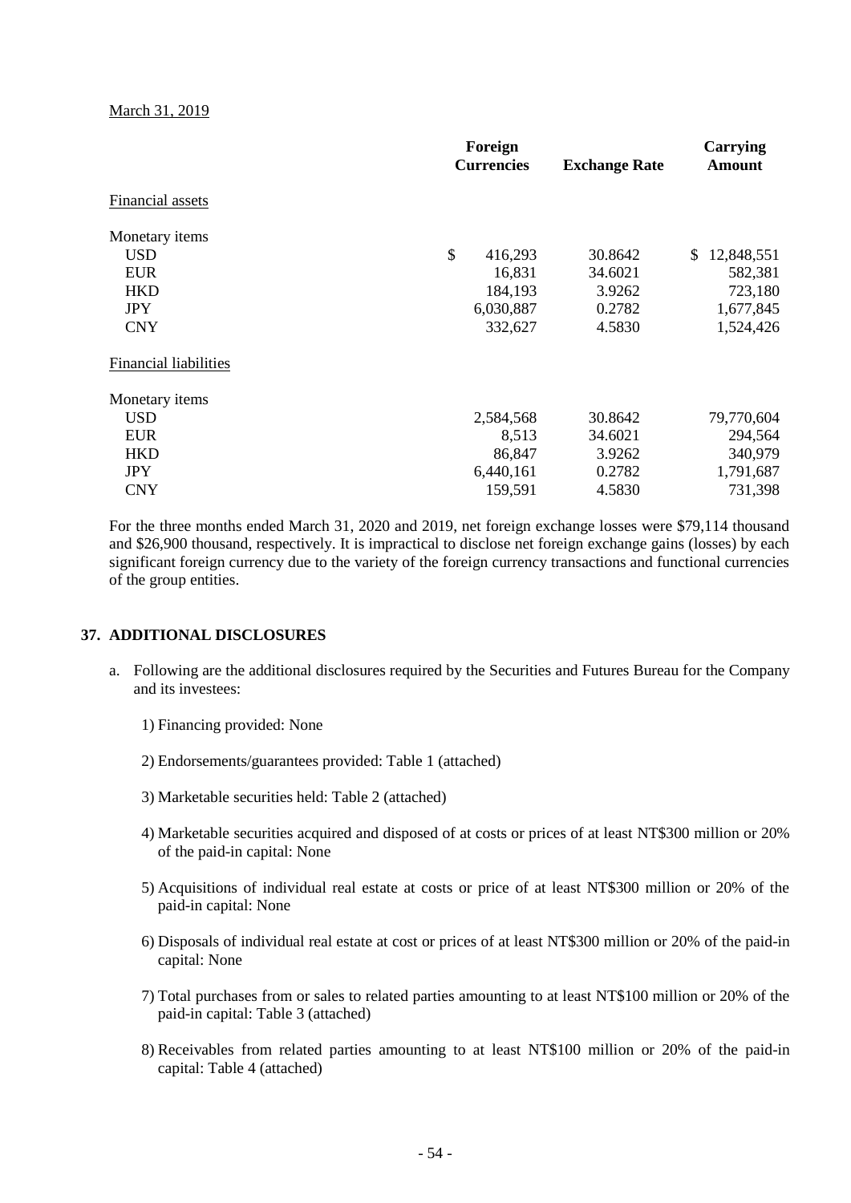March 31, 2019

| | Foreign Currencies | Exchange Rate | Carrying Amount |
|---|---|---|---|
| Financial assets | | | |
| Monetary items | | | |
| USD | $ 416,293 | 30.8642 | $ 12,848,551 |
| EUR | 16,831 | 34.6021 | 582,381 |
| HKD | 184,193 | 3.9262 | 723,180 |
| JPY | 6,030,887 | 0.2782 | 1,677,845 |
| CNY | 332,627 | 4.5830 | 1,524,426 |
| Financial liabilities | | | |
| Monetary items | | | |
| USD | 2,584,568 | 30.8642 | 79,770,604 |
| EUR | 8,513 | 34.6021 | 294,564 |
| HKD | 86,847 | 3.9262 | 340,979 |
| JPY | 6,440,161 | 0.2782 | 1,791,687 |
| CNY | 159,591 | 4.5830 | 731,398 |

For the three months ended March 31, 2020 and 2019, net foreign exchange losses were $79,114 thousand and $26,900 thousand, respectively. It is impractical to disclose net foreign exchange gains (losses) by each significant foreign currency due to the variety of the foreign currency transactions and functional currencies of the group entities.

## 37. ADDITIONAL DISCLOSURES

a. Following are the additional disclosures required by the Securities and Futures Bureau for the Company and its investees:

1) Financing provided: None

2) Endorsements/guarantees provided: Table 1 (attached)

3) Marketable securities held: Table 2 (attached)

4) Marketable securities acquired and disposed of at costs or prices of at least NT$300 million or 20% of the paid-in capital: None

5) Acquisitions of individual real estate at costs or price of at least NT$300 million or 20% of the paid-in capital: None

6) Disposals of individual real estate at cost or prices of at least NT$300 million or 20% of the paid-in capital: None

7) Total purchases from or sales to related parties amounting to at least NT$100 million or 20% of the paid-in capital: Table 3 (attached)

8) Receivables from related parties amounting to at least NT$100 million or 20% of the paid-in capital: Table 4 (attached)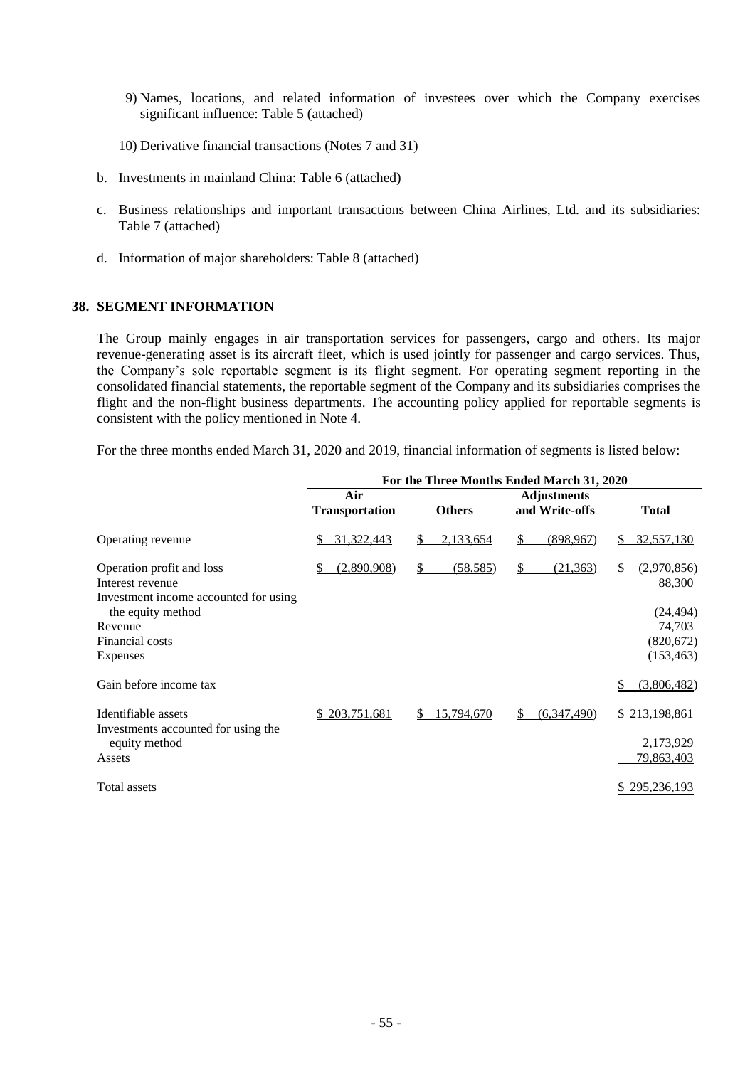9) Names, locations, and related information of investees over which the Company exercises significant influence: Table 5 (attached)

10) Derivative financial transactions (Notes 7 and 31)

b. Investments in mainland China: Table 6 (attached)

c. Business relationships and important transactions between China Airlines, Ltd. and its subsidiaries: Table 7 (attached)

d. Information of major shareholders: Table 8 (attached)

## 38. SEGMENT INFORMATION

The Group mainly engages in air transportation services for passengers, cargo and others. Its major revenue-generating asset is its aircraft fleet, which is used jointly for passenger and cargo services. Thus, the Company's sole reportable segment is its flight segment. For operating segment reporting in the consolidated financial statements, the reportable segment of the Company and its subsidiaries comprises the flight and the non-flight business departments. The accounting policy applied for reportable segments is consistent with the policy mentioned in Note 4.

For the three months ended March 31, 2020 and 2019, financial information of segments is listed below:

| | For the Three Months Ended March 31, 2020 | | | |
|---|---|---|---|---|
| | Air Transportation | Others | Adjustments and Write-offs | Total |
| Operating revenue | $ 31,322,443 | $ 2,133,654 | $ (898,967) | $ 32,557,130 |
| Operation profit and loss | $ (2,890,908) | $ (58,585) | $ (21,363) | $ (2,970,856) |
| Interest revenue | | | | 88,300 |
| Investment income accounted for using the equity method | | | | (24,494) |
| Revenue | | | | 74,703 |
| Financial costs | | | | (820,672) |
| Expenses | | | | (153,463) |
| Gain before income tax | | | | $ (3,806,482) |
| Identifiable assets | $ 203,751,681 | $ 15,794,670 | $ (6,347,490) | $ 213,198,861 |
| Investments accounted for using the equity method | | | | 2,173,929 |
| Assets | | | | 79,863,403 |
| Total assets | | | | $ 295,236,193 |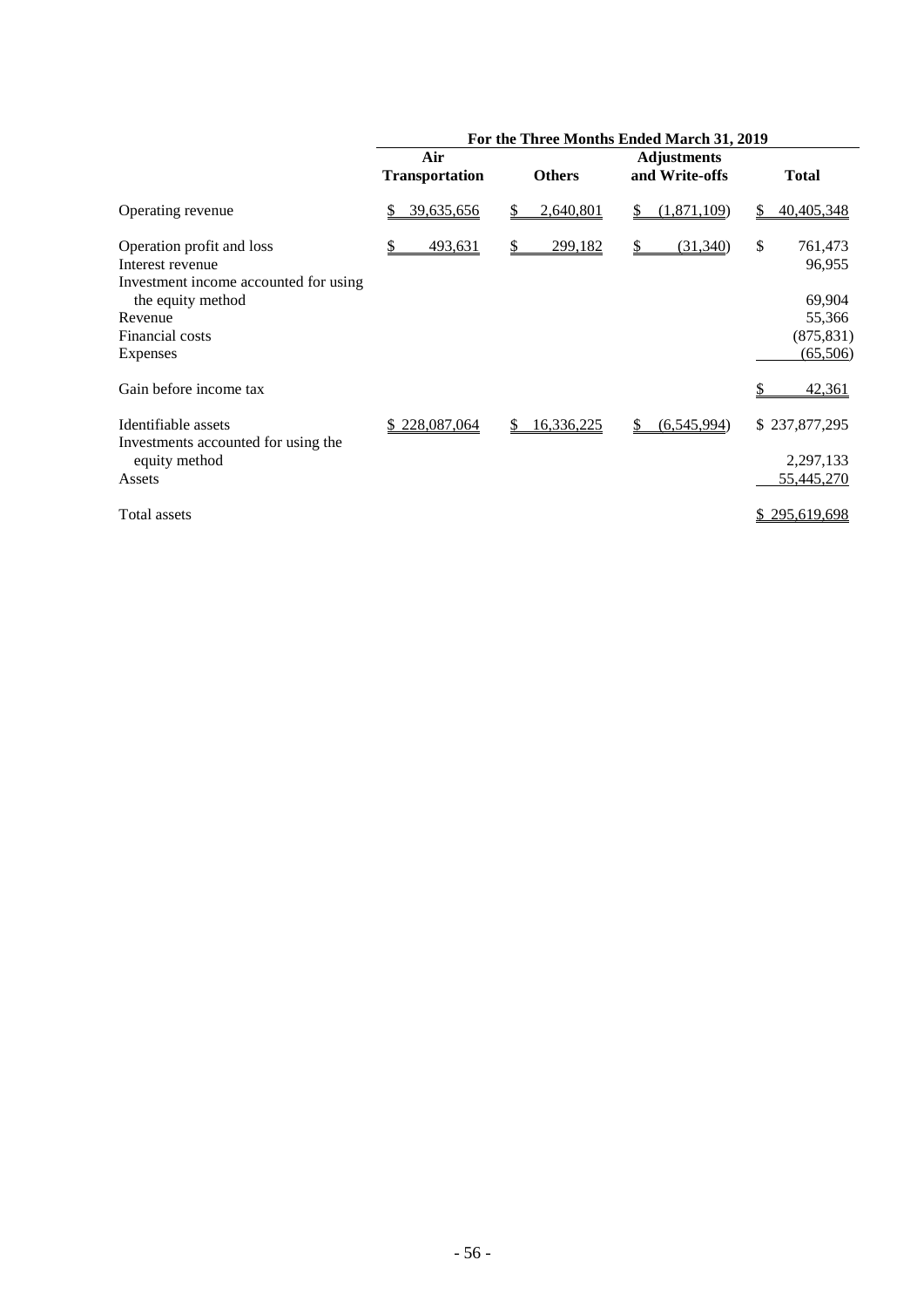| | For the Three Months Ended March 31, 2019 | | | |
|---|---|---|---|---|
| | Air Transportation | Others | Adjustments and Write-offs | Total |
| Operating revenue | $ 39,635,656 | $ 2,640,801 | $ (1,871,109) | $ 40,405,348 |
| Operation profit and loss | $ 493,631 | $ 299,182 | $ (31,340) | $ 761,473 |
| Interest revenue | | | | 96,955 |
| Investment income accounted for using the equity method | | | | 69,904 |
| Revenue | | | | 55,366 |
| Financial costs | | | | (875,831) |
| Expenses | | | | (65,506) |
| Gain before income tax | | | | $ 42,361 |
| Identifiable assets | $ 228,087,064 | $ 16,336,225 | $ (6,545,994) | $ 237,877,295 |
| Investments accounted for using the equity method | | | | 2,297,133 |
| Assets | | | | 55,445,270 |
| Total assets | | | | $ 295,619,698 |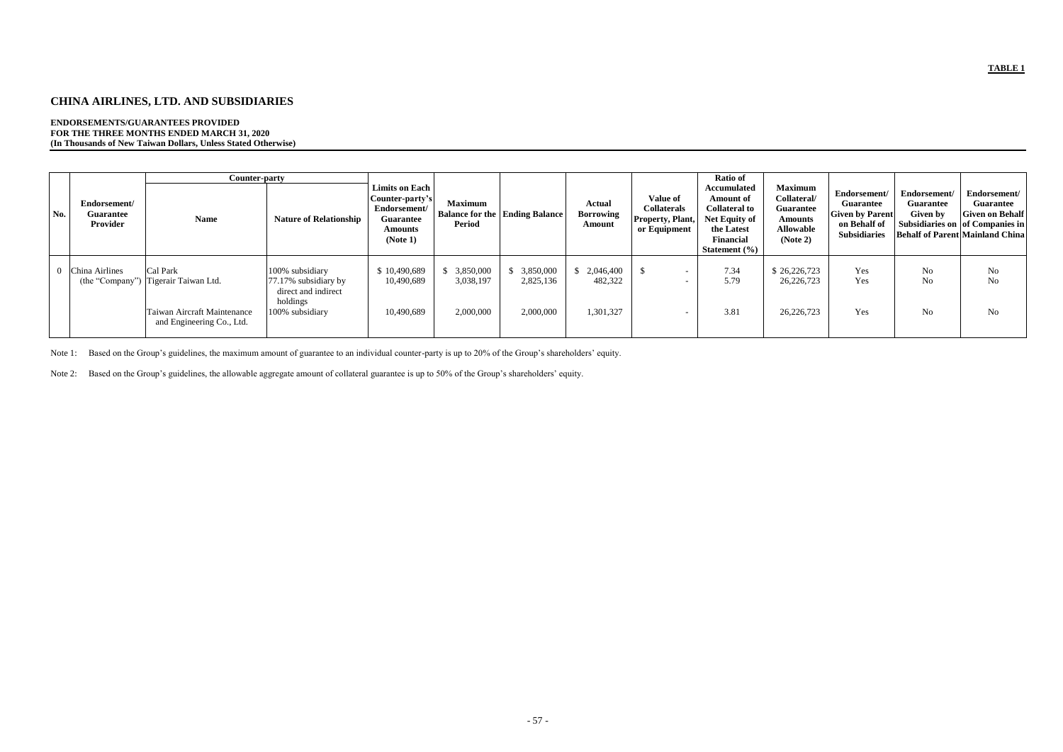**TABLE 1**

# CHINA AIRLINES, LTD. AND SUBSIDIARIES

**ENDORSEMENTS/GUARANTEES PROVIDED**
**FOR THE THREE MONTHS ENDED MARCH 31, 2020**
**(In Thousands of New Taiwan Dollars, Unless Stated Otherwise)**

| No. | Endorsement/ Guarantee Provider | Counter-party | | Limits on Each Counter-party's Endorsement/ Guarantee Amounts (Note 1) | Maximum Balance for the Period | Ending Balance | Actual Borrowing Amount | Value of Collaterals Property, Plant, or Equipment | Ratio of Accumulated Amount of Collateral to Net Equity of the Latest Financial Statement (%) | Maximum Collateral/ Guarantee Amounts Allowable (Note 2) | Endorsement/ Guarantee Given by Parent on Behalf of Subsidiaries | Endorsement/ Guarantee Given by Subsidiaries on Behalf of Parent | Endorsement/ Guarantee Given on Behalf of Companies in Mainland China |
|---|---|---|---|---|---|---|---|---|---|---|---|---|---|
| | | Name | Nature of Relationship | | | | | | | | | | |
| 0 | China Airlines (the "Company") | Cal Park | 100% subsidiary | $ 10,490,689 | $ 3,850,000 | $ 3,850,000 | $ 2,046,400 | $ - | 7.34 | $ 26,226,723 | Yes | No | No |
| | | Tigerair Taiwan Ltd. | 77.17% subsidiary by direct and indirect holdings | 10,490,689 | 3,038,197 | 2,825,136 | 482,322 | - | 5.79 | 26,226,723 | Yes | No | No |
| | | Taiwan Aircraft Maintenance and Engineering Co., Ltd. | 100% subsidiary | 10,490,689 | 2,000,000 | 2,000,000 | 1,301,327 | - | 3.81 | 26,226,723 | Yes | No | No |

Note 1: Based on the Group's guidelines, the maximum amount of guarantee to an individual counter-party is up to 20% of the Group's shareholders' equity.

Note 2: Based on the Group's guidelines, the allowable aggregate amount of collateral guarantee is up to 50% of the Group's shareholders' equity.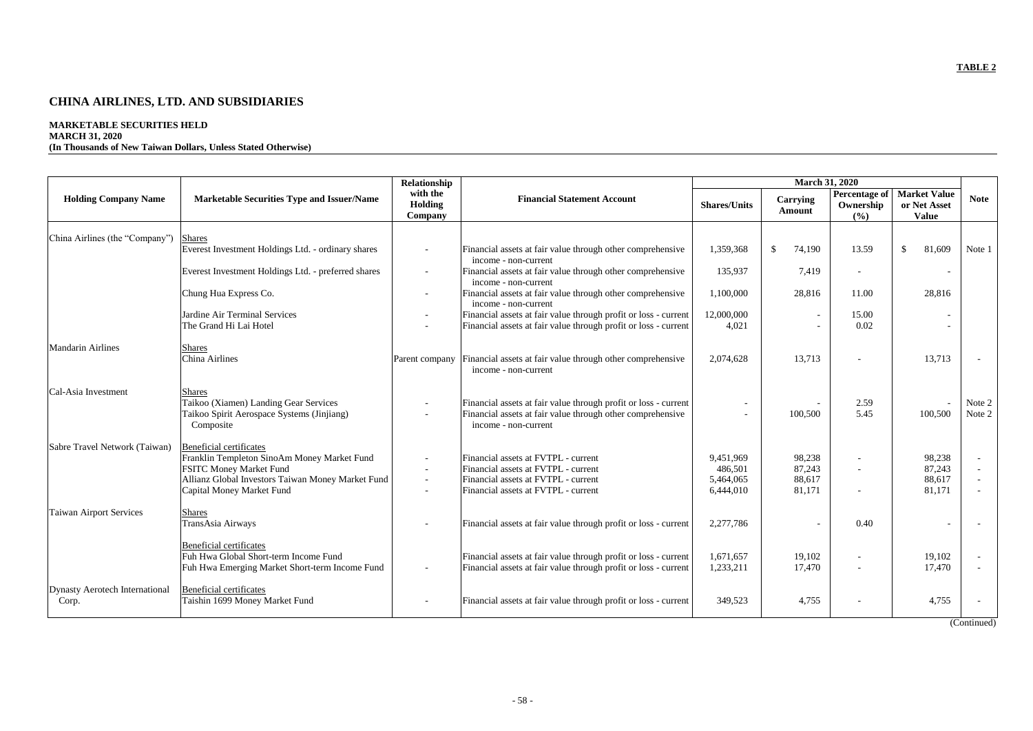**TABLE 2**

# CHINA AIRLINES, LTD. AND SUBSIDIARIES

**MARKETABLE SECURITIES HELD**
**MARCH 31, 2020**
**(In Thousands of New Taiwan Dollars, Unless Stated Otherwise)**

| Holding Company Name | Marketable Securities Type and Issuer/Name | Relationship with the Holding Company | Financial Statement Account | March 31, 2020 | | | | Note |
|---|---|---|---|---|---|---|---|---|
| | | | | Shares/Units | Carrying Amount | Percentage of Ownership (%) | Market Value or Net Asset Value | |
| China Airlines (the "Company") | Shares | | | | | | | |
| | Everest Investment Holdings Ltd. - ordinary shares | - | Financial assets at fair value through other comprehensive income - non-current | 1,359,368 | $ 74,190 | 13.59 | $ 81,609 | Note 1 |
| | Everest Investment Holdings Ltd. - preferred shares | - | Financial assets at fair value through other comprehensive income - non-current | 135,937 | 7,419 | - | - | |
| | Chung Hua Express Co. | - | Financial assets at fair value through other comprehensive income - non-current | 1,100,000 | 28,816 | 11.00 | 28,816 | |
| | Jardine Air Terminal Services | - | Financial assets at fair value through profit or loss - current | 12,000,000 | - | 15.00 | - | |
| | The Grand Hi Lai Hotel | - | Financial assets at fair value through profit or loss - current | 4,021 | - | 0.02 | - | |
| Mandarin Airlines | Shares | | | | | | | |
| | China Airlines | Parent company | Financial assets at fair value through other comprehensive income - non-current | 2,074,628 | 13,713 | - | 13,713 | - |
| Cal-Asia Investment | Shares | | | | | | | |
| | Taikoo (Xiamen) Landing Gear Services | - | Financial assets at fair value through profit or loss - current | - | - | 2.59 | - | Note 2 |
| | Taikoo Spirit Aerospace Systems (Jinjiang) Composite | - | Financial assets at fair value through other comprehensive income - non-current | - | 100,500 | 5.45 | 100,500 | Note 2 |
| Sabre Travel Network (Taiwan) | Beneficial certificates | | | | | | | |
| | Franklin Templeton SinoAm Money Market Fund | - | Financial assets at FVTPL - current | 9,451,969 | 98,238 | - | 98,238 | - |
| | FSITC Money Market Fund | - | Financial assets at FVTPL - current | 486,501 | 87,243 | - | 87,243 | - |
| | Allianz Global Investors Taiwan Money Market Fund | - | Financial assets at FVTPL - current | 5,464,065 | 88,617 | - | 88,617 | - |
| | Capital Money Market Fund | - | Financial assets at FVTPL - current | 6,444,010 | 81,171 | - | 81,171 | - |
| Taiwan Airport Services | Shares | | | | | | | |
| | TransAsia Airways | - | Financial assets at fair value through profit or loss - current | 2,277,786 | - | 0.40 | - | - |
| | Beneficial certificates | | | | | | | |
| | Fuh Hwa Global Short-term Income Fund | | Financial assets at fair value through profit or loss - current | 1,671,657 | 19,102 | - | 19,102 | - |
| | Fuh Hwa Emerging Market Short-term Income Fund | - | Financial assets at fair value through profit or loss - current | 1,233,211 | 17,470 | - | 17,470 | - |
| Dynasty Aerotech International Corp. | Beneficial certificates | | | | | | | |
| | Taishin 1699 Money Market Fund | - | Financial assets at fair value through profit or loss - current | 349,523 | 4,755 | - | 4,755 | - |

(Continued)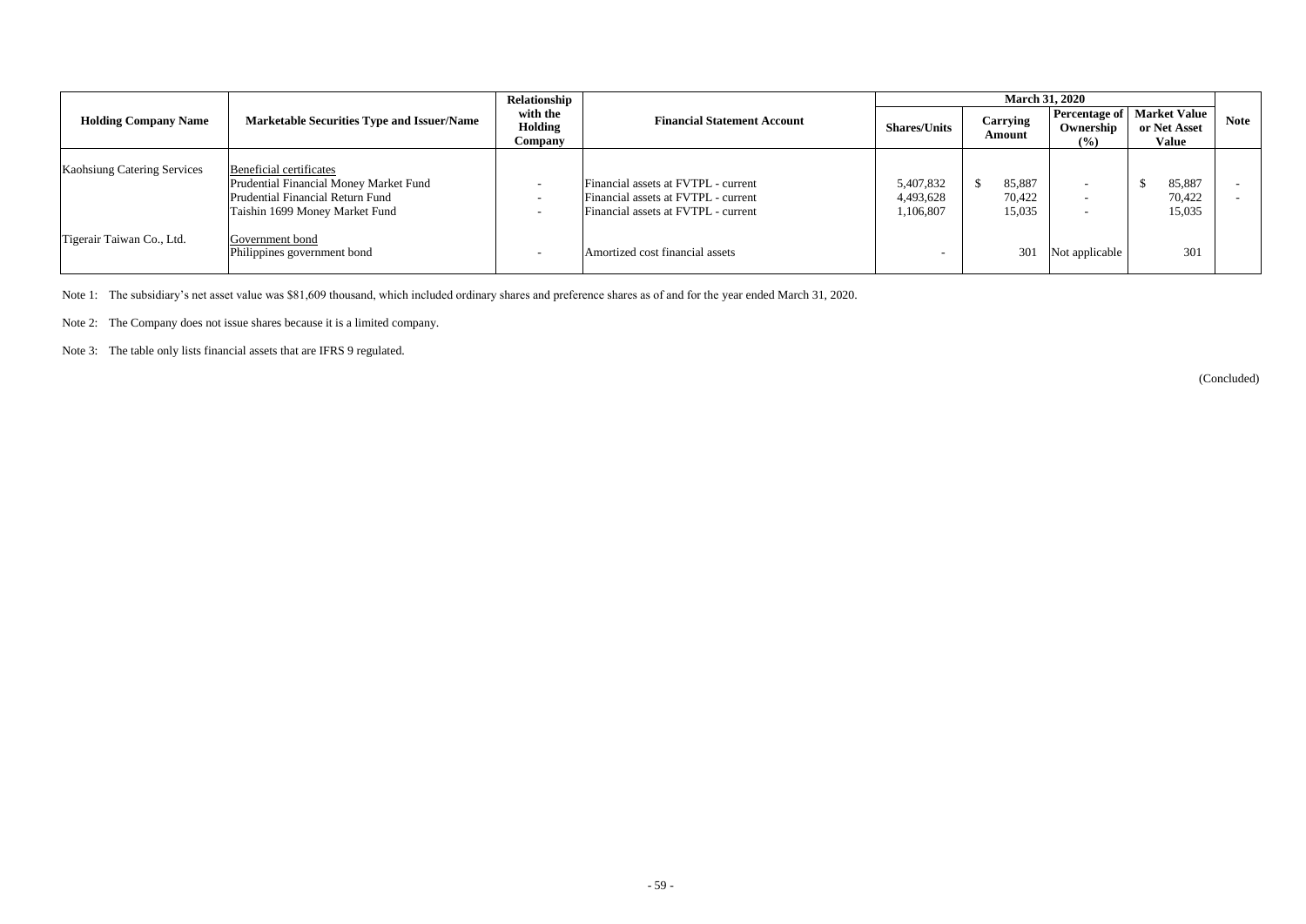| Holding Company Name | Marketable Securities Type and Issuer/Name | Relationship with the Holding Company | Financial Statement Account | March 31, 2020 | | | | Note |
|---|---|---|---|---|---|---|---|---|
| | | | | Shares/Units | Carrying Amount | Percentage of Ownership (%) | Market Value or Net Asset Value | |
| Kaohsiung Catering Services | Beneficial certificates | | | | | | | |
| | Prudential Financial Money Market Fund | - | Financial assets at FVTPL - current | 5,407,832 | $ 85,887 | - | $ 85,887 | - |
| | Prudential Financial Return Fund | - | Financial assets at FVTPL - current | 4,493,628 | 70,422 | - | 70,422 | - |
| | Taishin 1699 Money Market Fund | - | Financial assets at FVTPL - current | 1,106,807 | 15,035 | - | 15,035 | |
| Tigerair Taiwan Co., Ltd. | Government bond | | | | | | | |
| | Philippines government bond | - | Amortized cost financial assets | - | 301 | Not applicable | 301 | |

Note 1: The subsidiary's net asset value was $81,609 thousand, which included ordinary shares and preference shares as of and for the year ended March 31, 2020.

Note 2: The Company does not issue shares because it is a limited company.

Note 3: The table only lists financial assets that are IFRS 9 regulated.

(Concluded)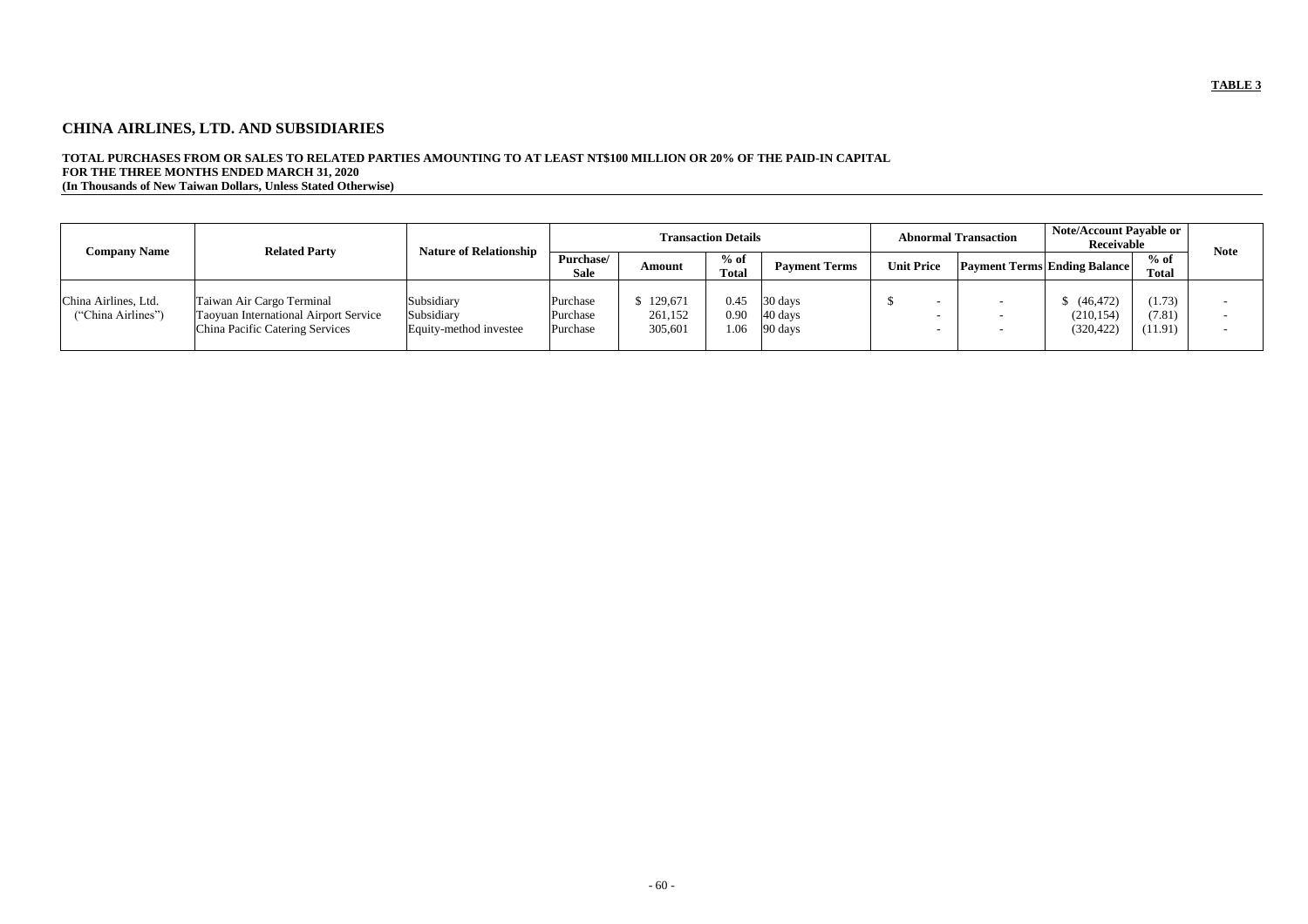**TABLE 3**

# CHINA AIRLINES, LTD. AND SUBSIDIARIES

**TOTAL PURCHASES FROM OR SALES TO RELATED PARTIES AMOUNTING TO AT LEAST NT$100 MILLION OR 20% OF THE PAID-IN CAPITAL**
**FOR THE THREE MONTHS ENDED MARCH 31, 2020**
**(In Thousands of New Taiwan Dollars, Unless Stated Otherwise)**

| Company Name | Related Party | Nature of Relationship | Transaction Details | | | | Abnormal Transaction | | Note/Account Payable or Receivable | | Note |
|---|---|---|---|---|---|---|---|---|---|---|---|
| | | | Purchase/ Sale | Amount | % of Total | Payment Terms | Unit Price | Payment Terms | Ending Balance | % of Total | |
| China Airlines, Ltd. ("China Airlines") | Taiwan Air Cargo Terminal | Subsidiary | Purchase | $ 129,671 | 0.45 | 30 days | $ - | - | $ (46,472) | (1.73) | - |
| | Taoyuan International Airport Service | Subsidiary | Purchase | 261,152 | 0.90 | 40 days | - | - | (210,154) | (7.81) | - |
| | China Pacific Catering Services | Equity-method investee | Purchase | 305,601 | 1.06 | 90 days | - | - | (320,422) | (11.91) | - |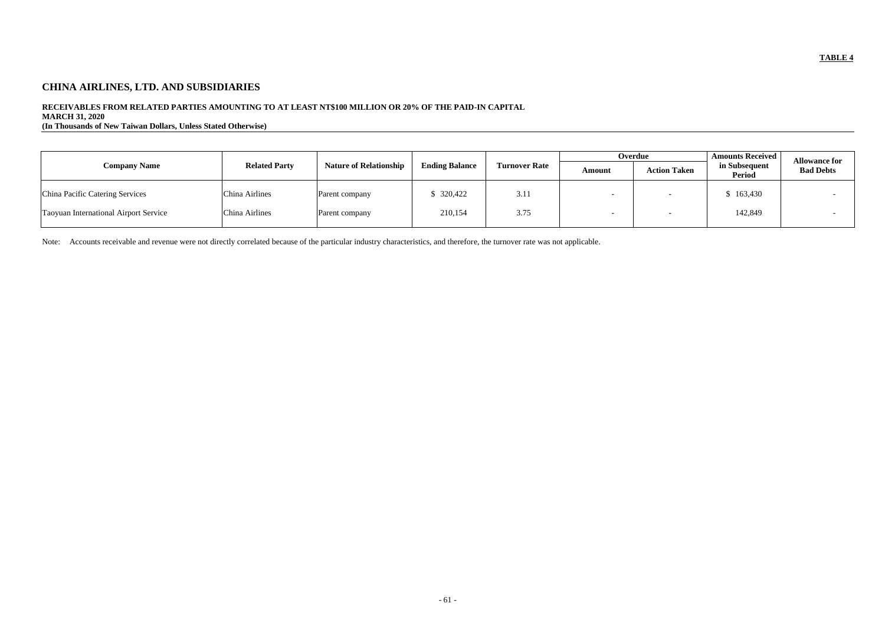**TABLE 4**

# CHINA AIRLINES, LTD. AND SUBSIDIARIES

**RECEIVABLES FROM RELATED PARTIES AMOUNTING TO AT LEAST NT$100 MILLION OR 20% OF THE PAID-IN CAPITAL**
**MARCH 31, 2020**
**(In Thousands of New Taiwan Dollars, Unless Stated Otherwise)**

| Company Name | Related Party | Nature of Relationship | Ending Balance | Turnover Rate | Overdue | | Amounts Received in Subsequent Period | Allowance for Bad Debts |
|---|---|---|---|---|---|---|---|---|
| | | | | | Amount | Action Taken | | |
| China Pacific Catering Services | China Airlines | Parent company | $ 320,422 | 3.11 | - | - | $ 163,430 | - |
| Taoyuan International Airport Service | China Airlines | Parent company | 210,154 | 3.75 | - | - | 142,849 | - |

Note: Accounts receivable and revenue were not directly correlated because of the particular industry characteristics, and therefore, the turnover rate was not applicable.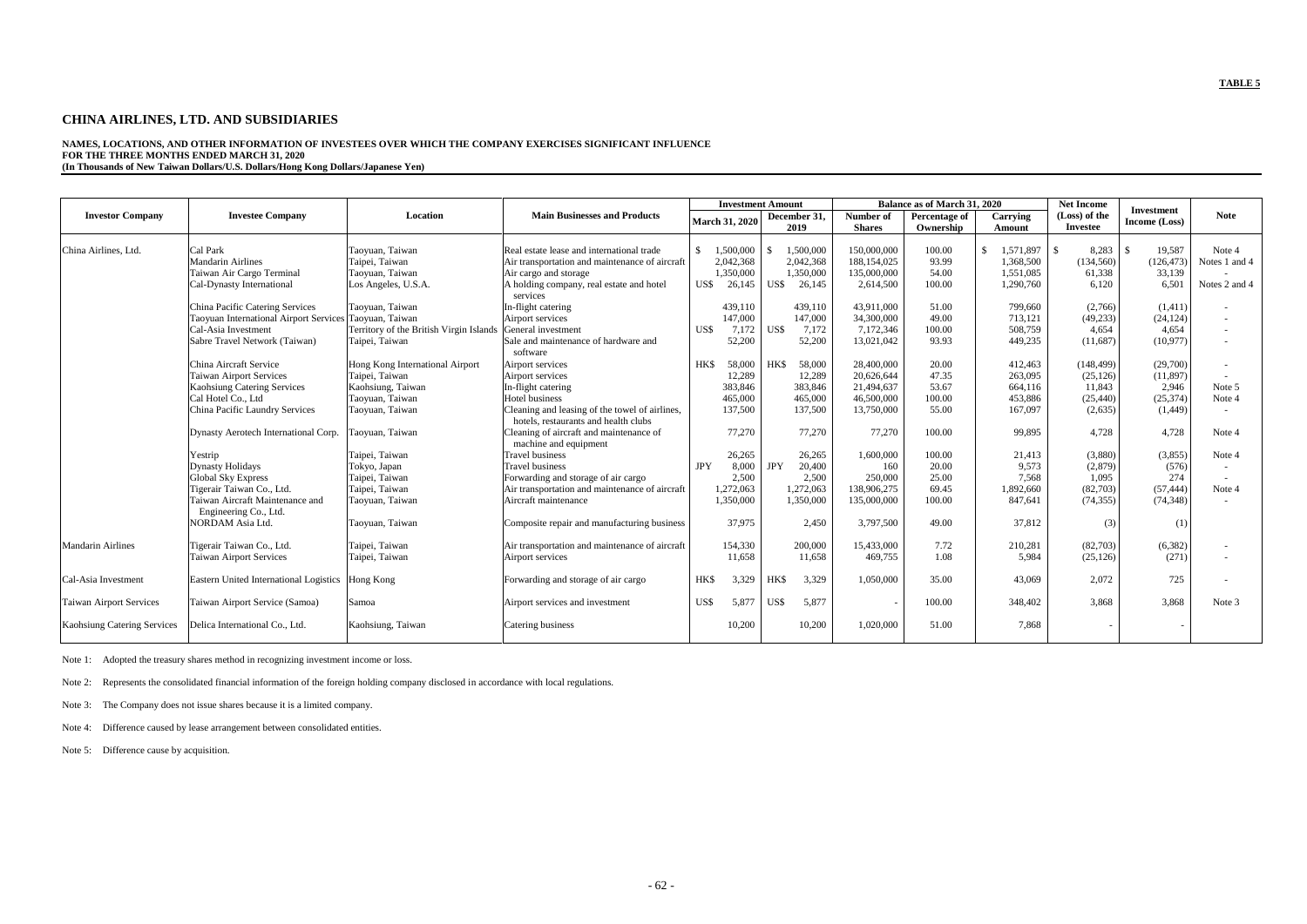**TABLE 5**

# CHINA AIRLINES, LTD. AND SUBSIDIARIES

**NAMES, LOCATIONS, AND OTHER INFORMATION OF INVESTEES OVER WHICH THE COMPANY EXERCISES SIGNIFICANT INFLUENCE**
**FOR THE THREE MONTHS ENDED MARCH 31, 2020**
**(In Thousands of New Taiwan Dollars/U.S. Dollars/Hong Kong Dollars/Japanese Yen)**

| Investor Company | Investee Company | Location | Main Businesses and Products | Investment Amount | | Balance as of March 31, 2020 | | | Net Income (Loss) of the Investee | Investment Income (Loss) | Note |
|---|---|---|---|---|---|---|---|---|---|---|---|
| | | | | March 31, 2020 | December 31, 2019 | Number of Shares | Percentage of Ownership | Carrying Amount | | | |
| China Airlines, Ltd. | Cal Park | Taoyuan, Taiwan | Real estate lease and international trade | $ 1,500,000 | $ 1,500,000 | 150,000,000 | 100.00 | $ 1,571,897 | $ 8,283 | $ 19,587 | Note 4 |
| | Mandarin Airlines | Taipei, Taiwan | Air transportation and maintenance of aircraft | 2,042,368 | 2,042,368 | 188,154,025 | 93.99 | 1,368,500 | (134,560) | (126,473) | Notes 1 and 4 |
| | Taiwan Air Cargo Terminal | Taoyuan, Taiwan | Air cargo and storage | 1,350,000 | 1,350,000 | 135,000,000 | 54.00 | 1,551,085 | 61,338 | 33,139 | - |
| | Cal-Dynasty International | Los Angeles, U.S.A. | A holding company, real estate and hotel services | US$ 26,145 | US$ 26,145 | 2,614,500 | 100.00 | 1,290,760 | 6,120 | 6,501 | Notes 2 and 4 |
| | China Pacific Catering Services | Taoyuan, Taiwan | In-flight catering | 439,110 | 439,110 | 43,911,000 | 51.00 | 799,660 | (2,766) | (1,411) | - |
| | Taoyuan International Airport Services | Taoyuan, Taiwan | Airport services | 147,000 | 147,000 | 34,300,000 | 49.00 | 713,121 | (49,233) | (24,124) | - |
| | Cal-Asia Investment | Territory of the British Virgin Islands | General investment | US$ 7,172 | US$ 7,172 | 7,172,346 | 100.00 | 508,759 | 4,654 | 4,654 | - |
| | Sabre Travel Network (Taiwan) | Taipei, Taiwan | Sale and maintenance of hardware and software | 52,200 | 52,200 | 13,021,042 | 93.93 | 449,235 | (11,687) | (10,977) | - |
| | China Aircraft Service | Hong Kong International Airport | Airport services | HK$ 58,000 | HK$ 58,000 | 28,400,000 | 20.00 | 412,463 | (148,499) | (29,700) | - |
| | Taiwan Airport Services | Taipei, Taiwan | Airport services | 12,289 | 12,289 | 20,626,644 | 47.35 | 263,095 | (25,126) | (11,897) | - |
| | Kaohsiung Catering Services | Kaohsiung, Taiwan | In-flight catering | 383,846 | 383,846 | 21,494,637 | 53.67 | 664,116 | 11,843 | 2,946 | Note 5 |
| | Cal Hotel Co., Ltd | Taoyuan, Taiwan | Hotel business | 465,000 | 465,000 | 46,500,000 | 100.00 | 453,886 | (25,440) | (25,374) | Note 4 |
| | China Pacific Laundry Services | Taoyuan, Taiwan | Cleaning and leasing of the towel of airlines, hotels, restaurants and health clubs | 137,500 | 137,500 | 13,750,000 | 55.00 | 167,097 | (2,635) | (1,449) | - |
| | Dynasty Aerotech International Corp. | Taoyuan, Taiwan | Cleaning of aircraft and maintenance of machine and equipment | 77,270 | 77,270 | 77,270 | 100.00 | 99,895 | 4,728 | 4,728 | Note 4 |
| | Yestrip | Taipei, Taiwan | Travel business | 26,265 | 26,265 | 1,600,000 | 100.00 | 21,413 | (3,880) | (3,855) | Note 4 |
| | Dynasty Holidays | Tokyo, Japan | Travel business | JPY 8,000 | JPY 20,400 | 160 | 20.00 | 9,573 | (2,879) | (576) | - |
| | Global Sky Express | Taipei, Taiwan | Forwarding and storage of air cargo | 2,500 | 2,500 | 250,000 | 25.00 | 7,568 | 1,095 | 274 | - |
| | Tigerair Taiwan Co., Ltd. | Taipei, Taiwan | Air transportation and maintenance of aircraft | 1,272,063 | 1,272,063 | 138,906,275 | 69.45 | 1,892,660 | (82,703) | (57,444) | Note 4 |
| | Taiwan Aircraft Maintenance and Engineering Co., Ltd. | Taoyuan, Taiwan | Aircraft maintenance | 1,350,000 | 1,350,000 | 135,000,000 | 100.00 | 847,641 | (74,355) | (74,348) | - |
| | NORDAM Asia Ltd. | Taoyuan, Taiwan | Composite repair and manufacturing business | 37,975 | 2,450 | 3,797,500 | 49.00 | 37,812 | (3) | (1) | |
| Mandarin Airlines | Tigerair Taiwan Co., Ltd. | Taipei, Taiwan | Air transportation and maintenance of aircraft | 154,330 | 200,000 | 15,433,000 | 7.72 | 210,281 | (82,703) | (6,382) | - |
| | Taiwan Airport Services | Taipei, Taiwan | Airport services | 11,658 | 11,658 | 469,755 | 1.08 | 5,984 | (25,126) | (271) | - |
| Cal-Asia Investment | Eastern United International Logistics | Hong Kong | Forwarding and storage of air cargo | HK$ 3,329 | HK$ 3,329 | 1,050,000 | 35.00 | 43,069 | 2,072 | 725 | - |
| Taiwan Airport Services | Taiwan Airport Service (Samoa) | Samoa | Airport services and investment | US$ 5,877 | US$ 5,877 | - | 100.00 | 348,402 | 3,868 | 3,868 | Note 3 |
| Kaohsiung Catering Services | Delica International Co., Ltd. | Kaohsiung, Taiwan | Catering business | 10,200 | 10,200 | 1,020,000 | 51.00 | 7,868 | - | - | |

Note 1: Adopted the treasury shares method in recognizing investment income or loss.

Note 2: Represents the consolidated financial information of the foreign holding company disclosed in accordance with local regulations.

Note 3: The Company does not issue shares because it is a limited company.

Note 4: Difference caused by lease arrangement between consolidated entities.

Note 5: Difference cause by acquisition.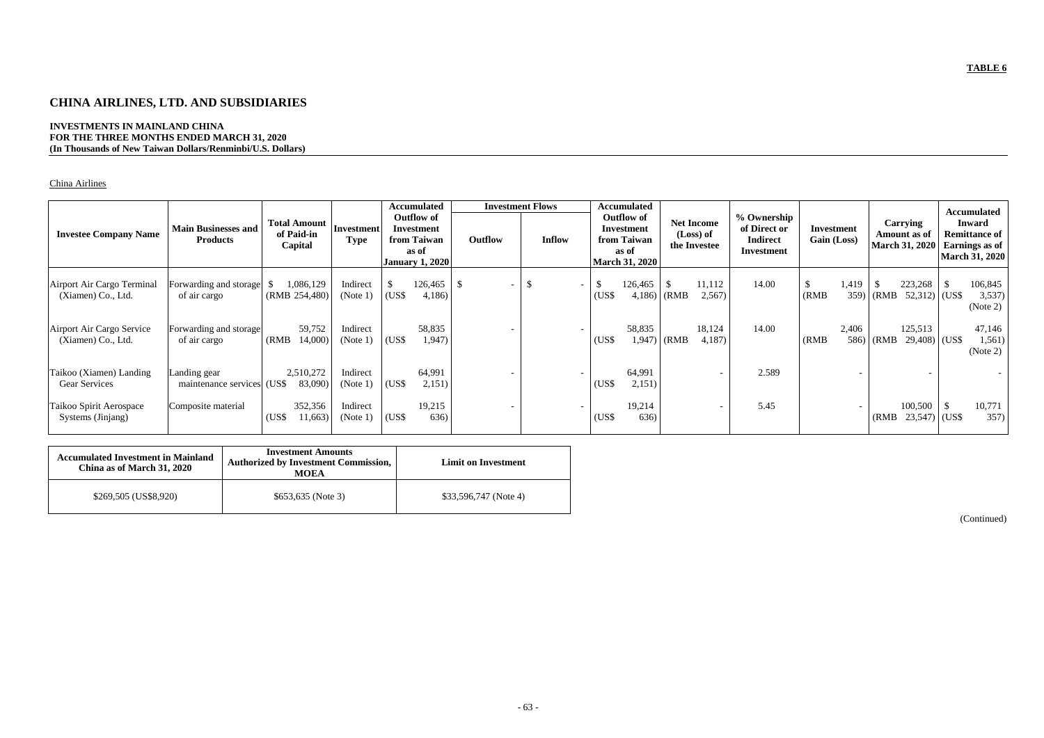**TABLE 6**

# CHINA AIRLINES, LTD. AND SUBSIDIARIES

**INVESTMENTS IN MAINLAND CHINA**
**FOR THE THREE MONTHS ENDED MARCH 31, 2020**
**(In Thousands of New Taiwan Dollars/Renminbi/U.S. Dollars)**

China Airlines

| Investee Company Name | Main Businesses and Products | Total Amount of Paid-in Capital | Investment Type | Accumulated Outflow of Investment from Taiwan as of January 1, 2020 | Investment Flows | | Accumulated Outflow of Investment from Taiwan as of March 31, 2020 | Net Income (Loss) of the Investee | % Ownership of Direct or Indirect Investment | Investment Gain (Loss) | Carrying Amount as of March 31, 2020 | Accumulated Inward Remittance of Earnings as of March 31, 2020 |
|---|---|---|---|---|---|---|---|---|---|---|---|---|
| | | | | | Outflow | Inflow | | | | | | |
| Airport Air Cargo Terminal (Xiamen) Co., Ltd. | Forwarding and storage of air cargo | $ 1,086,129 (RMB 254,480) | Indirect (Note 1) | $ 126,465 (US$ 4,186) | $ - | $ - | $ 126,465 (US$ 4,186) | $ 11,112 (RMB 2,567) | 14.00 | $ 1,419 (RMB 359) | $ 223,268 (RMB 52,312) | $ 106,845 (US$ 3,537) (Note 2) |
| Airport Air Cargo Service (Xiamen) Co., Ltd. | Forwarding and storage of air cargo | 59,752 (RMB 14,000) | Indirect (Note 1) | 58,835 (US$ 1,947) | - | - | 58,835 (US$ 1,947) | 18,124 (RMB 4,187) | 14.00 | 2,406 (RMB 586) | 125,513 (RMB 29,408) | 47,146 (US$ 1,561) (Note 2) |
| Taikoo (Xiamen) Landing Gear Services | Landing gear maintenance services | 2,510,272 (US$ 83,090) | Indirect (Note 1) | 64,991 (US$ 2,151) | - | - | 64,991 (US$ 2,151) | - | 2.589 | - | - | - |
| Taikoo Spirit Aerospace Systems (Jinjang) | Composite material | 352,356 (US$ 11,663) | Indirect (Note 1) | 19,215 (US$ 636) | - | - | 19,214 (US$ 636) | - | 5.45 | - | 100,500 (RMB 23,547) | $ 10,771 (US$ 357) |

| Accumulated Investment in Mainland China as of March 31, 2020 | Investment Amounts Authorized by Investment Commission, MOEA | Limit on Investment |
|---|---|---|
| $269,505 (US$8,920) | $653,635 (Note 3) | $33,596,747 (Note 4) |

(Continued)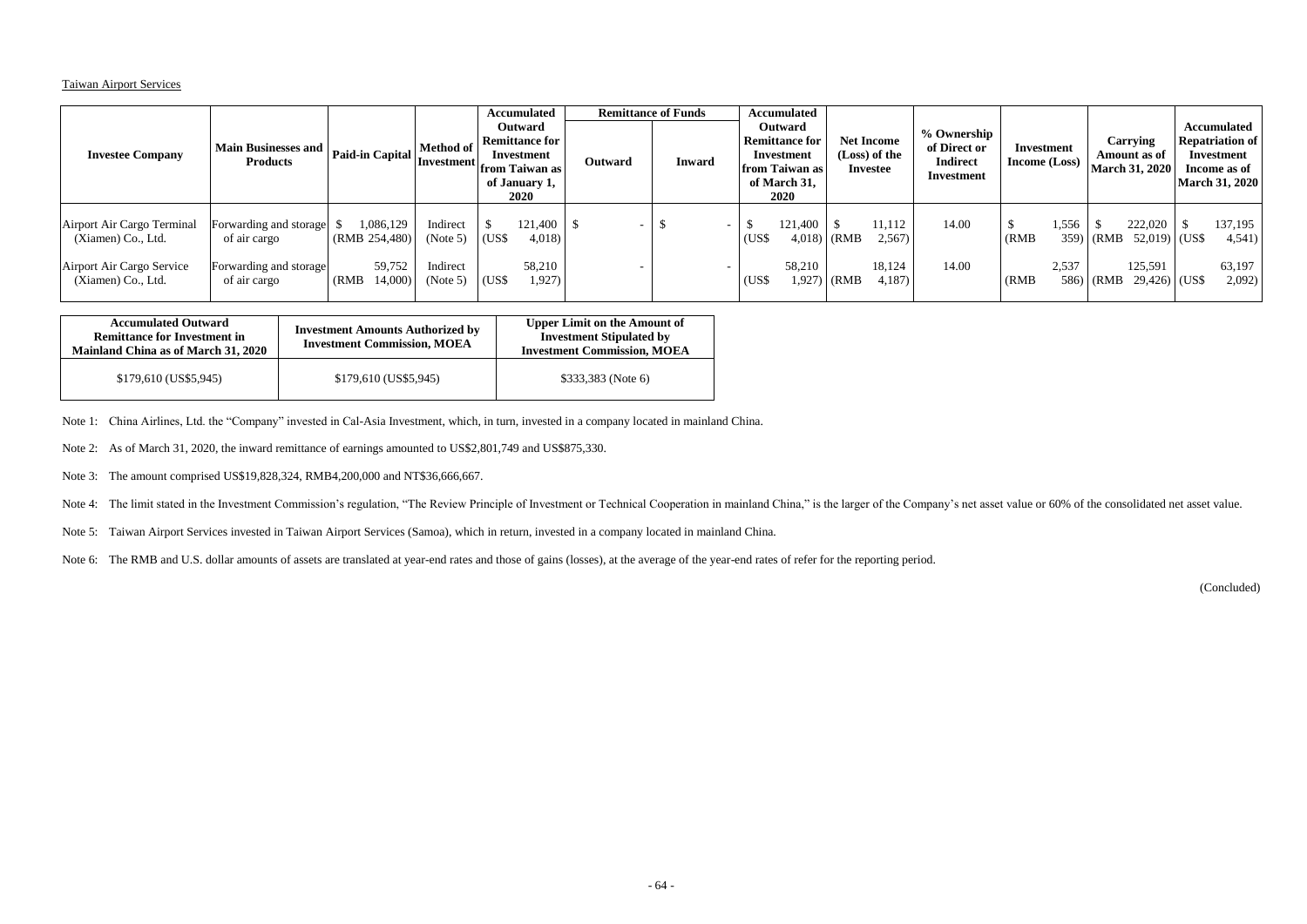Taiwan Airport Services

| Investee Company | Main Businesses and Products | Paid-in Capital | Method of Investment | Accumulated Outward Remittance for Investment from Taiwan as of January 1, 2020 | Remittance of Funds | | Accumulated Outward Remittance for Investment from Taiwan as of March 31, 2020 | Net Income (Loss) of the Investee | % Ownership of Direct or Indirect Investment | Investment Income (Loss) | Carrying Amount as of March 31, 2020 | Accumulated Repatriation of Investment Income as of March 31, 2020 |
|---|---|---|---|---|---|---|---|---|---|---|---|---|
| | | | | | Outward | Inward | | | | | | |
| Airport Air Cargo Terminal (Xiamen) Co., Ltd. | Forwarding and storage of air cargo | $ 1,086,129 (RMB 254,480) | Indirect (Note 5) | $ 121,400 (US$ 4,018) | $ - | $ - | $ 121,400 (US$ 4,018) | $ 11,112 (RMB 2,567) | 14.00 | $ 1,556 (RMB 359) | $ 222,020 (RMB 52,019) | $ 137,195 (US$ 4,541) |
| Airport Air Cargo Service (Xiamen) Co., Ltd. | Forwarding and storage of air cargo | 59,752 (RMB 14,000) | Indirect (Note 5) | 58,210 (US$ 1,927) | - | - | 58,210 (US$ 1,927) | 18,124 (RMB 4,187) | 14.00 | 2,537 (RMB 586) | 125,591 (RMB 29,426) | 63,197 (US$ 2,092) |

| Accumulated Outward Remittance for Investment in Mainland China as of March 31, 2020 | Investment Amounts Authorized by Investment Commission, MOEA | Upper Limit on the Amount of Investment Stipulated by Investment Commission, MOEA |
|---|---|---|
| $179,610 (US$5,945) | $179,610 (US$5,945) | $333,383 (Note 6) |

Note 1: China Airlines, Ltd. the "Company" invested in Cal-Asia Investment, which, in turn, invested in a company located in mainland China.

Note 2: As of March 31, 2020, the inward remittance of earnings amounted to US$2,801,749 and US$875,330.

Note 3: The amount comprised US$19,828,324, RMB4,200,000 and NT$36,666,667.

Note 4: The limit stated in the Investment Commission's regulation, "The Review Principle of Investment or Technical Cooperation in mainland China," is the larger of the Company's net asset value or 60% of the consolidated net asset value.

Note 5: Taiwan Airport Services invested in Taiwan Airport Services (Samoa), which in return, invested in a company located in mainland China.

Note 6: The RMB and U.S. dollar amounts of assets are translated at year-end rates and those of gains (losses), at the average of the year-end rates of refer for the reporting period.

(Concluded)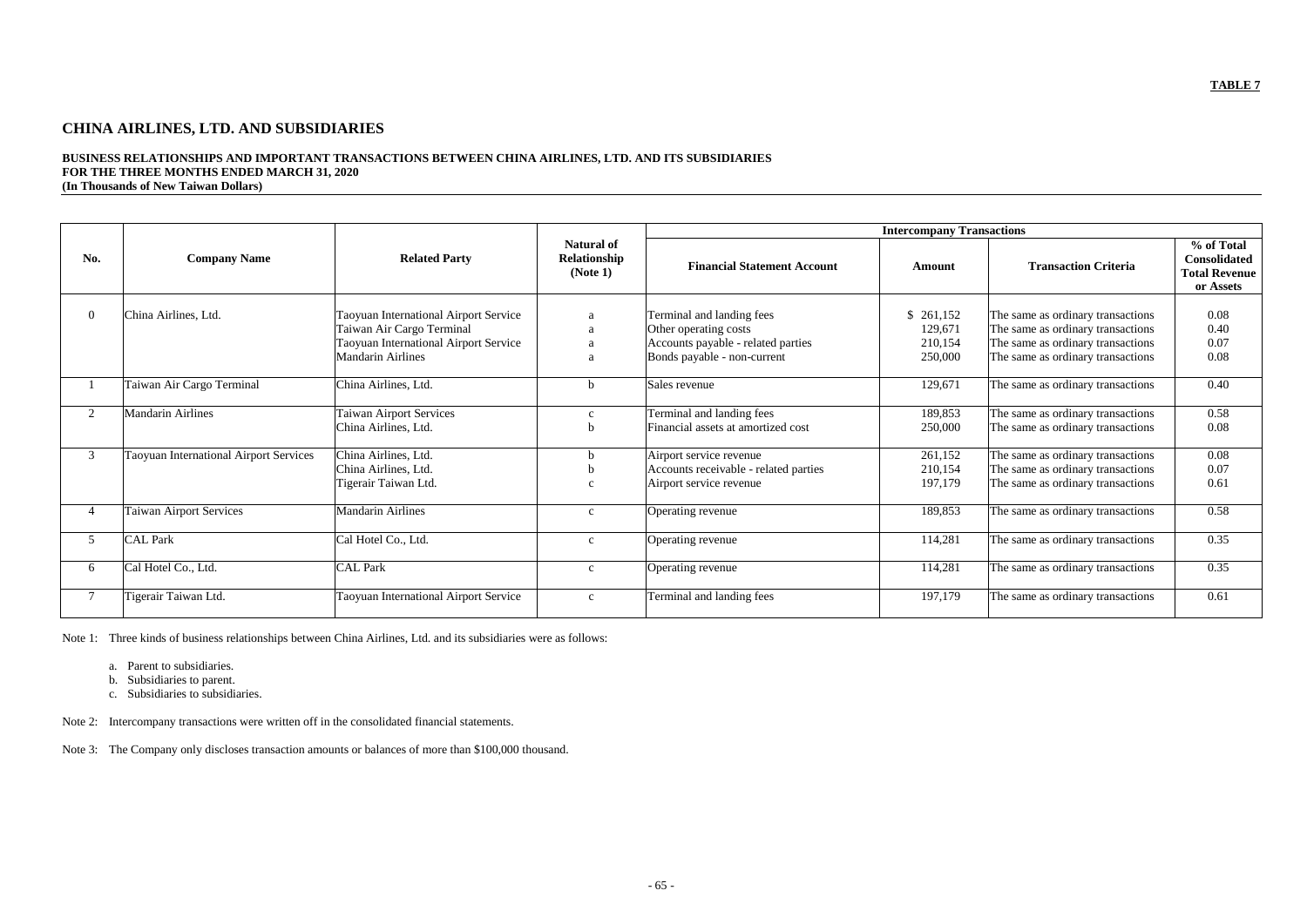**TABLE 7**

## CHINA AIRLINES, LTD. AND SUBSIDIARIES

**BUSINESS RELATIONSHIPS AND IMPORTANT TRANSACTIONS BETWEEN CHINA AIRLINES, LTD. AND ITS SUBSIDIARIES**
**FOR THE THREE MONTHS ENDED MARCH 31, 2020**
**(In Thousands of New Taiwan Dollars)**

| No. | Company Name | Related Party | Natural of Relationship (Note 1) | Intercompany Transactions | | | |
|---|---|---|---|---|---|---|---|
| | | | | Financial Statement Account | Amount | Transaction Criteria | % of Total Consolidated Total Revenue or Assets |
| 0 | China Airlines, Ltd. | Taoyuan International Airport Service | a | Terminal and landing fees | $ 261,152 | The same as ordinary transactions | 0.08 |
| | | Taiwan Air Cargo Terminal | a | Other operating costs | 129,671 | The same as ordinary transactions | 0.40 |
| | | Taoyuan International Airport Service | a | Accounts payable - related parties | 210,154 | The same as ordinary transactions | 0.07 |
| | | Mandarin Airlines | a | Bonds payable - non-current | 250,000 | The same as ordinary transactions | 0.08 |
| 1 | Taiwan Air Cargo Terminal | China Airlines, Ltd. | b | Sales revenue | 129,671 | The same as ordinary transactions | 0.40 |
| 2 | Mandarin Airlines | Taiwan Airport Services | c | Terminal and landing fees | 189,853 | The same as ordinary transactions | 0.58 |
| | | China Airlines, Ltd. | b | Financial assets at amortized cost | 250,000 | The same as ordinary transactions | 0.08 |
| 3 | Taoyuan International Airport Services | China Airlines, Ltd. | b | Airport service revenue | 261,152 | The same as ordinary transactions | 0.08 |
| | | China Airlines, Ltd. | b | Accounts receivable - related parties | 210,154 | The same as ordinary transactions | 0.07 |
| | | Tigerair Taiwan Ltd. | c | Airport service revenue | 197,179 | The same as ordinary transactions | 0.61 |
| 4 | Taiwan Airport Services | Mandarin Airlines | c | Operating revenue | 189,853 | The same as ordinary transactions | 0.58 |
| 5 | CAL Park | Cal Hotel Co., Ltd. | c | Operating revenue | 114,281 | The same as ordinary transactions | 0.35 |
| 6 | Cal Hotel Co., Ltd. | CAL Park | c | Operating revenue | 114,281 | The same as ordinary transactions | 0.35 |
| 7 | Tigerair Taiwan Ltd. | Taoyuan International Airport Service | c | Terminal and landing fees | 197,179 | The same as ordinary transactions | 0.61 |

Note 1: Three kinds of business relationships between China Airlines, Ltd. and its subsidiaries were as follows:

a. Parent to subsidiaries.
b. Subsidiaries to parent.
c. Subsidiaries to subsidiaries.

Note 2: Intercompany transactions were written off in the consolidated financial statements.

Note 3: The Company only discloses transaction amounts or balances of more than $100,000 thousand.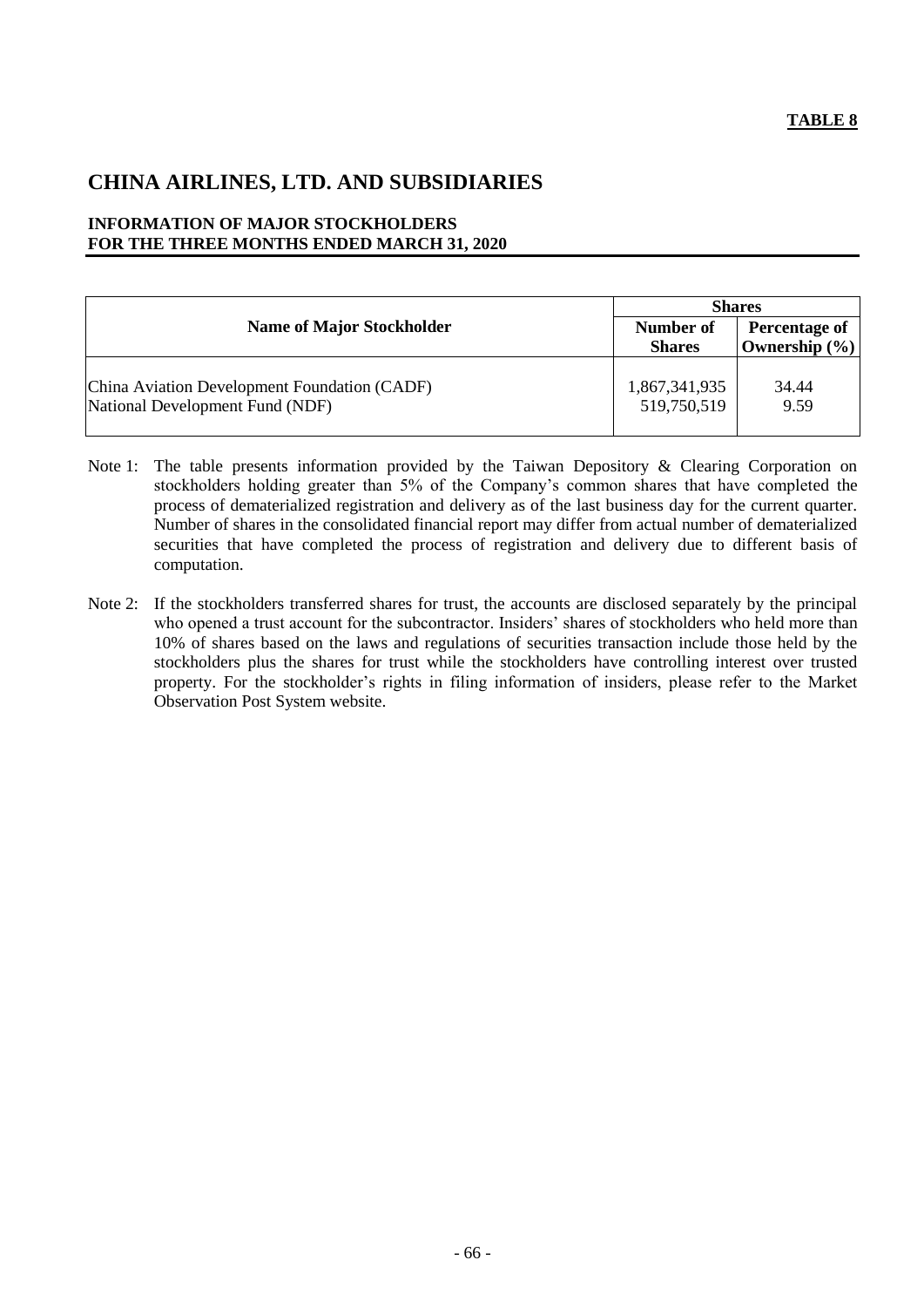**TABLE 8**

# CHINA AIRLINES, LTD. AND SUBSIDIARIES

**INFORMATION OF MAJOR STOCKHOLDERS**
**FOR THE THREE MONTHS ENDED MARCH 31, 2020**

| Name of Major Stockholder | Shares | |
|---|---|---|
| | Number of Shares | Percentage of Ownership (%) |
| China Aviation Development Foundation (CADF) | 1,867,341,935 | 34.44 |
| National Development Fund (NDF) | 519,750,519 | 9.59 |

Note 1: The table presents information provided by the Taiwan Depository & Clearing Corporation on stockholders holding greater than 5% of the Company's common shares that have completed the process of dematerialized registration and delivery as of the last business day for the current quarter. Number of shares in the consolidated financial report may differ from actual number of dematerialized securities that have completed the process of registration and delivery due to different basis of computation.

Note 2: If the stockholders transferred shares for trust, the accounts are disclosed separately by the principal who opened a trust account for the subcontractor. Insiders' shares of stockholders who held more than 10% of shares based on the laws and regulations of securities transaction include those held by the stockholders plus the shares for trust while the stockholders have controlling interest over trusted property. For the stockholder's rights in filing information of insiders, please refer to the Market Observation Post System website.